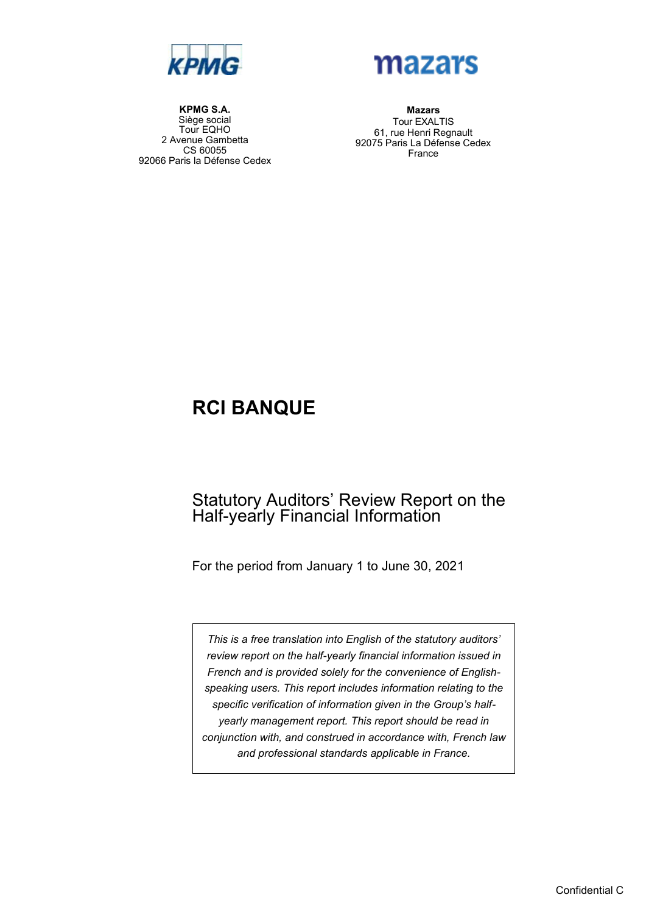**KPMG S.A.**
Siège social
Tour EQHO
2 Avenue Gambetta
CS 60055
92066 Paris la Défense Cedex

**Mazars**
Tour EXALTIS
61, rue Henri Regnault
92075 Paris La Défense Cedex
France

# RCI BANQUE

## Statutory Auditors' Review Report on the Half-yearly Financial Information

For the period from January 1 to June 30, 2021

*This is a free translation into English of the statutory auditors' review report on the half-yearly financial information issued in French and is provided solely for the convenience of English-speaking users. This report includes information relating to the specific verification of information given in the Group's half-yearly management report. This report should be read in conjunction with, and construed in accordance with, French law and professional standards applicable in France.*

Confidential C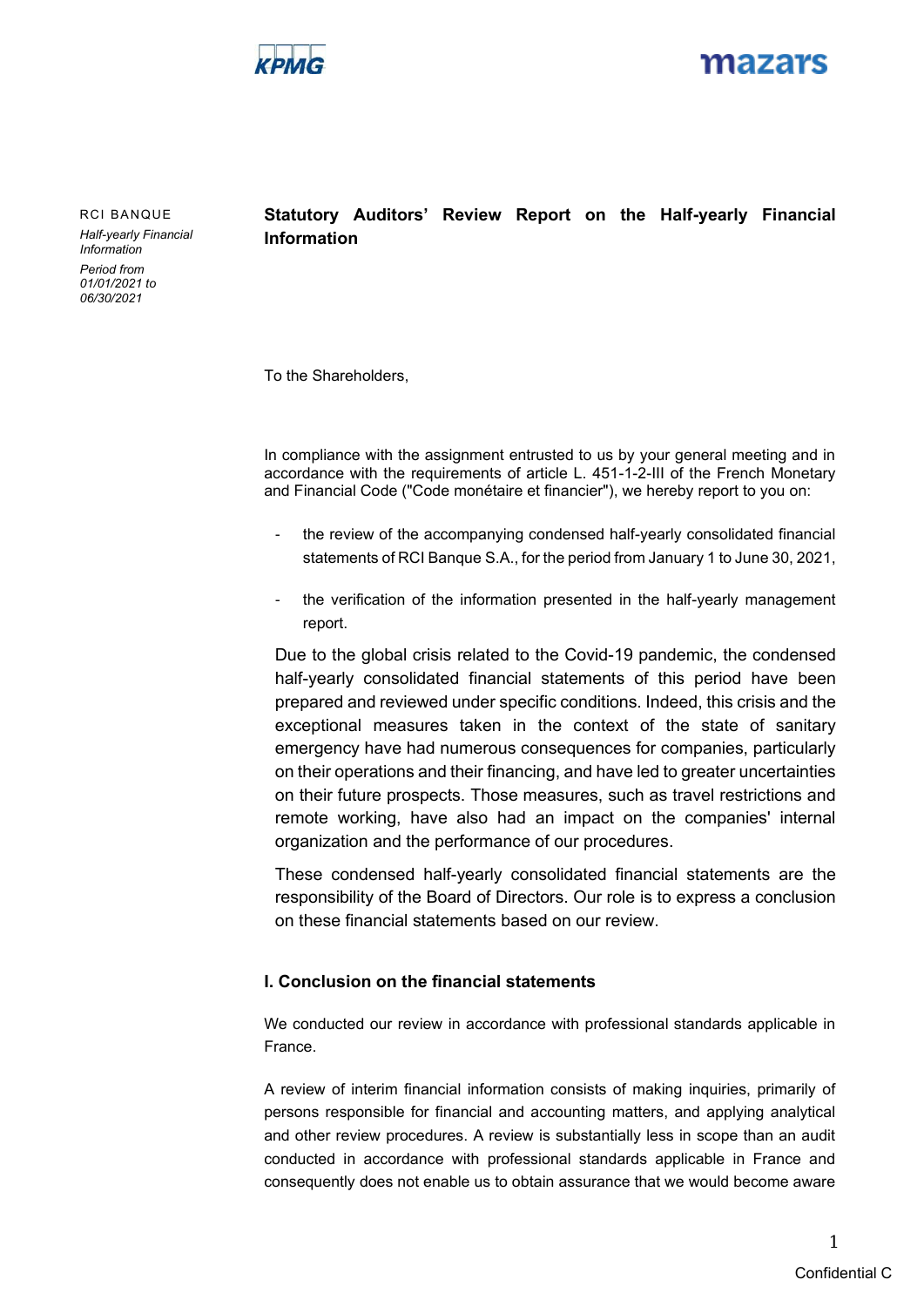RCI BANQUE

*Half-yearly Financial Information*

*Period from 01/01/2021 to 06/30/2021*

# Statutory Auditors' Review Report on the Half-yearly Financial Information

To the Shareholders,

In compliance with the assignment entrusted to us by your general meeting and in accordance with the requirements of article L. 451-1-2-III of the French Monetary and Financial Code ("Code monétaire et financier"), we hereby report to you on:

- the review of the accompanying condensed half-yearly consolidated financial statements of RCI Banque S.A., for the period from January 1 to June 30, 2021,
- the verification of the information presented in the half-yearly management report.

Due to the global crisis related to the Covid-19 pandemic, the condensed half-yearly consolidated financial statements of this period have been prepared and reviewed under specific conditions. Indeed, this crisis and the exceptional measures taken in the context of the state of sanitary emergency have had numerous consequences for companies, particularly on their operations and their financing, and have led to greater uncertainties on their future prospects. Those measures, such as travel restrictions and remote working, have also had an impact on the companies' internal organization and the performance of our procedures.

These condensed half-yearly consolidated financial statements are the responsibility of the Board of Directors. Our role is to express a conclusion on these financial statements based on our review.

## I. Conclusion on the financial statements

We conducted our review in accordance with professional standards applicable in France.

A review of interim financial information consists of making inquiries, primarily of persons responsible for financial and accounting matters, and applying analytical and other review procedures. A review is substantially less in scope than an audit conducted in accordance with professional standards applicable in France and consequently does not enable us to obtain assurance that we would become aware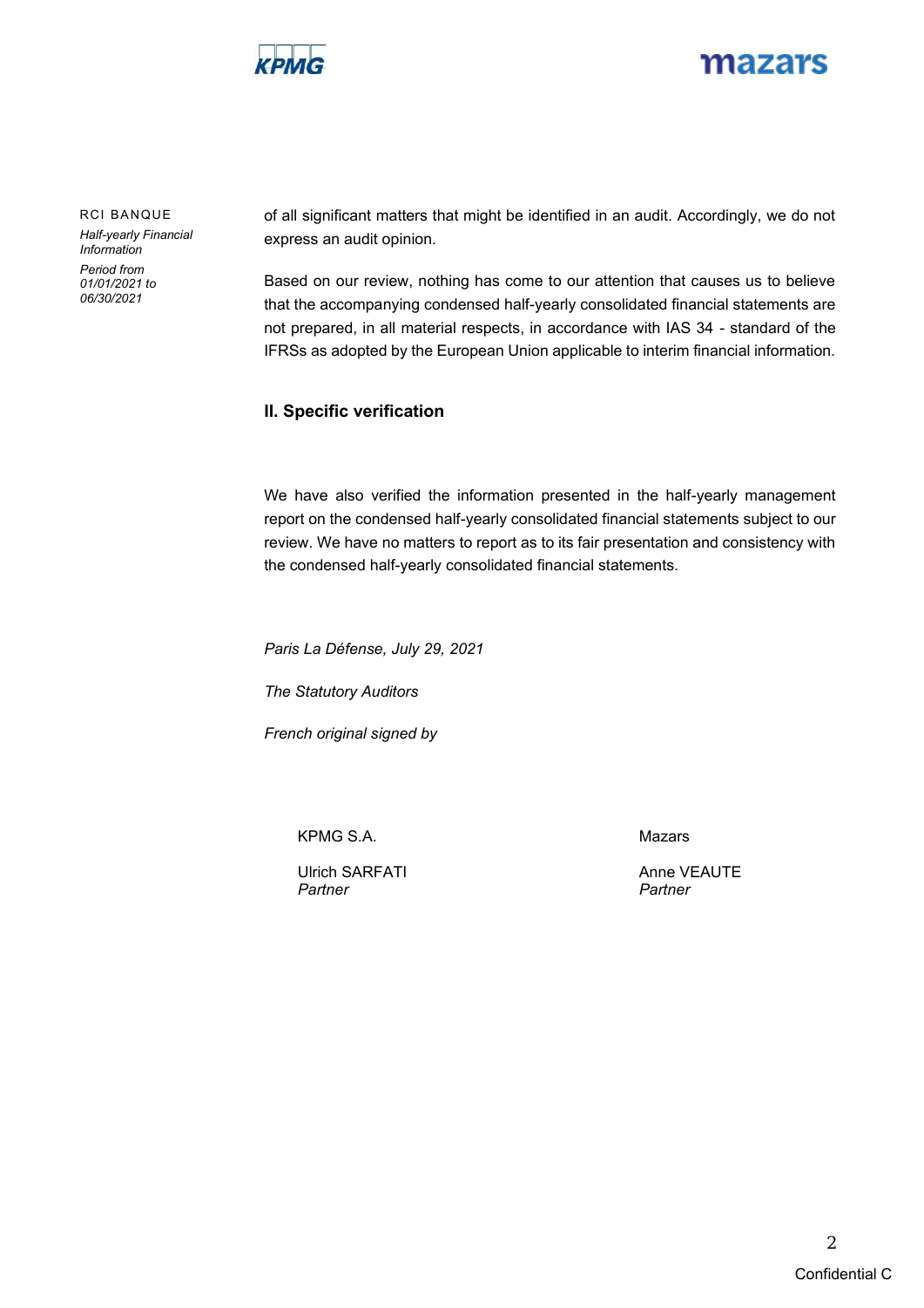of all significant matters that might be identified in an audit. Accordingly, we do not express an audit opinion.

Based on our review, nothing has come to our attention that causes us to believe that the accompanying condensed half-yearly consolidated financial statements are not prepared, in all material respects, in accordance with IAS 34 - standard of the IFRSs as adopted by the European Union applicable to interim financial information.

## II. Specific verification

We have also verified the information presented in the half-yearly management report on the condensed half-yearly consolidated financial statements subject to our review. We have no matters to report as to its fair presentation and consistency with the condensed half-yearly consolidated financial statements.

*Paris La Défense, July 29, 2021*

*The Statutory Auditors*

*French original signed by*

| KPMG S.A. | Mazars |
|---|---|
| Ulrich SARFATI<br>*Partner* | Anne VEAUTE<br>*Partner* |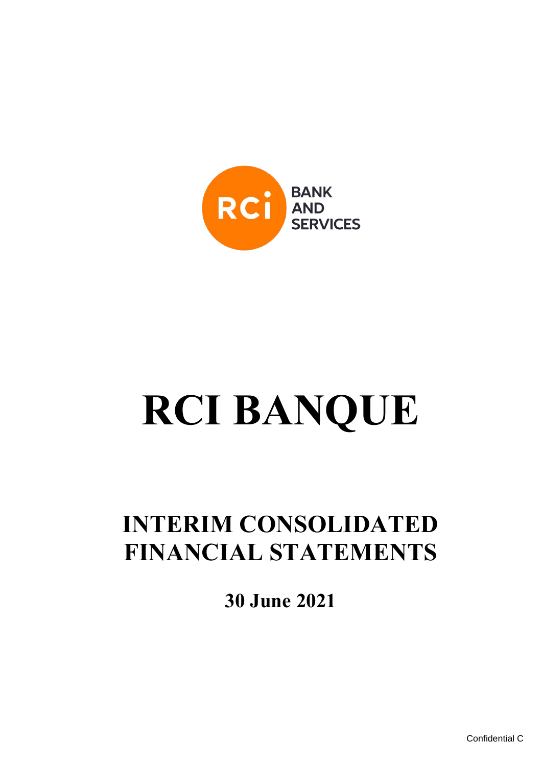**BANK AND SERVICES**

# RCI BANQUE

## INTERIM CONSOLIDATED FINANCIAL STATEMENTS

### 30 June 2021

Confidential C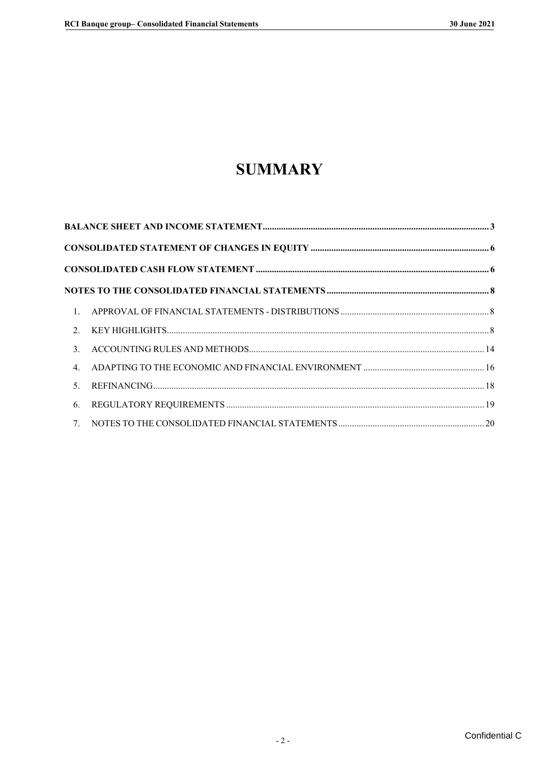# SUMMARY

**BALANCE SHEET AND INCOME STATEMENT** .................................................................................................. 3

**CONSOLIDATED STATEMENT OF CHANGES IN EQUITY** ............................................................................ 6

**CONSOLIDATED CASH FLOW STATEMENT** ................................................................................................ 6

**NOTES TO THE CONSOLIDATED FINANCIAL STATEMENTS** ....................................................................... 8

1. APPROVAL OF FINANCIAL STATEMENTS - DISTRIBUTIONS .................................................................. 8
2. KEY HIGHLIGHTS ......................................................................................................................................... 8
3. ACCOUNTING RULES AND METHODS ..................................................................................................... 14
4. ADAPTING TO THE ECONOMIC AND FINANCIAL ENVIRONMENT ...................................................... 16
5. REFINANCING ............................................................................................................................................. 18
6. REGULATORY REQUIREMENTS ............................................................................................................... 19
7. NOTES TO THE CONSOLIDATED FINANCIAL STATEMENTS ................................................................. 20

Confidential C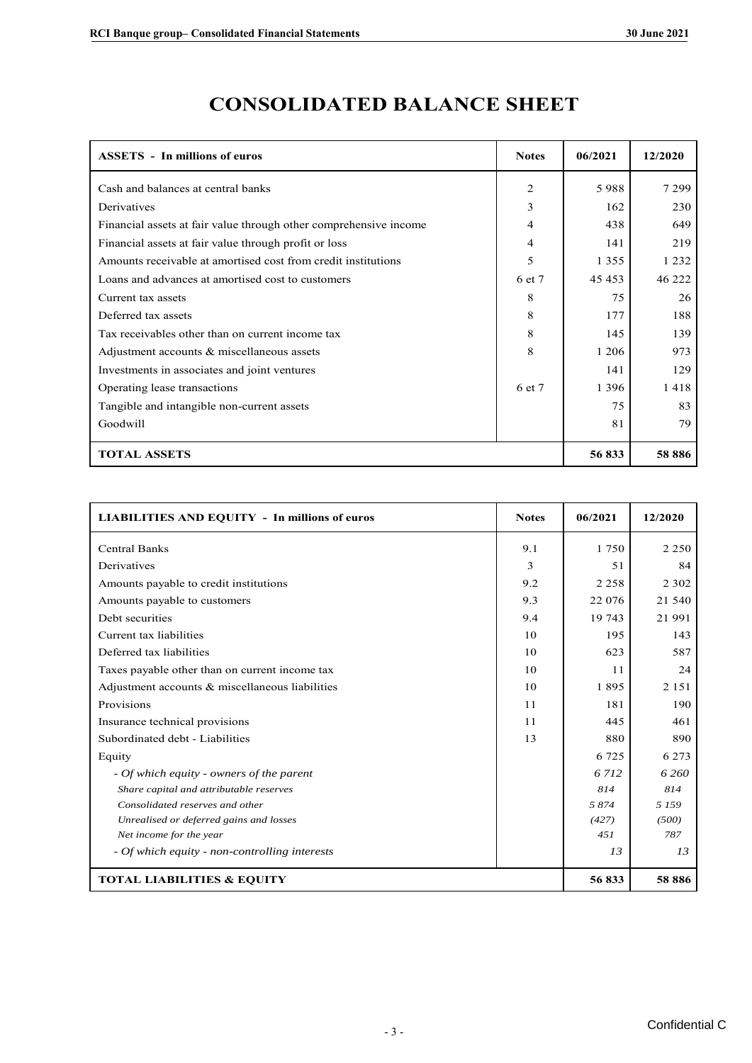# CONSOLIDATED BALANCE SHEET

| ASSETS - In millions of euros | Notes | 06/2021 | 12/2020 |
|---|---|---|---|
| Cash and balances at central banks | 2 | 5 988 | 7 299 |
| Derivatives | 3 | 162 | 230 |
| Financial assets at fair value through other comprehensive income | 4 | 438 | 649 |
| Financial assets at fair value through profit or loss | 4 | 141 | 219 |
| Amounts receivable at amortised cost from credit institutions | 5 | 1 355 | 1 232 |
| Loans and advances at amortised cost to customers | 6 et 7 | 45 453 | 46 222 |
| Current tax assets | 8 | 75 | 26 |
| Deferred tax assets | 8 | 177 | 188 |
| Tax receivables other than on current income tax | 8 | 145 | 139 |
| Adjustment accounts & miscellaneous assets | 8 | 1 206 | 973 |
| Investments in associates and joint ventures | | 141 | 129 |
| Operating lease transactions | 6 et 7 | 1 396 | 1 418 |
| Tangible and intangible non-current assets | | 75 | 83 |
| Goodwill | | 81 | 79 |
| **TOTAL ASSETS** | | **56 833** | **58 886** |

| LIABILITIES AND EQUITY - In millions of euros | Notes | 06/2021 | 12/2020 |
|---|---|---|---|
| Central Banks | 9.1 | 1 750 | 2 250 |
| Derivatives | 3 | 51 | 84 |
| Amounts payable to credit institutions | 9.2 | 2 258 | 2 302 |
| Amounts payable to customers | 9.3 | 22 076 | 21 540 |
| Debt securities | 9.4 | 19 743 | 21 991 |
| Current tax liabilities | 10 | 195 | 143 |
| Deferred tax liabilities | 10 | 623 | 587 |
| Taxes payable other than on current income tax | 10 | 11 | 24 |
| Adjustment accounts & miscellaneous liabilities | 10 | 1 895 | 2 151 |
| Provisions | 11 | 181 | 190 |
| Insurance technical provisions | 11 | 445 | 461 |
| Subordinated debt - Liabilities | 13 | 880 | 890 |
| Equity | | 6 725 | 6 273 |
| *- Of which equity - owners of the parent* | | *6 712* | *6 260* |
| *Share capital and attributable reserves* | | *814* | *814* |
| *Consolidated reserves and other* | | *5 874* | *5 159* |
| *Unrealised or deferred gains and losses* | | *(427)* | *(500)* |
| *Net income for the year* | | *451* | *787* |
| *- Of which equity - non-controlling interests* | | *13* | *13* |
| **TOTAL LIABILITIES & EQUITY** | | **56 833** | **58 886** |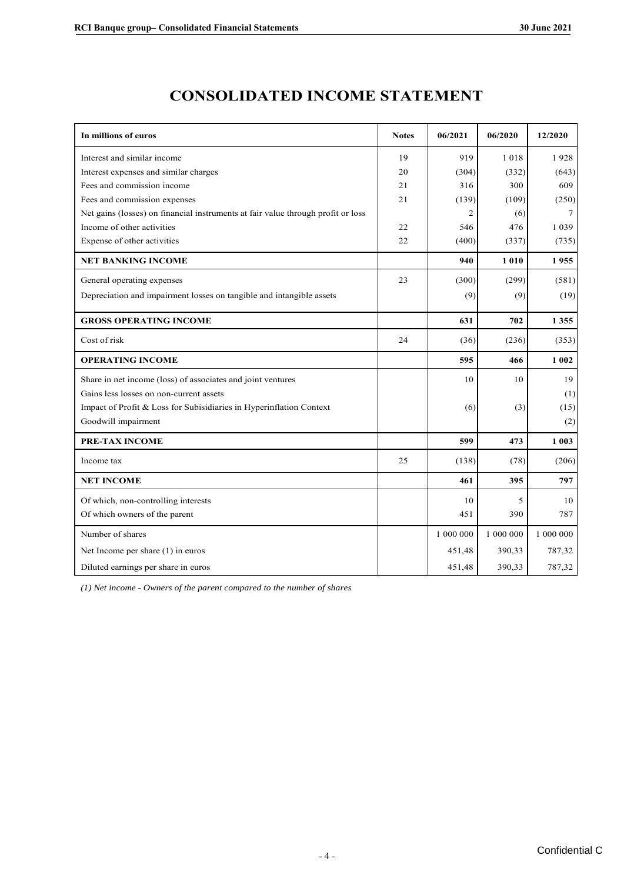# CONSOLIDATED INCOME STATEMENT

| In millions of euros | Notes | 06/2021 | 06/2020 | 12/2020 |
|---|---|---|---|---|
| Interest and similar income | 19 | 919 | 1 018 | 1 928 |
| Interest expenses and similar charges | 20 | (304) | (332) | (643) |
| Fees and commission income | 21 | 316 | 300 | 609 |
| Fees and commission expenses | 21 | (139) | (109) | (250) |
| Net gains (losses) on financial instruments at fair value through profit or loss | | 2 | (6) | 7 |
| Income of other activities | 22 | 546 | 476 | 1 039 |
| Expense of other activities | 22 | (400) | (337) | (735) |
| **NET BANKING INCOME** | | **940** | **1 010** | **1 955** |
| General operating expenses | 23 | (300) | (299) | (581) |
| Depreciation and impairment losses on tangible and intangible assets | | (9) | (9) | (19) |
| **GROSS OPERATING INCOME** | | **631** | **702** | **1 355** |
| Cost of risk | 24 | (36) | (236) | (353) |
| **OPERATING INCOME** | | **595** | **466** | **1 002** |
| Share in net income (loss) of associates and joint ventures | | 10 | 10 | 19 |
| Gains less losses on non-current assets | | | | (1) |
| Impact of Profit & Loss for Subisidiaries in Hyperinflation Context | | (6) | (3) | (15) |
| Goodwill impairment | | | | (2) |
| **PRE-TAX INCOME** | | **599** | **473** | **1 003** |
| Income tax | 25 | (138) | (78) | (206) |
| **NET INCOME** | | **461** | **395** | **797** |
| Of which, non-controlling interests | | 10 | 5 | 10 |
| Of which owners of the parent | | 451 | 390 | 787 |
| Number of shares | | 1 000 000 | 1 000 000 | 1 000 000 |
| Net Income per share (1) in euros | | 451,48 | 390,33 | 787,32 |
| Diluted earnings per share in euros | | 451,48 | 390,33 | 787,32 |

*(1) Net income - Owners of the parent compared to the number of shares*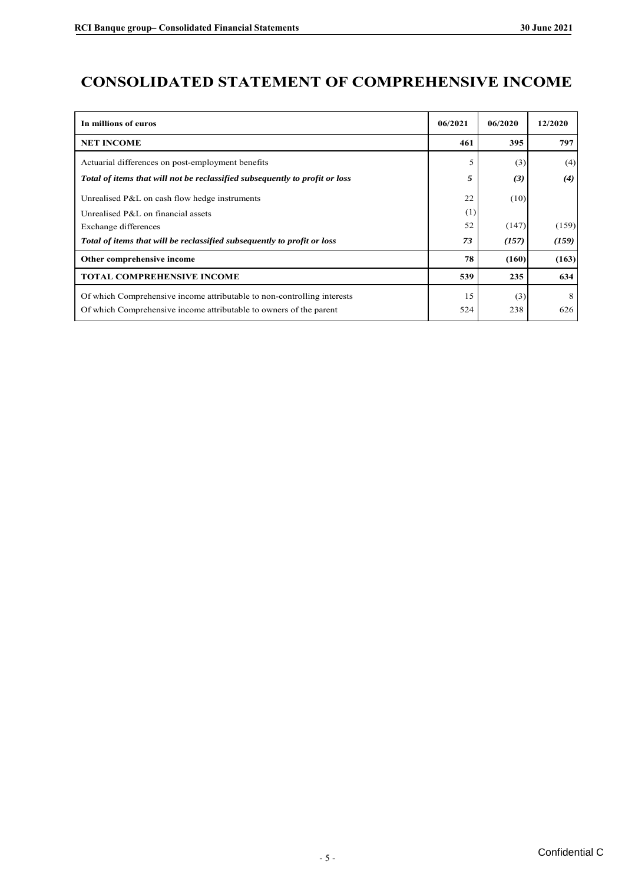# CONSOLIDATED STATEMENT OF COMPREHENSIVE INCOME

| In millions of euros | 06/2021 | 06/2020 | 12/2020 |
|---|---|---|---|
| **NET INCOME** | **461** | **395** | **797** |
| Actuarial differences on post-employment benefits | 5 | (3) | (4) |
| ***Total of items that will not be reclassified subsequently to profit or loss*** | ***5*** | ***(3)*** | ***(4)*** |
| Unrealised P&L on cash flow hedge instruments | 22 | (10) | |
| Unrealised P&L on financial assets | (1) | | |
| Exchange differences | 52 | (147) | (159) |
| ***Total of items that will be reclassified subsequently to profit or loss*** | ***73*** | ***(157)*** | ***(159)*** |
| **Other comprehensive income** | **78** | **(160)** | **(163)** |
| **TOTAL COMPREHENSIVE INCOME** | **539** | **235** | **634** |
| Of which Comprehensive income attributable to non-controlling interests | 15 | (3) | 8 |
| Of which Comprehensive income attributable to owners of the parent | 524 | 238 | 626 |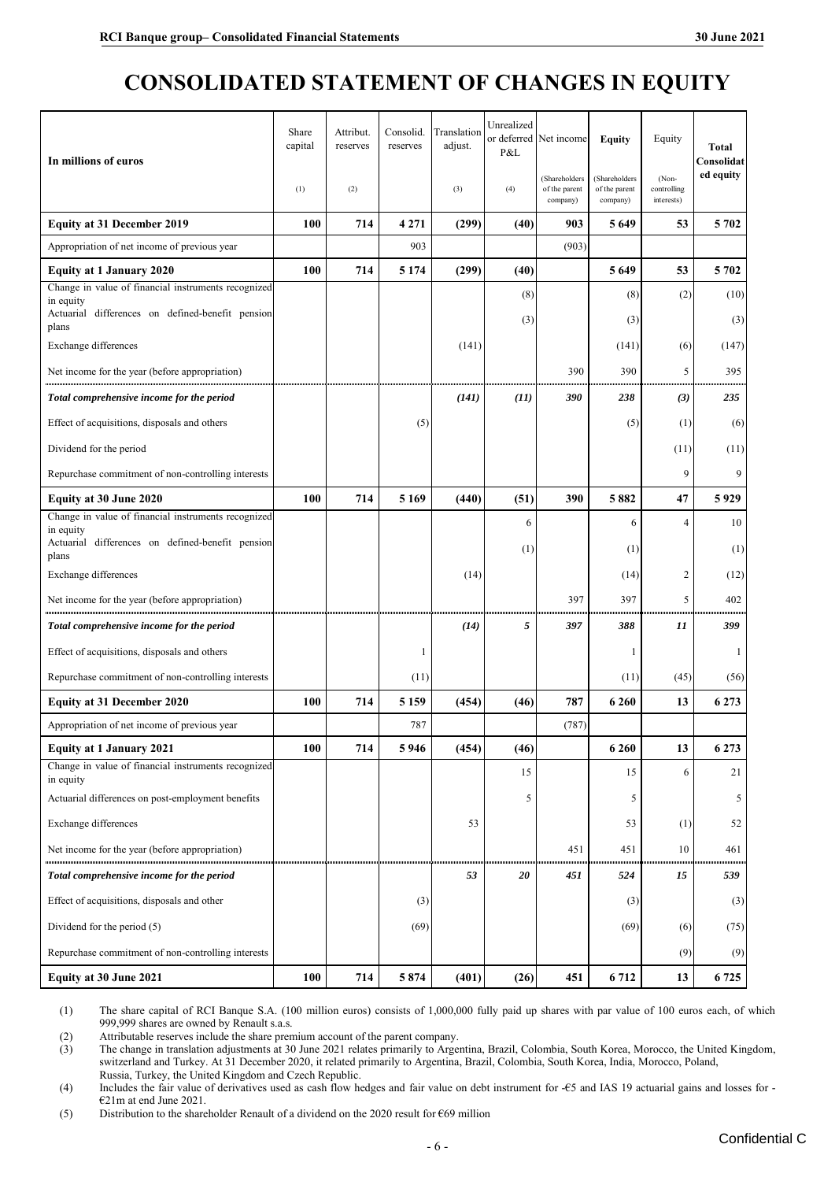# CONSOLIDATED STATEMENT OF CHANGES IN EQUITY

| In millions of euros | Share capital (1) | Attribut. reserves (2) | Consolid. reserves | Translation adjust. (3) | Unrealized or deferred P&L (4) | Net income (Shareholders of the parent company) | Equity (Shareholders of the parent company) | Equity (Non-controlling interests) | Total Consolidated equity |
|---|---|---|---|---|---|---|---|---|---|
| **Equity at 31 December 2019** | **100** | **714** | **4 271** | **(299)** | **(40)** | **903** | **5 649** | **53** | **5 702** |
| Appropriation of net income of previous year | | | 903 | | | (903) | | | |
| **Equity at 1 January 2020** | **100** | **714** | **5 174** | **(299)** | **(40)** | | **5 649** | **53** | **5 702** |
| Change in value of financial instruments recognized in equity | | | | | (8) | | (8) | (2) | (10) |
| Actuarial differences on defined-benefit pension plans | | | | | (3) | | (3) | | (3) |
| Exchange differences | | | | (141) | | | (141) | (6) | (147) |
| Net income for the year (before appropriation) | | | | | | 390 | 390 | 5 | 395 |
| ***Total comprehensive income for the period*** | | | | ***(141)*** | ***(11)*** | ***390*** | ***238*** | ***(3)*** | ***235*** |
| Effect of acquisitions, disposals and others | | | (5) | | | | (5) | (1) | (6) |
| Dividend for the period | | | | | | | | (11) | (11) |
| Repurchase commitment of non-controlling interests | | | | | | | | 9 | 9 |
| **Equity at 30 June 2020** | **100** | **714** | **5 169** | **(440)** | **(51)** | **390** | **5 882** | **47** | **5 929** |
| Change in value of financial instruments recognized in equity | | | | | 6 | | 6 | 4 | 10 |
| Actuarial differences on defined-benefit pension plans | | | | | (1) | | (1) | | (1) |
| Exchange differences | | | | (14) | | | (14) | 2 | (12) |
| Net income for the year (before appropriation) | | | | | | 397 | 397 | 5 | 402 |
| ***Total comprehensive income for the period*** | | | | ***(14)*** | ***5*** | ***397*** | ***388*** | ***11*** | ***399*** |
| Effect of acquisitions, disposals and others | | | 1 | | | | 1 | | 1 |
| Repurchase commitment of non-controlling interests | | | (11) | | | | (11) | (45) | (56) |
| **Equity at 31 December 2020** | **100** | **714** | **5 159** | **(454)** | **(46)** | **787** | **6 260** | **13** | **6 273** |
| Appropriation of net income of previous year | | | 787 | | | (787) | | | |
| **Equity at 1 January 2021** | **100** | **714** | **5 946** | **(454)** | **(46)** | | **6 260** | **13** | **6 273** |
| Change in value of financial instruments recognized in equity | | | | | 15 | | 15 | 6 | 21 |
| Actuarial differences on post-employment benefits | | | | | 5 | | 5 | | 5 |
| Exchange differences | | | | 53 | | | 53 | (1) | 52 |
| Net income for the year (before appropriation) | | | | | | 451 | 451 | 10 | 461 |
| ***Total comprehensive income for the period*** | | | | ***53*** | ***20*** | ***451*** | ***524*** | ***15*** | ***539*** |
| Effect of acquisitions, disposals and other | | | (3) | | | | (3) | | (3) |
| Dividend for the period (5) | | | (69) | | | | (69) | (6) | (75) |
| Repurchase commitment of non-controlling interests | | | | | | | | (9) | (9) |
| **Equity at 30 June 2021** | **100** | **714** | **5 874** | **(401)** | **(26)** | **451** | **6 712** | **13** | **6 725** |

(1) The share capital of RCI Banque S.A. (100 million euros) consists of 1,000,000 fully paid up shares with par value of 100 euros each, of which 999,999 shares are owned by Renault s.a.s.

(2) Attributable reserves include the share premium account of the parent company.

(3) The change in translation adjustments at 30 June 2021 relates primarily to Argentina, Brazil, Colombia, South Korea, Morocco, the United Kingdom, switzerland and Turkey. At 31 December 2020, it related primarily to Argentina, Brazil, Colombia, South Korea, India, Morocco, Poland, Russia, Turkey, the United Kingdom and Czech Republic.

(4) Includes the fair value of derivatives used as cash flow hedges and fair value on debt instrument for -€5 and IAS 19 actuarial gains and losses for -€21m at end June 2021.

(5) Distribution to the shareholder Renault of a dividend on the 2020 result for €69 million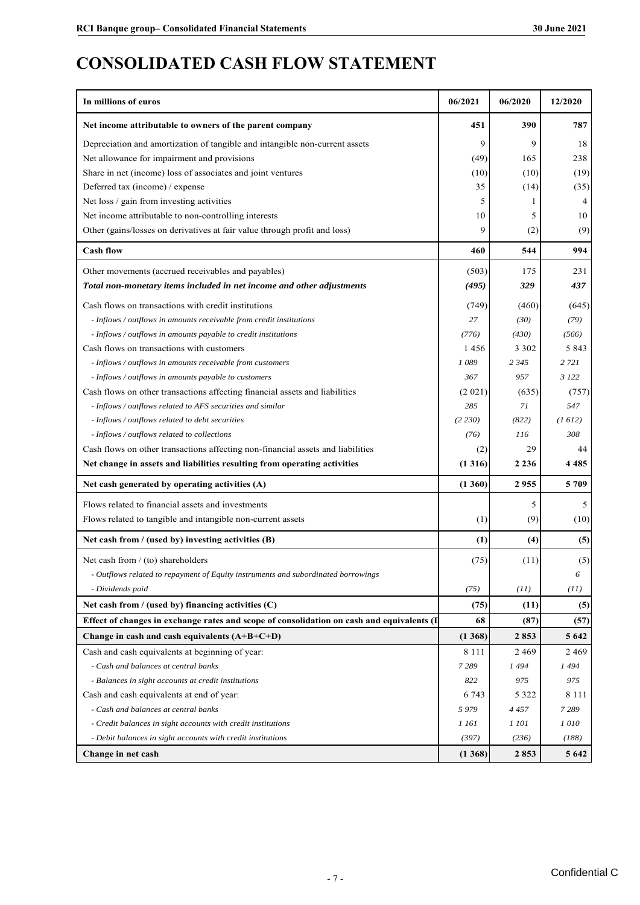# CONSOLIDATED CASH FLOW STATEMENT

| In millions of euros | 06/2021 | 06/2020 | 12/2020 |
|---|---|---|---|
| **Net income attributable to owners of the parent company** | **451** | **390** | **787** |
| Depreciation and amortization of tangible and intangible non-current assets | 9 | 9 | 18 |
| Net allowance for impairment and provisions | (49) | 165 | 238 |
| Share in net (income) loss of associates and joint ventures | (10) | (10) | (19) |
| Deferred tax (income) / expense | 35 | (14) | (35) |
| Net loss / gain from investing activities | 5 | 1 | 4 |
| Net income attributable to non-controlling interests | 10 | 5 | 10 |
| Other (gains/losses on derivatives at fair value through profit and loss) | 9 | (2) | (9) |
| **Cash flow** | **460** | **544** | **994** |
| Other movements (accrued receivables and payables) | (503) | 175 | 231 |
| ***Total non-monetary items included in net income and other adjustments*** | ***(495)*** | ***329*** | ***437*** |
| Cash flows on transactions with credit institutions | (749) | (460) | (645) |
| *- Inflows / outflows in amounts receivable from credit institutions* | *27* | *(30)* | *(79)* |
| *- Inflows / outflows in amounts payable to credit institutions* | *(776)* | *(430)* | *(566)* |
| Cash flows on transactions with customers | 1 456 | 3 302 | 5 843 |
| *- Inflows / outflows in amounts receivable from customers* | *1 089* | *2 345* | *2 721* |
| *- Inflows / outflows in amounts payable to customers* | *367* | *957* | *3 122* |
| Cash flows on other transactions affecting financial assets and liabilities | (2 021) | (635) | (757) |
| *- Inflows / outflows related to AFS securities and similar* | *285* | *71* | *547* |
| *- Inflows / outflows related to debt securities* | *(2 230)* | *(822)* | *(1 612)* |
| *- Inflows / outflows related to collections* | *(76)* | *116* | *308* |
| Cash flows on other transactions affecting non-financial assets and liabilities | (2) | 29 | 44 |
| **Net change in assets and liabilities resulting from operating activities** | **(1 316)** | **2 236** | **4 485** |
| **Net cash generated by operating activities (A)** | **(1 360)** | **2 955** | **5 709** |
| Flows related to financial assets and investments | | 5 | 5 |
| Flows related to tangible and intangible non-current assets | (1) | (9) | (10) |
| **Net cash from / (used by) investing activities (B)** | **(1)** | **(4)** | **(5)** |
| Net cash from / (to) shareholders | (75) | (11) | (5) |
| *- Outflows related to repayment of Equity instruments and subordinated borrowings* | | | *6* |
| *- Dividends paid* | *(75)* | *(11)* | *(11)* |
| **Net cash from / (used by) financing activities (C)** | **(75)** | **(11)** | **(5)** |
| **Effect of changes in exchange rates and scope of consolidation on cash and equivalents (D)** | **68** | **(87)** | **(57)** |
| **Change in cash and cash equivalents (A+B+C+D)** | **(1 368)** | **2 853** | **5 642** |
| Cash and cash equivalents at beginning of year: | 8 111 | 2 469 | 2 469 |
| *- Cash and balances at central banks* | *7 289* | *1 494* | *1 494* |
| *- Balances in sight accounts at credit institutions* | *822* | *975* | *975* |
| Cash and cash equivalents at end of year: | 6 743 | 5 322 | 8 111 |
| *- Cash and balances at central banks* | *5 979* | *4 457* | *7 289* |
| *- Credit balances in sight accounts with credit institutions* | *1 161* | *1 101* | *1 010* |
| *- Debit balances in sight accounts with credit institutions* | *(397)* | *(236)* | *(188)* |
| **Change in net cash** | **(1 368)** | **2 853** | **5 642** |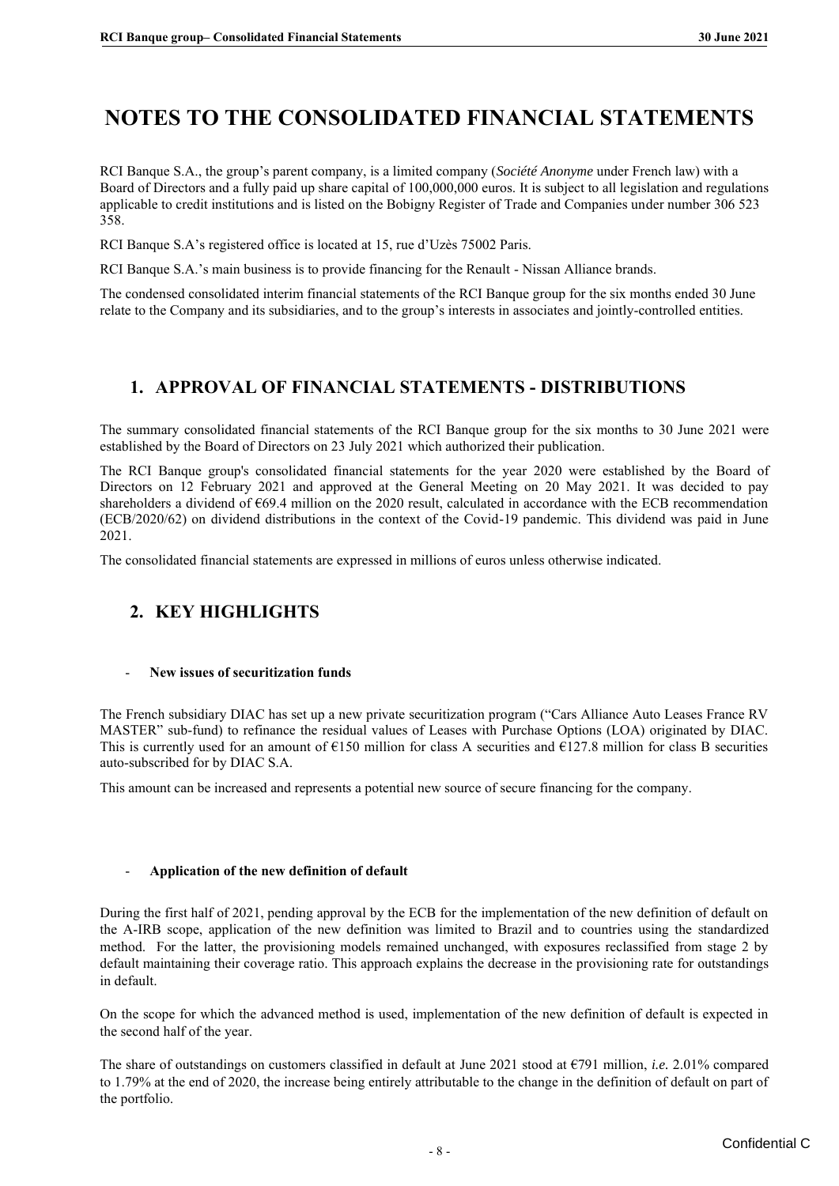# NOTES TO THE CONSOLIDATED FINANCIAL STATEMENTS

RCI Banque S.A., the group's parent company, is a limited company (*Société Anonyme* under French law) with a Board of Directors and a fully paid up share capital of 100,000,000 euros. It is subject to all legislation and regulations applicable to credit institutions and is listed on the Bobigny Register of Trade and Companies under number 306 523 358.

RCI Banque S.A's registered office is located at 15, rue d'Uzès 75002 Paris.

RCI Banque S.A.'s main business is to provide financing for the Renault - Nissan Alliance brands.

The condensed consolidated interim financial statements of the RCI Banque group for the six months ended 30 June relate to the Company and its subsidiaries, and to the group's interests in associates and jointly-controlled entities.

## 1. APPROVAL OF FINANCIAL STATEMENTS - DISTRIBUTIONS

The summary consolidated financial statements of the RCI Banque group for the six months to 30 June 2021 were established by the Board of Directors on 23 July 2021 which authorized their publication.

The RCI Banque group's consolidated financial statements for the year 2020 were established by the Board of Directors on 12 February 2021 and approved at the General Meeting on 20 May 2021. It was decided to pay shareholders a dividend of €69.4 million on the 2020 result, calculated in accordance with the ECB recommendation (ECB/2020/62) on dividend distributions in the context of the Covid-19 pandemic. This dividend was paid in June 2021.

The consolidated financial statements are expressed in millions of euros unless otherwise indicated.

## 2. KEY HIGHLIGHTS

- **New issues of securitization funds**

The French subsidiary DIAC has set up a new private securitization program ("Cars Alliance Auto Leases France RV MASTER" sub-fund) to refinance the residual values of Leases with Purchase Options (LOA) originated by DIAC. This is currently used for an amount of €150 million for class A securities and €127.8 million for class B securities auto-subscribed for by DIAC S.A.

This amount can be increased and represents a potential new source of secure financing for the company.

- **Application of the new definition of default**

During the first half of 2021, pending approval by the ECB for the implementation of the new definition of default on the A-IRB scope, application of the new definition was limited to Brazil and to countries using the standardized method. For the latter, the provisioning models remained unchanged, with exposures reclassified from stage 2 by default maintaining their coverage ratio. This approach explains the decrease in the provisioning rate for outstandings in default.

On the scope for which the advanced method is used, implementation of the new definition of default is expected in the second half of the year.

The share of outstandings on customers classified in default at June 2021 stood at €791 million, *i.e.* 2.01% compared to 1.79% at the end of 2020, the increase being entirely attributable to the change in the definition of default on part of the portfolio.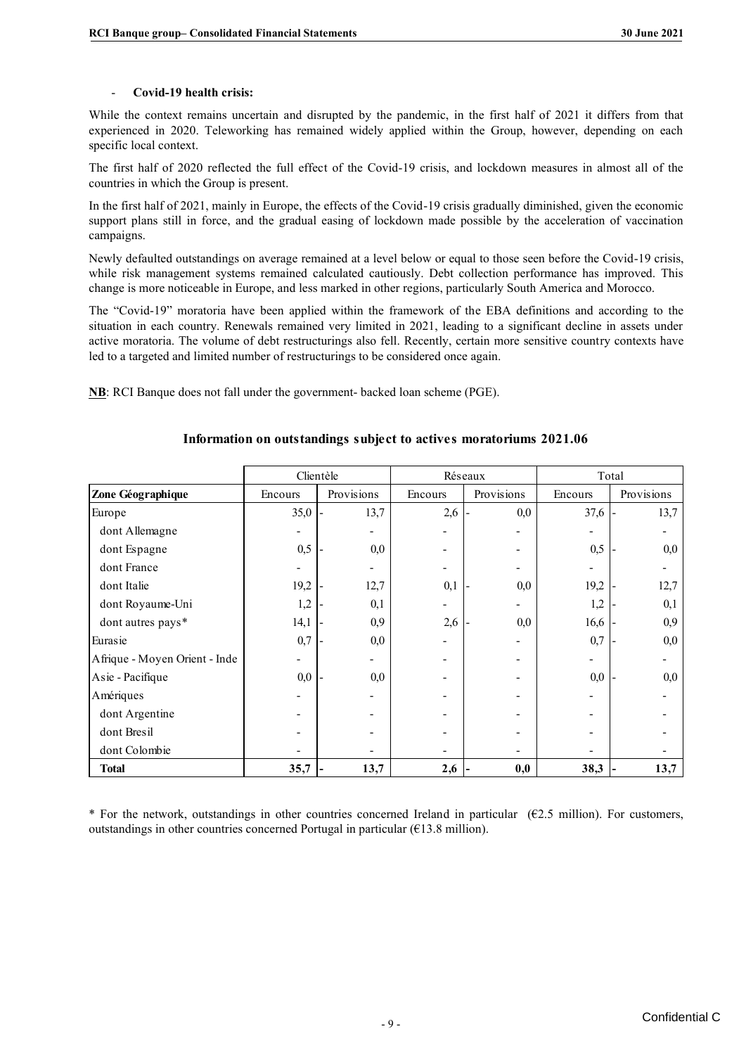- **Covid-19 health crisis:**

While the context remains uncertain and disrupted by the pandemic, in the first half of 2021 it differs from that experienced in 2020. Teleworking has remained widely applied within the Group, however, depending on each specific local context.

The first half of 2020 reflected the full effect of the Covid-19 crisis, and lockdown measures in almost all of the countries in which the Group is present.

In the first half of 2021, mainly in Europe, the effects of the Covid-19 crisis gradually diminished, given the economic support plans still in force, and the gradual easing of lockdown made possible by the acceleration of vaccination campaigns.

Newly defaulted outstandings on average remained at a level below or equal to those seen before the Covid-19 crisis, while risk management systems remained calculated cautiously. Debt collection performance has improved. This change is more noticeable in Europe, and less marked in other regions, particularly South America and Morocco.

The "Covid-19" moratoria have been applied within the framework of the EBA definitions and according to the situation in each country. Renewals remained very limited in 2021, leading to a significant decline in assets under active moratoria. The volume of debt restructurings also fell. Recently, certain more sensitive country contexts have led to a targeted and limited number of restructurings to be considered once again.

**NB**: RCI Banque does not fall under the government- backed loan scheme (PGE).

### Information on outstandings subject to actives moratoriums 2021.06

| | Clientèle | | Réseaux | | Total | |
|---|---|---|---|---|---|---|
| **Zone Géographique** | Encours | Provisions | Encours | Provisions | Encours | Provisions |
| Europe | 35,0 | - 13,7 | 2,6 | - 0,0 | 37,6 | - 13,7 |
| dont Allemagne | - | - | - | - | - | - |
| dont Espagne | 0,5 | - 0,0 | - | - | 0,5 | - 0,0 |
| dont France | - | - | - | - | - | - |
| dont Italie | 19,2 | - 12,7 | 0,1 | - 0,0 | 19,2 | - 12,7 |
| dont Royaume-Uni | 1,2 | - 0,1 | - | - | 1,2 | - 0,1 |
| dont autres pays* | 14,1 | - 0,9 | 2,6 | - 0,0 | 16,6 | - 0,9 |
| Eurasie | 0,7 | - 0,0 | - | - | 0,7 | - 0,0 |
| Afrique - Moyen Orient - Inde | - | - | - | - | - | - |
| Asie - Pacifique | 0,0 | - 0,0 | - | - | 0,0 | - 0,0 |
| Amériques | - | - | - | - | - | - |
| dont Argentine | - | - | - | - | - | - |
| dont Bresil | - | - | - | - | - | - |
| dont Colombie | - | - | - | - | - | - |
| **Total** | **35,7** | **- 13,7** | **2,6** | **- 0,0** | **38,3** | **- 13,7** |

\* For the network, outstandings in other countries concerned Ireland in particular (€2.5 million). For customers, outstandings in other countries concerned Portugal in particular (€13.8 million).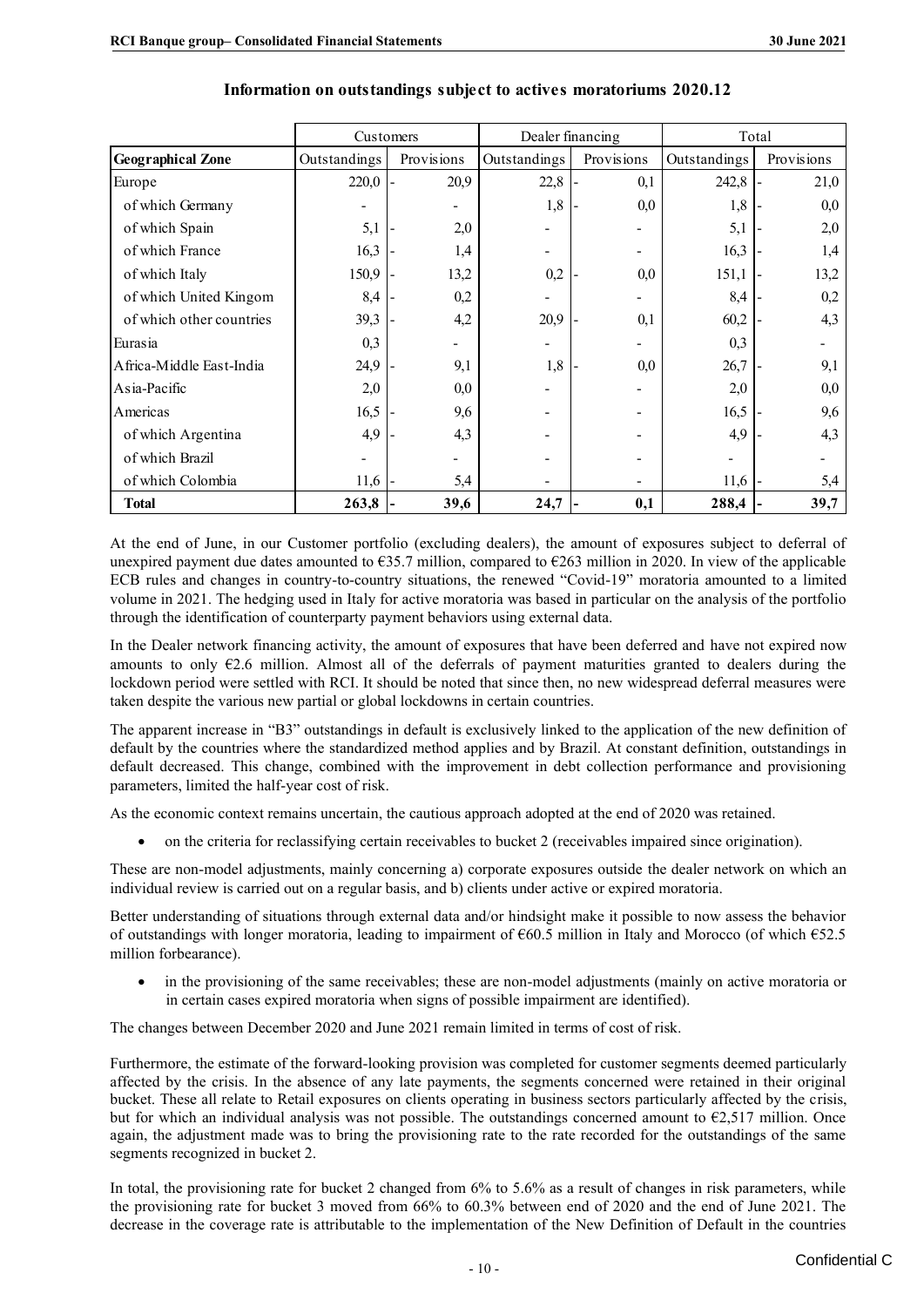## Information on outstandings subject to actives moratoriums 2020.12

| | Customers | | Dealer financing | | Total | |
|---|---|---|---|---|---|---|
| **Geographical Zone** | Outstandings | Provisions | Outstandings | Provisions | Outstandings | Provisions |
| Europe | 220,0 | - 20,9 | 22,8 | - 0,1 | 242,8 | - 21,0 |
| of which Germany | - | - | 1,8 | - 0,0 | 1,8 | - 0,0 |
| of which Spain | 5,1 | - 2,0 | - | - | 5,1 | - 2,0 |
| of which France | 16,3 | - 1,4 | - | - | 16,3 | - 1,4 |
| of which Italy | 150,9 | - 13,2 | 0,2 | - 0,0 | 151,1 | - 13,2 |
| of which United Kingom | 8,4 | - 0,2 | - | - | 8,4 | - 0,2 |
| of which other countries | 39,3 | - 4,2 | 20,9 | - 0,1 | 60,2 | - 4,3 |
| Eurasia | 0,3 | - | - | - | 0,3 | - |
| Africa-Middle East-India | 24,9 | - 9,1 | 1,8 | - 0,0 | 26,7 | - 9,1 |
| Asia-Pacific | 2,0 | 0,0 | - | - | 2,0 | 0,0 |
| Americas | 16,5 | - 9,6 | - | - | 16,5 | - 9,6 |
| of which Argentina | 4,9 | - 4,3 | - | - | 4,9 | - 4,3 |
| of which Brazil | - | - | - | - | - | - |
| of which Colombia | 11,6 | - 5,4 | - | - | 11,6 | - 5,4 |
| **Total** | **263,8** | **- 39,6** | **24,7** | **- 0,1** | **288,4** | **- 39,7** |

At the end of June, in our Customer portfolio (excluding dealers), the amount of exposures subject to deferral of unexpired payment due dates amounted to €35.7 million, compared to €263 million in 2020. In view of the applicable ECB rules and changes in country-to-country situations, the renewed "Covid-19" moratoria amounted to a limited volume in 2021. The hedging used in Italy for active moratoria was based in particular on the analysis of the portfolio through the identification of counterparty payment behaviors using external data.

In the Dealer network financing activity, the amount of exposures that have been deferred and have not expired now amounts to only €2.6 million. Almost all of the deferrals of payment maturities granted to dealers during the lockdown period were settled with RCI. It should be noted that since then, no new widespread deferral measures were taken despite the various new partial or global lockdowns in certain countries.

The apparent increase in "B3" outstandings in default is exclusively linked to the application of the new definition of default by the countries where the standardized method applies and by Brazil. At constant definition, outstandings in default decreased. This change, combined with the improvement in debt collection performance and provisioning parameters, limited the half-year cost of risk.

As the economic context remains uncertain, the cautious approach adopted at the end of 2020 was retained.

- on the criteria for reclassifying certain receivables to bucket 2 (receivables impaired since origination).

These are non-model adjustments, mainly concerning a) corporate exposures outside the dealer network on which an individual review is carried out on a regular basis, and b) clients under active or expired moratoria.

Better understanding of situations through external data and/or hindsight make it possible to now assess the behavior of outstandings with longer moratoria, leading to impairment of €60.5 million in Italy and Morocco (of which €52.5 million forbearance).

- in the provisioning of the same receivables; these are non-model adjustments (mainly on active moratoria or in certain cases expired moratoria when signs of possible impairment are identified).

The changes between December 2020 and June 2021 remain limited in terms of cost of risk.

Furthermore, the estimate of the forward-looking provision was completed for customer segments deemed particularly affected by the crisis. In the absence of any late payments, the segments concerned were retained in their original bucket. These all relate to Retail exposures on clients operating in business sectors particularly affected by the crisis, but for which an individual analysis was not possible. The outstandings concerned amount to €2,517 million. Once again, the adjustment made was to bring the provisioning rate to the rate recorded for the outstandings of the same segments recognized in bucket 2.

In total, the provisioning rate for bucket 2 changed from 6% to 5.6% as a result of changes in risk parameters, while the provisioning rate for bucket 3 moved from 66% to 60.3% between end of 2020 and the end of June 2021. The decrease in the coverage rate is attributable to the implementation of the New Definition of Default in the countries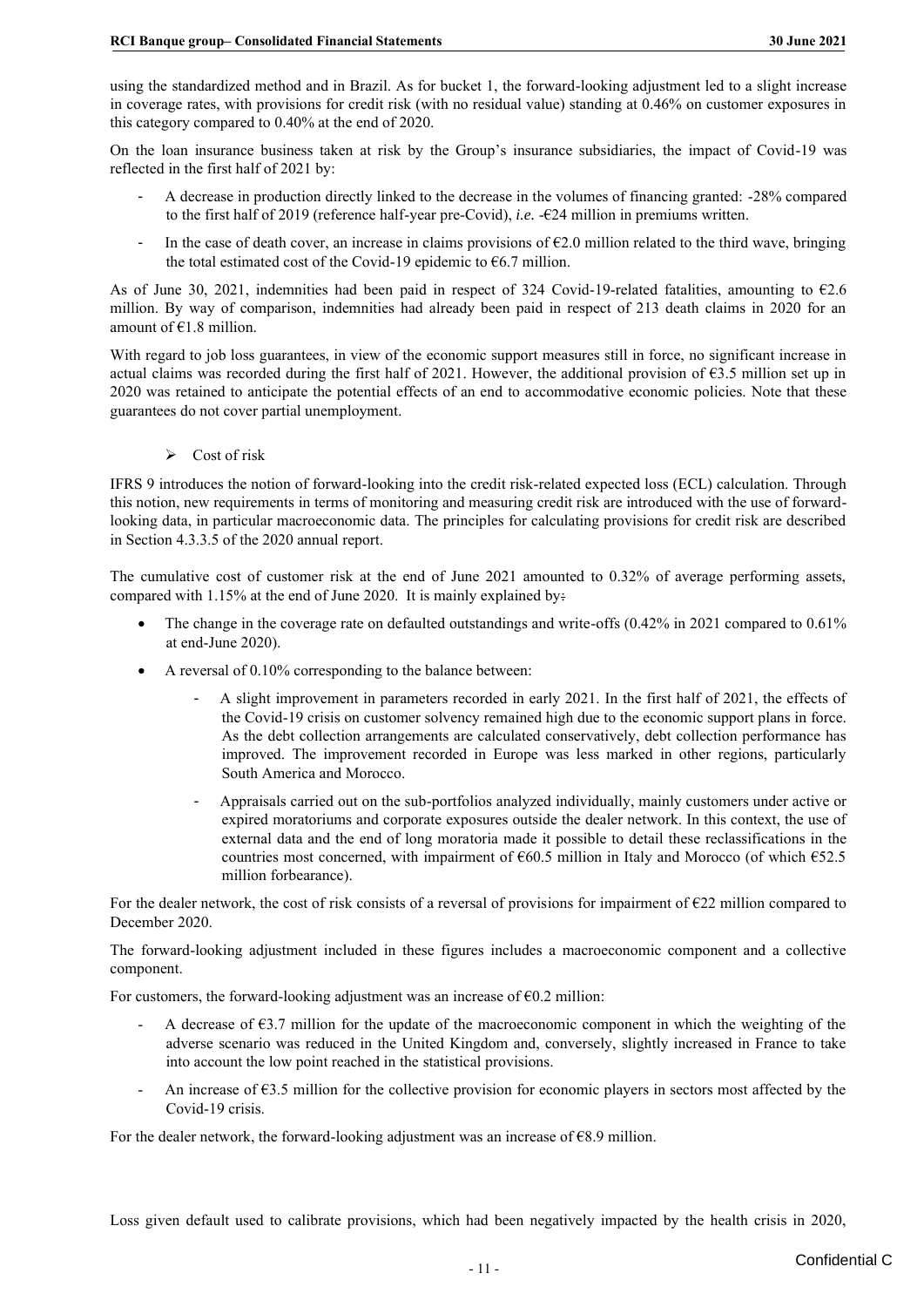using the standardized method and in Brazil. As for bucket 1, the forward-looking adjustment led to a slight increase in coverage rates, with provisions for credit risk (with no residual value) standing at 0.46% on customer exposures in this category compared to 0.40% at the end of 2020.

On the loan insurance business taken at risk by the Group's insurance subsidiaries, the impact of Covid-19 was reflected in the first half of 2021 by:

- A decrease in production directly linked to the decrease in the volumes of financing granted: -28% compared to the first half of 2019 (reference half-year pre-Covid), *i.e.* -€24 million in premiums written.
- In the case of death cover, an increase in claims provisions of €2.0 million related to the third wave, bringing the total estimated cost of the Covid-19 epidemic to €6.7 million.

As of June 30, 2021, indemnities had been paid in respect of 324 Covid-19-related fatalities, amounting to €2.6 million. By way of comparison, indemnities had already been paid in respect of 213 death claims in 2020 for an amount of €1.8 million.

With regard to job loss guarantees, in view of the economic support measures still in force, no significant increase in actual claims was recorded during the first half of 2021. However, the additional provision of €3.5 million set up in 2020 was retained to anticipate the potential effects of an end to accommodative economic policies. Note that these guarantees do not cover partial unemployment.

- Cost of risk

IFRS 9 introduces the notion of forward-looking into the credit risk-related expected loss (ECL) calculation. Through this notion, new requirements in terms of monitoring and measuring credit risk are introduced with the use of forward-looking data, in particular macroeconomic data. The principles for calculating provisions for credit risk are described in Section 4.3.3.5 of the 2020 annual report.

The cumulative cost of customer risk at the end of June 2021 amounted to 0.32% of average performing assets, compared with 1.15% at the end of June 2020. It is mainly explained by:

- The change in the coverage rate on defaulted outstandings and write-offs (0.42% in 2021 compared to 0.61% at end-June 2020).
- A reversal of 0.10% corresponding to the balance between:
    - A slight improvement in parameters recorded in early 2021. In the first half of 2021, the effects of the Covid-19 crisis on customer solvency remained high due to the economic support plans in force. As the debt collection arrangements are calculated conservatively, debt collection performance has improved. The improvement recorded in Europe was less marked in other regions, particularly South America and Morocco.
    - Appraisals carried out on the sub-portfolios analyzed individually, mainly customers under active or expired moratoriums and corporate exposures outside the dealer network. In this context, the use of external data and the end of long moratoria made it possible to detail these reclassifications in the countries most concerned, with impairment of €60.5 million in Italy and Morocco (of which €52.5 million forbearance).

For the dealer network, the cost of risk consists of a reversal of provisions for impairment of €22 million compared to December 2020.

The forward-looking adjustment included in these figures includes a macroeconomic component and a collective component.

For customers, the forward-looking adjustment was an increase of €0.2 million:

- A decrease of €3.7 million for the update of the macroeconomic component in which the weighting of the adverse scenario was reduced in the United Kingdom and, conversely, slightly increased in France to take into account the low point reached in the statistical provisions.
- An increase of €3.5 million for the collective provision for economic players in sectors most affected by the Covid-19 crisis.

For the dealer network, the forward-looking adjustment was an increase of €8.9 million.

Loss given default used to calibrate provisions, which had been negatively impacted by the health crisis in 2020,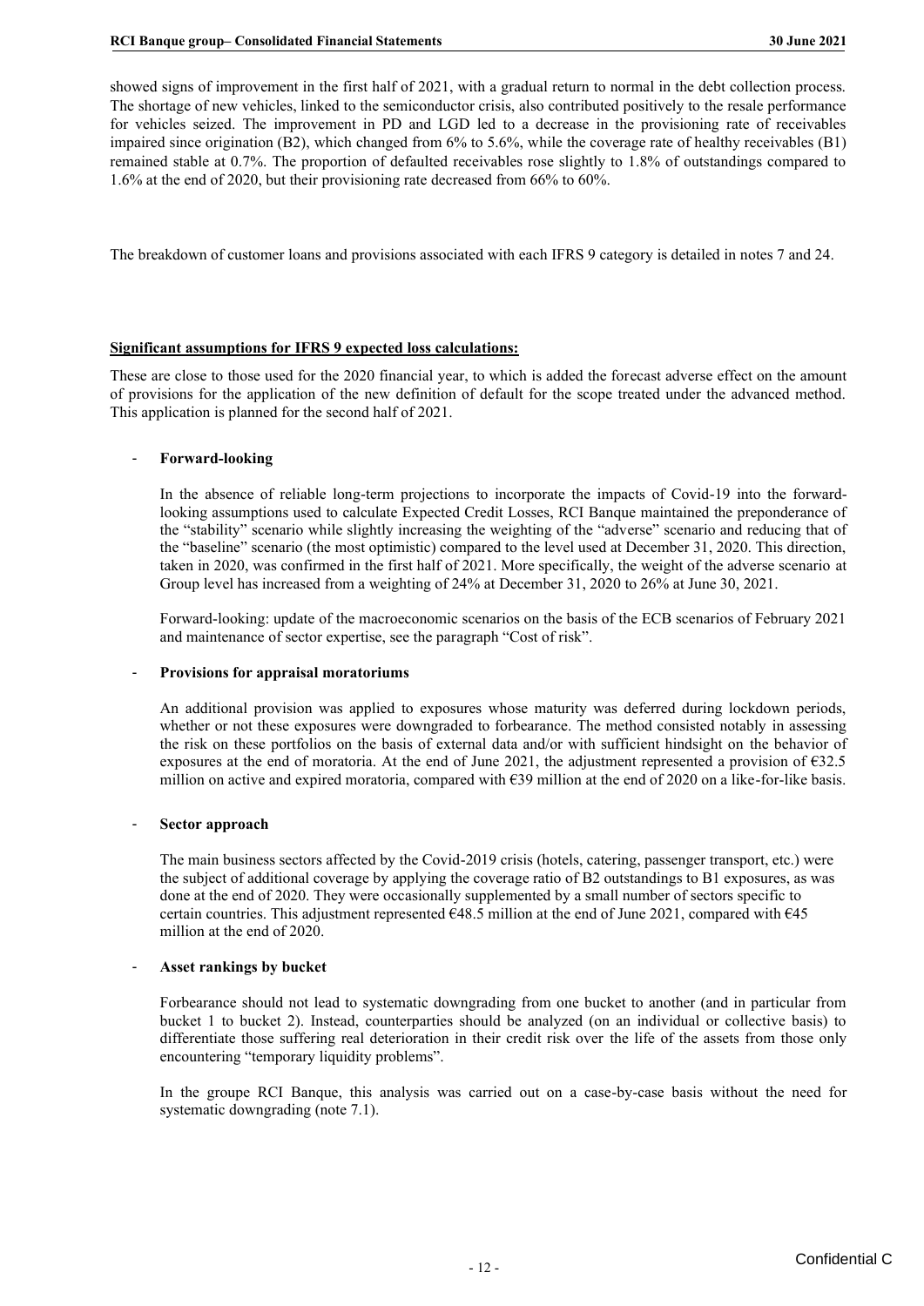showed signs of improvement in the first half of 2021, with a gradual return to normal in the debt collection process. The shortage of new vehicles, linked to the semiconductor crisis, also contributed positively to the resale performance for vehicles seized. The improvement in PD and LGD led to a decrease in the provisioning rate of receivables impaired since origination (B2), which changed from 6% to 5.6%, while the coverage rate of healthy receivables (B1) remained stable at 0.7%. The proportion of defaulted receivables rose slightly to 1.8% of outstandings compared to 1.6% at the end of 2020, but their provisioning rate decreased from 66% to 60%.

The breakdown of customer loans and provisions associated with each IFRS 9 category is detailed in notes 7 and 24.

**Significant assumptions for IFRS 9 expected loss calculations:**

These are close to those used for the 2020 financial year, to which is added the forecast adverse effect on the amount of provisions for the application of the new definition of default for the scope treated under the advanced method. This application is planned for the second half of 2021.

- **Forward-looking**

  In the absence of reliable long-term projections to incorporate the impacts of Covid-19 into the forward-looking assumptions used to calculate Expected Credit Losses, RCI Banque maintained the preponderance of the "stability" scenario while slightly increasing the weighting of the "adverse" scenario and reducing that of the "baseline" scenario (the most optimistic) compared to the level used at December 31, 2020. This direction, taken in 2020, was confirmed in the first half of 2021. More specifically, the weight of the adverse scenario at Group level has increased from a weighting of 24% at December 31, 2020 to 26% at June 30, 2021.

  Forward-looking: update of the macroeconomic scenarios on the basis of the ECB scenarios of February 2021 and maintenance of sector expertise, see the paragraph "Cost of risk".

- **Provisions for appraisal moratoriums**

  An additional provision was applied to exposures whose maturity was deferred during lockdown periods, whether or not these exposures were downgraded to forbearance. The method consisted notably in assessing the risk on these portfolios on the basis of external data and/or with sufficient hindsight on the behavior of exposures at the end of moratoria. At the end of June 2021, the adjustment represented a provision of €32.5 million on active and expired moratoria, compared with €39 million at the end of 2020 on a like-for-like basis.

- **Sector approach**

  The main business sectors affected by the Covid-2019 crisis (hotels, catering, passenger transport, etc.) were the subject of additional coverage by applying the coverage ratio of B2 outstandings to B1 exposures, as was done at the end of 2020. They were occasionally supplemented by a small number of sectors specific to certain countries. This adjustment represented €48.5 million at the end of June 2021, compared with €45 million at the end of 2020.

- **Asset rankings by bucket**

  Forbearance should not lead to systematic downgrading from one bucket to another (and in particular from bucket 1 to bucket 2). Instead, counterparties should be analyzed (on an individual or collective basis) to differentiate those suffering real deterioration in their credit risk over the life of the assets from those only encountering "temporary liquidity problems".

  In the groupe RCI Banque, this analysis was carried out on a case-by-case basis without the need for systematic downgrading (note 7.1).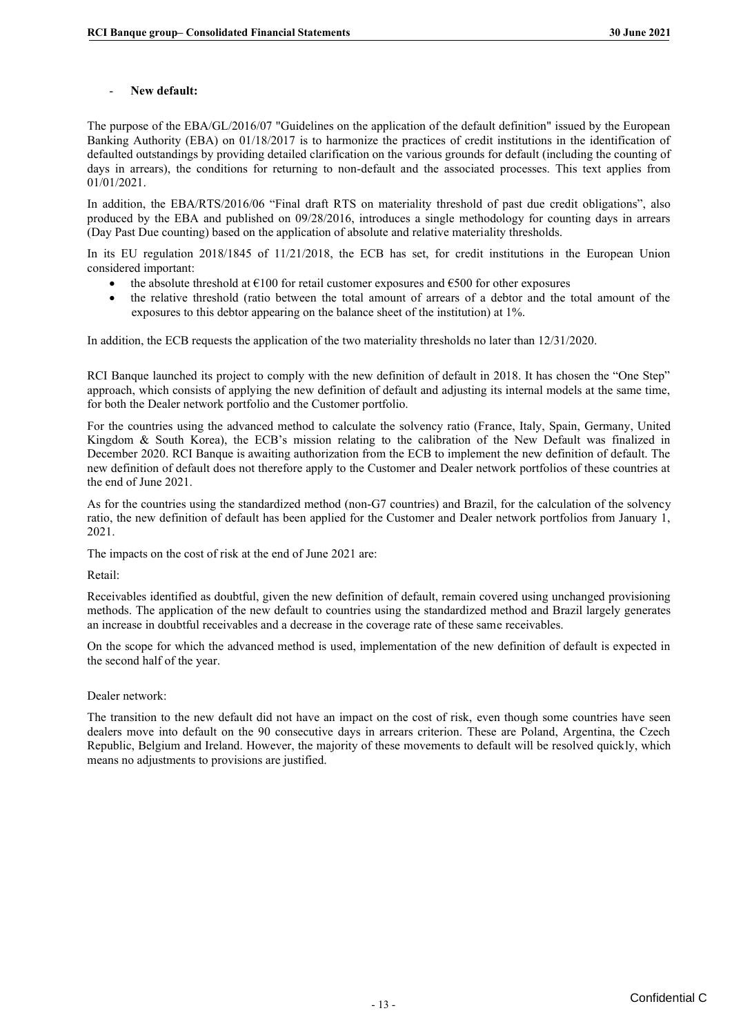- **New default:**

The purpose of the EBA/GL/2016/07 "Guidelines on the application of the default definition" issued by the European Banking Authority (EBA) on 01/18/2017 is to harmonize the practices of credit institutions in the identification of defaulted outstandings by providing detailed clarification on the various grounds for default (including the counting of days in arrears), the conditions for returning to non-default and the associated processes. This text applies from 01/01/2021.

In addition, the EBA/RTS/2016/06 "Final draft RTS on materiality threshold of past due credit obligations", also produced by the EBA and published on 09/28/2016, introduces a single methodology for counting days in arrears (Day Past Due counting) based on the application of absolute and relative materiality thresholds.

In its EU regulation 2018/1845 of 11/21/2018, the ECB has set, for credit institutions in the European Union considered important:

- the absolute threshold at €100 for retail customer exposures and €500 for other exposures
- the relative threshold (ratio between the total amount of arrears of a debtor and the total amount of the exposures to this debtor appearing on the balance sheet of the institution) at 1%.

In addition, the ECB requests the application of the two materiality thresholds no later than 12/31/2020.

RCI Banque launched its project to comply with the new definition of default in 2018. It has chosen the "One Step" approach, which consists of applying the new definition of default and adjusting its internal models at the same time, for both the Dealer network portfolio and the Customer portfolio.

For the countries using the advanced method to calculate the solvency ratio (France, Italy, Spain, Germany, United Kingdom & South Korea), the ECB's mission relating to the calibration of the New Default was finalized in December 2020. RCI Banque is awaiting authorization from the ECB to implement the new definition of default. The new definition of default does not therefore apply to the Customer and Dealer network portfolios of these countries at the end of June 2021.

As for the countries using the standardized method (non-G7 countries) and Brazil, for the calculation of the solvency ratio, the new definition of default has been applied for the Customer and Dealer network portfolios from January 1, 2021.

The impacts on the cost of risk at the end of June 2021 are:

Retail:

Receivables identified as doubtful, given the new definition of default, remain covered using unchanged provisioning methods. The application of the new default to countries using the standardized method and Brazil largely generates an increase in doubtful receivables and a decrease in the coverage rate of these same receivables.

On the scope for which the advanced method is used, implementation of the new definition of default is expected in the second half of the year.

Dealer network:

The transition to the new default did not have an impact on the cost of risk, even though some countries have seen dealers move into default on the 90 consecutive days in arrears criterion. These are Poland, Argentina, the Czech Republic, Belgium and Ireland. However, the majority of these movements to default will be resolved quickly, which means no adjustments to provisions are justified.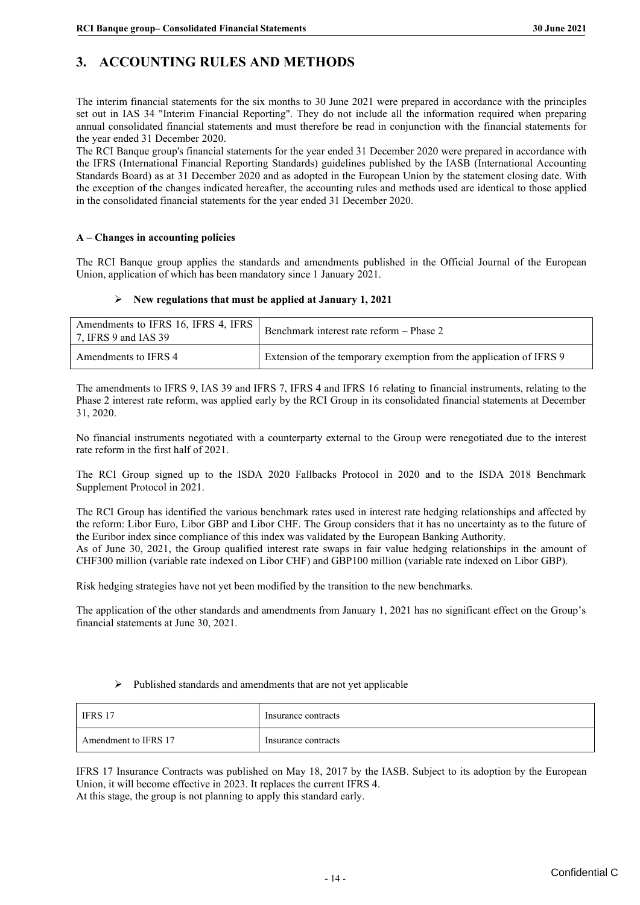# 3. ACCOUNTING RULES AND METHODS

The interim financial statements for the six months to 30 June 2021 were prepared in accordance with the principles set out in IAS 34 "Interim Financial Reporting". They do not include all the information required when preparing annual consolidated financial statements and must therefore be read in conjunction with the financial statements for the year ended 31 December 2020.

The RCI Banque group's financial statements for the year ended 31 December 2020 were prepared in accordance with the IFRS (International Financial Reporting Standards) guidelines published by the IASB (International Accounting Standards Board) as at 31 December 2020 and as adopted in the European Union by the statement closing date. With the exception of the changes indicated hereafter, the accounting rules and methods used are identical to those applied in the consolidated financial statements for the year ended 31 December 2020.

## A – Changes in accounting policies

The RCI Banque group applies the standards and amendments published in the Official Journal of the European Union, application of which has been mandatory since 1 January 2021.

- **New regulations that must be applied at January 1, 2021**

| Amendments to IFRS 16, IFRS 4, IFRS 7, IFRS 9 and IAS 39 | Benchmark interest rate reform – Phase 2 |
|---|---|
| Amendments to IFRS 4 | Extension of the temporary exemption from the application of IFRS 9 |

The amendments to IFRS 9, IAS 39 and IFRS 7, IFRS 4 and IFRS 16 relating to financial instruments, relating to the Phase 2 interest rate reform, was applied early by the RCI Group in its consolidated financial statements at December 31, 2020.

No financial instruments negotiated with a counterparty external to the Group were renegotiated due to the interest rate reform in the first half of 2021.

The RCI Group signed up to the ISDA 2020 Fallbacks Protocol in 2020 and to the ISDA 2018 Benchmark Supplement Protocol in 2021.

The RCI Group has identified the various benchmark rates used in interest rate hedging relationships and affected by the reform: Libor Euro, Libor GBP and Libor CHF. The Group considers that it has no uncertainty as to the future of the Euribor index since compliance of this index was validated by the European Banking Authority.
As of June 30, 2021, the Group qualified interest rate swaps in fair value hedging relationships in the amount of CHF300 million (variable rate indexed on Libor CHF) and GBP100 million (variable rate indexed on Libor GBP).

Risk hedging strategies have not yet been modified by the transition to the new benchmarks.

The application of the other standards and amendments from January 1, 2021 has no significant effect on the Group's financial statements at June 30, 2021.

- Published standards and amendments that are not yet applicable

| IFRS 17 | Insurance contracts |
|---|---|
| Amendment to IFRS 17 | Insurance contracts |

IFRS 17 Insurance Contracts was published on May 18, 2017 by the IASB. Subject to its adoption by the European Union, it will become effective in 2023. It replaces the current IFRS 4.
At this stage, the group is not planning to apply this standard early.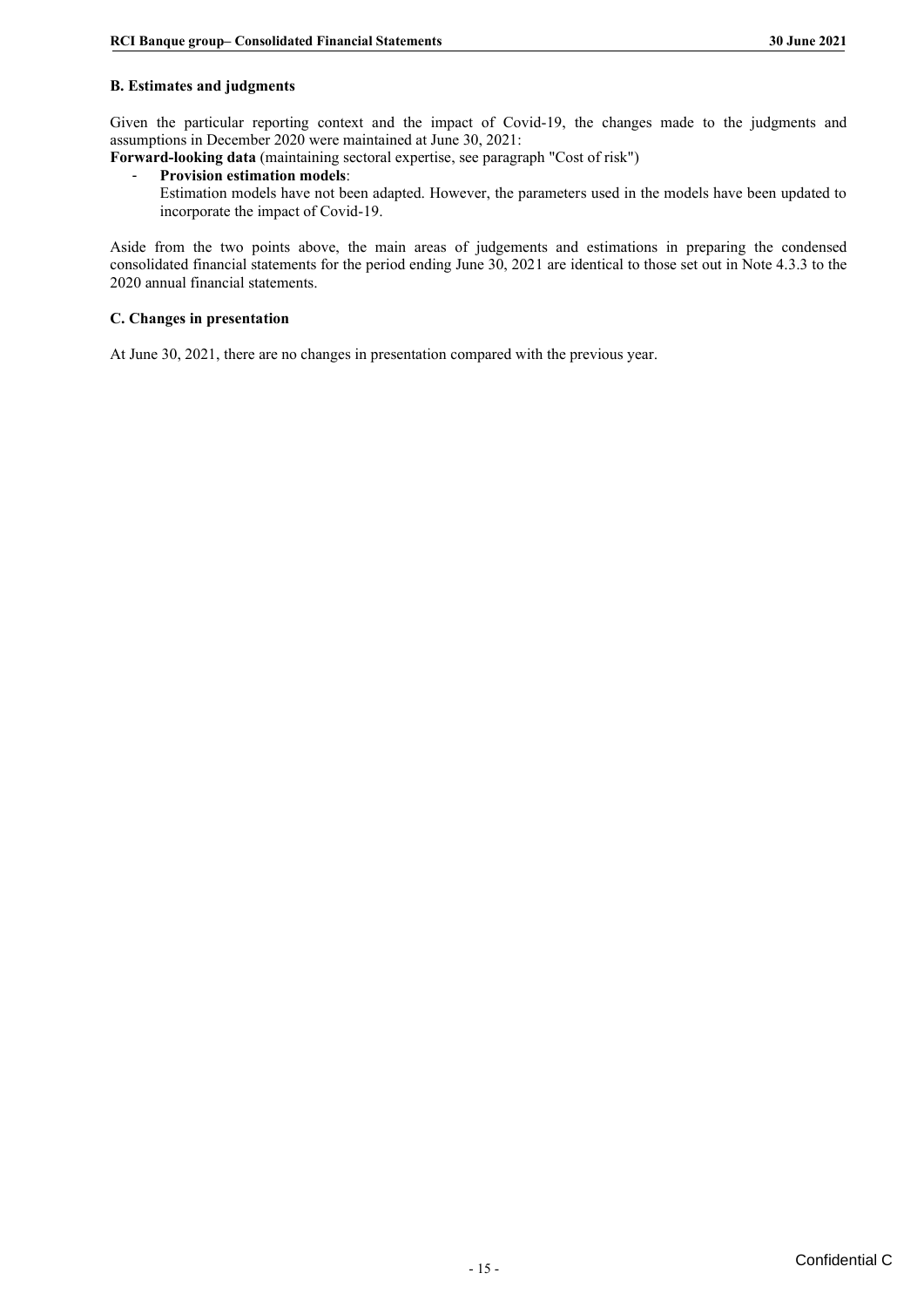### B. Estimates and judgments

Given the particular reporting context and the impact of Covid-19, the changes made to the judgments and assumptions in December 2020 were maintained at June 30, 2021:

**Forward-looking data** (maintaining sectoral expertise, see paragraph "Cost of risk")

- **Provision estimation models**:
  Estimation models have not been adapted. However, the parameters used in the models have been updated to incorporate the impact of Covid-19.

Aside from the two points above, the main areas of judgements and estimations in preparing the condensed consolidated financial statements for the period ending June 30, 2021 are identical to those set out in Note 4.3.3 to the 2020 annual financial statements.

### C. Changes in presentation

At June 30, 2021, there are no changes in presentation compared with the previous year.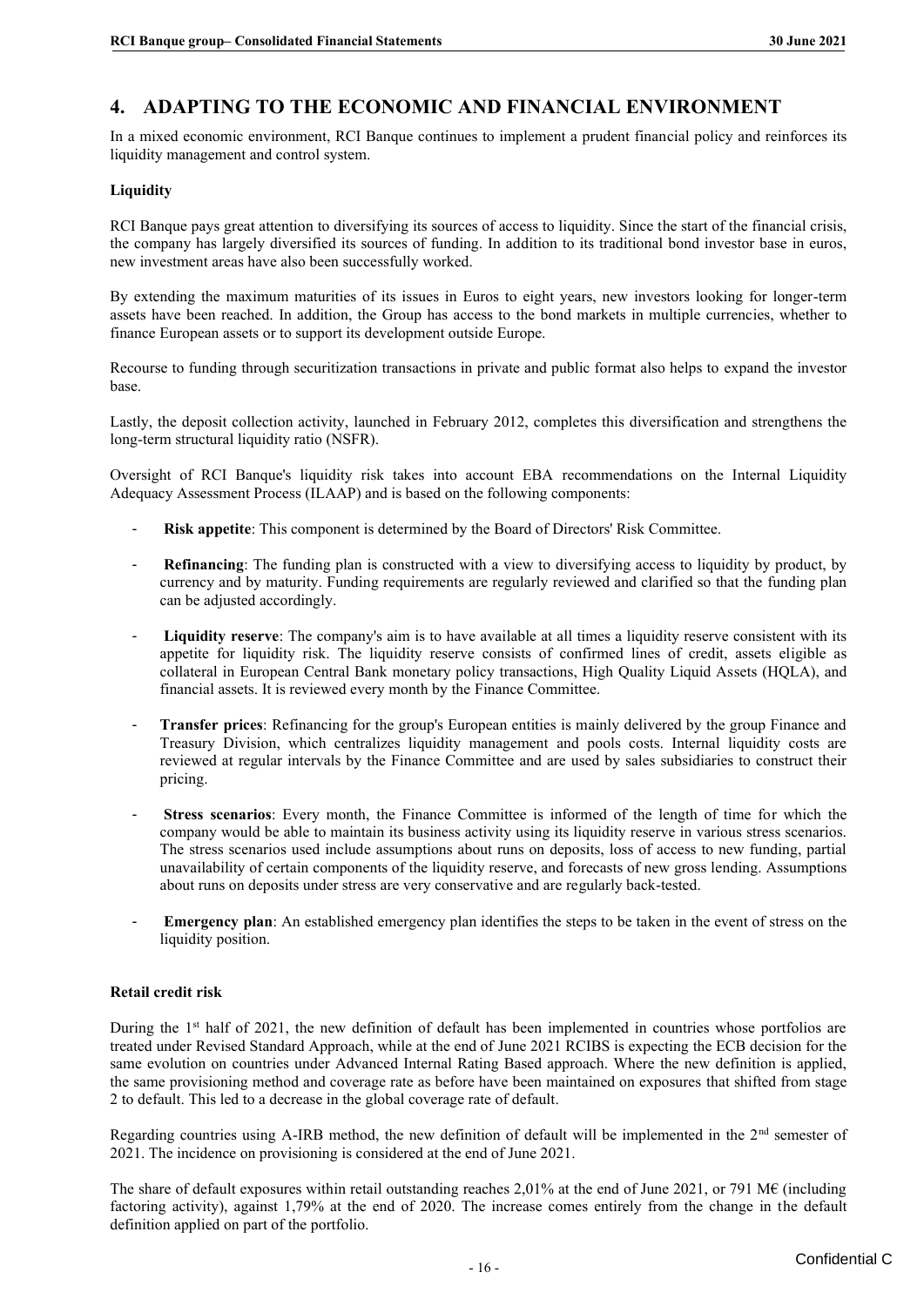# 4. ADAPTING TO THE ECONOMIC AND FINANCIAL ENVIRONMENT

In a mixed economic environment, RCI Banque continues to implement a prudent financial policy and reinforces its liquidity management and control system.

**Liquidity**

RCI Banque pays great attention to diversifying its sources of access to liquidity. Since the start of the financial crisis, the company has largely diversified its sources of funding. In addition to its traditional bond investor base in euros, new investment areas have also been successfully worked.

By extending the maximum maturities of its issues in Euros to eight years, new investors looking for longer-term assets have been reached. In addition, the Group has access to the bond markets in multiple currencies, whether to finance European assets or to support its development outside Europe.

Recourse to funding through securitization transactions in private and public format also helps to expand the investor base.

Lastly, the deposit collection activity, launched in February 2012, completes this diversification and strengthens the long-term structural liquidity ratio (NSFR).

Oversight of RCI Banque's liquidity risk takes into account EBA recommendations on the Internal Liquidity Adequacy Assessment Process (ILAAP) and is based on the following components:

- **Risk appetite**: This component is determined by the Board of Directors' Risk Committee.
- **Refinancing**: The funding plan is constructed with a view to diversifying access to liquidity by product, by currency and by maturity. Funding requirements are regularly reviewed and clarified so that the funding plan can be adjusted accordingly.
- **Liquidity reserve**: The company's aim is to have available at all times a liquidity reserve consistent with its appetite for liquidity risk. The liquidity reserve consists of confirmed lines of credit, assets eligible as collateral in European Central Bank monetary policy transactions, High Quality Liquid Assets (HQLA), and financial assets. It is reviewed every month by the Finance Committee.
- **Transfer prices**: Refinancing for the group's European entities is mainly delivered by the group Finance and Treasury Division, which centralizes liquidity management and pools costs. Internal liquidity costs are reviewed at regular intervals by the Finance Committee and are used by sales subsidiaries to construct their pricing.
- **Stress scenarios**: Every month, the Finance Committee is informed of the length of time for which the company would be able to maintain its business activity using its liquidity reserve in various stress scenarios. The stress scenarios used include assumptions about runs on deposits, loss of access to new funding, partial unavailability of certain components of the liquidity reserve, and forecasts of new gross lending. Assumptions about runs on deposits under stress are very conservative and are regularly back-tested.
- **Emergency plan**: An established emergency plan identifies the steps to be taken in the event of stress on the liquidity position.

**Retail credit risk**

During the 1st half of 2021, the new definition of default has been implemented in countries whose portfolios are treated under Revised Standard Approach, while at the end of June 2021 RCIBS is expecting the ECB decision for the same evolution on countries under Advanced Internal Rating Based approach. Where the new definition is applied, the same provisioning method and coverage rate as before have been maintained on exposures that shifted from stage 2 to default. This led to a decrease in the global coverage rate of default.

Regarding countries using A-IRB method, the new definition of default will be implemented in the 2nd semester of 2021. The incidence on provisioning is considered at the end of June 2021.

The share of default exposures within retail outstanding reaches 2,01% at the end of June 2021, or 791 M€ (including factoring activity), against 1,79% at the end of 2020. The increase comes entirely from the change in the default definition applied on part of the portfolio.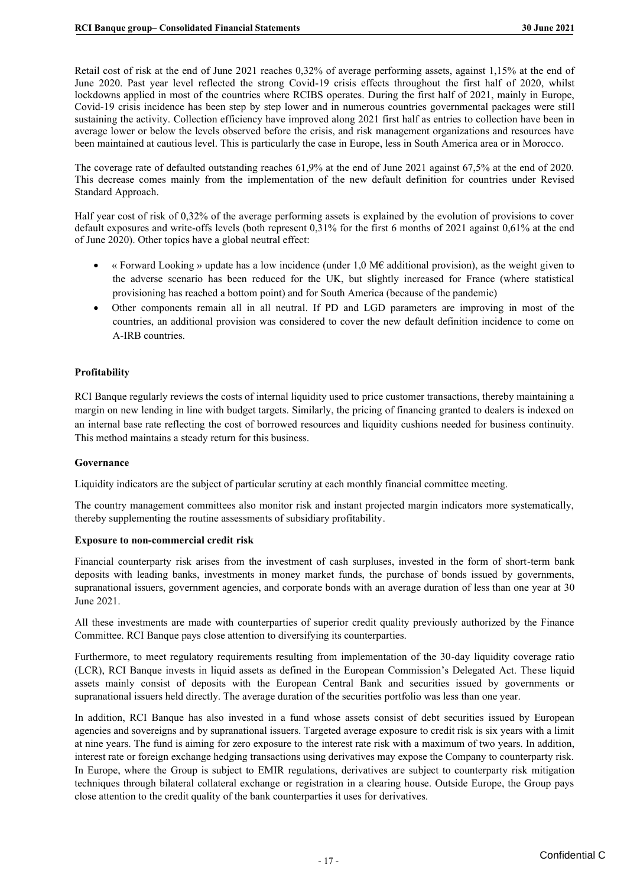Retail cost of risk at the end of June 2021 reaches 0,32% of average performing assets, against 1,15% at the end of June 2020. Past year level reflected the strong Covid-19 crisis effects throughout the first half of 2020, whilst lockdowns applied in most of the countries where RCIBS operates. During the first half of 2021, mainly in Europe, Covid-19 crisis incidence has been step by step lower and in numerous countries governmental packages were still sustaining the activity. Collection efficiency have improved along 2021 first half as entries to collection have been in average lower or below the levels observed before the crisis, and risk management organizations and resources have been maintained at cautious level. This is particularly the case in Europe, less in South America area or in Morocco.

The coverage rate of defaulted outstanding reaches 61,9% at the end of June 2021 against 67,5% at the end of 2020. This decrease comes mainly from the implementation of the new default definition for countries under Revised Standard Approach.

Half year cost of risk of 0,32% of the average performing assets is explained by the evolution of provisions to cover default exposures and write-offs levels (both represent 0,31% for the first 6 months of 2021 against 0,61% at the end of June 2020). Other topics have a global neutral effect:

- « Forward Looking » update has a low incidence (under 1,0 M€ additional provision), as the weight given to the adverse scenario has been reduced for the UK, but slightly increased for France (where statistical provisioning has reached a bottom point) and for South America (because of the pandemic)
- Other components remain all in all neutral. If PD and LGD parameters are improving in most of the countries, an additional provision was considered to cover the new default definition incidence to come on A-IRB countries.

**Profitability**

RCI Banque regularly reviews the costs of internal liquidity used to price customer transactions, thereby maintaining a margin on new lending in line with budget targets. Similarly, the pricing of financing granted to dealers is indexed on an internal base rate reflecting the cost of borrowed resources and liquidity cushions needed for business continuity. This method maintains a steady return for this business.

**Governance**

Liquidity indicators are the subject of particular scrutiny at each monthly financial committee meeting.

The country management committees also monitor risk and instant projected margin indicators more systematically, thereby supplementing the routine assessments of subsidiary profitability.

**Exposure to non-commercial credit risk**

Financial counterparty risk arises from the investment of cash surpluses, invested in the form of short-term bank deposits with leading banks, investments in money market funds, the purchase of bonds issued by governments, supranational issuers, government agencies, and corporate bonds with an average duration of less than one year at 30 June 2021.

All these investments are made with counterparties of superior credit quality previously authorized by the Finance Committee. RCI Banque pays close attention to diversifying its counterparties.

Furthermore, to meet regulatory requirements resulting from implementation of the 30-day liquidity coverage ratio (LCR), RCI Banque invests in liquid assets as defined in the European Commission's Delegated Act. These liquid assets mainly consist of deposits with the European Central Bank and securities issued by governments or supranational issuers held directly. The average duration of the securities portfolio was less than one year.

In addition, RCI Banque has also invested in a fund whose assets consist of debt securities issued by European agencies and sovereigns and by supranational issuers. Targeted average exposure to credit risk is six years with a limit at nine years. The fund is aiming for zero exposure to the interest rate risk with a maximum of two years. In addition, interest rate or foreign exchange hedging transactions using derivatives may expose the Company to counterparty risk. In Europe, where the Group is subject to EMIR regulations, derivatives are subject to counterparty risk mitigation techniques through bilateral collateral exchange or registration in a clearing house. Outside Europe, the Group pays close attention to the credit quality of the bank counterparties it uses for derivatives.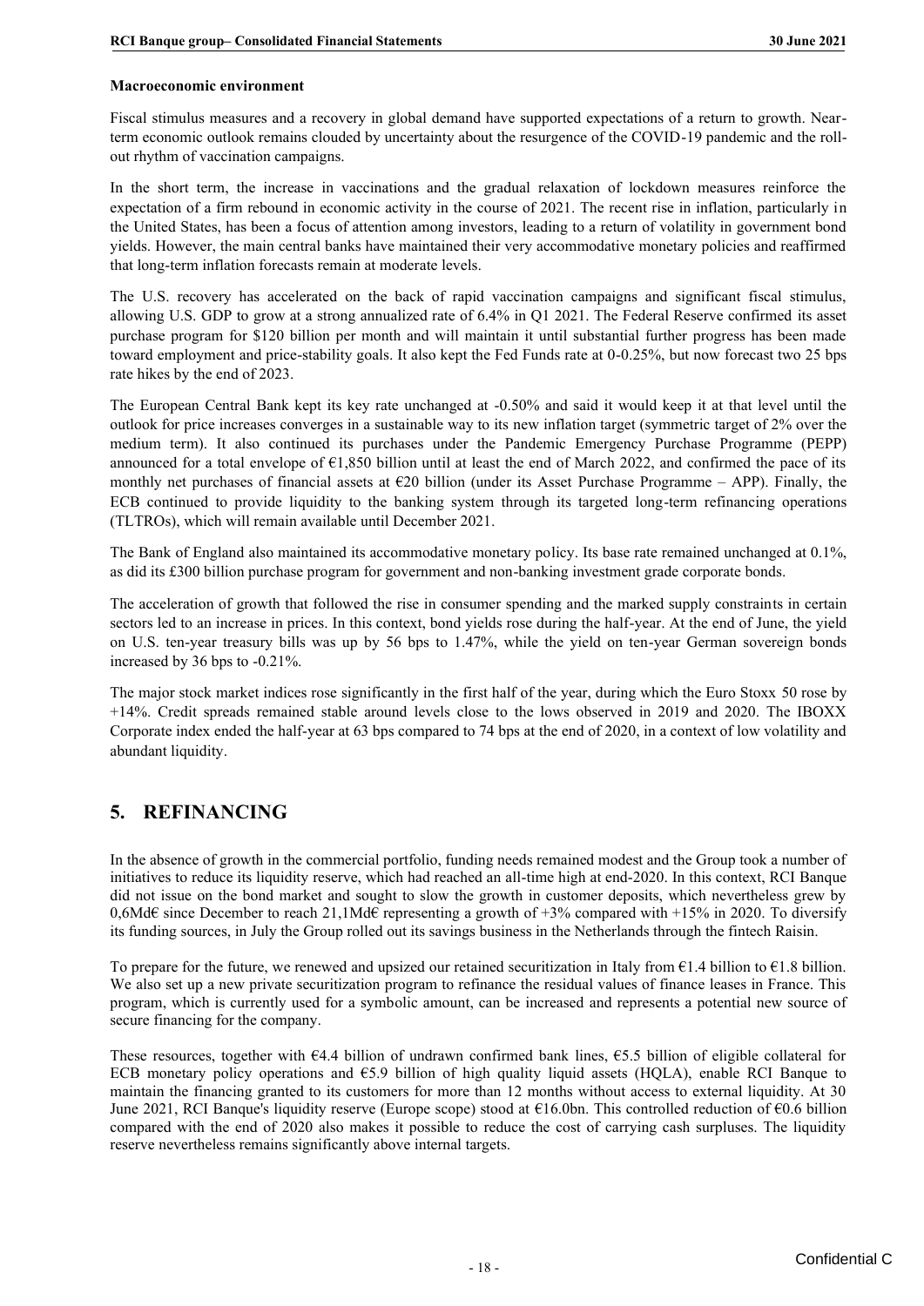**Macroeconomic environment**

Fiscal stimulus measures and a recovery in global demand have supported expectations of a return to growth. Near-term economic outlook remains clouded by uncertainty about the resurgence of the COVID-19 pandemic and the roll-out rhythm of vaccination campaigns.

In the short term, the increase in vaccinations and the gradual relaxation of lockdown measures reinforce the expectation of a firm rebound in economic activity in the course of 2021. The recent rise in inflation, particularly in the United States, has been a focus of attention among investors, leading to a return of volatility in government bond yields. However, the main central banks have maintained their very accommodative monetary policies and reaffirmed that long-term inflation forecasts remain at moderate levels.

The U.S. recovery has accelerated on the back of rapid vaccination campaigns and significant fiscal stimulus, allowing U.S. GDP to grow at a strong annualized rate of 6.4% in Q1 2021. The Federal Reserve confirmed its asset purchase program for $120 billion per month and will maintain it until substantial further progress has been made toward employment and price-stability goals. It also kept the Fed Funds rate at 0-0.25%, but now forecast two 25 bps rate hikes by the end of 2023.

The European Central Bank kept its key rate unchanged at -0.50% and said it would keep it at that level until the outlook for price increases converges in a sustainable way to its new inflation target (symmetric target of 2% over the medium term). It also continued its purchases under the Pandemic Emergency Purchase Programme (PEPP) announced for a total envelope of €1,850 billion until at least the end of March 2022, and confirmed the pace of its monthly net purchases of financial assets at €20 billion (under its Asset Purchase Programme – APP). Finally, the ECB continued to provide liquidity to the banking system through its targeted long-term refinancing operations (TLTROs), which will remain available until December 2021.

The Bank of England also maintained its accommodative monetary policy. Its base rate remained unchanged at 0.1%, as did its £300 billion purchase program for government and non-banking investment grade corporate bonds.

The acceleration of growth that followed the rise in consumer spending and the marked supply constraints in certain sectors led to an increase in prices. In this context, bond yields rose during the half-year. At the end of June, the yield on U.S. ten-year treasury bills was up by 56 bps to 1.47%, while the yield on ten-year German sovereign bonds increased by 36 bps to -0.21%.

The major stock market indices rose significantly in the first half of the year, during which the Euro Stoxx 50 rose by +14%. Credit spreads remained stable around levels close to the lows observed in 2019 and 2020. The IBOXX Corporate index ended the half-year at 63 bps compared to 74 bps at the end of 2020, in a context of low volatility and abundant liquidity.

## 5. REFINANCING

In the absence of growth in the commercial portfolio, funding needs remained modest and the Group took a number of initiatives to reduce its liquidity reserve, which had reached an all-time high at end-2020. In this context, RCI Banque did not issue on the bond market and sought to slow the growth in customer deposits, which nevertheless grew by 0,6Md€ since December to reach 21,1Md€ representing a growth of +3% compared with +15% in 2020. To diversify its funding sources, in July the Group rolled out its savings business in the Netherlands through the fintech Raisin.

To prepare for the future, we renewed and upsized our retained securitization in Italy from €1.4 billion to €1.8 billion. We also set up a new private securitization program to refinance the residual values of finance leases in France. This program, which is currently used for a symbolic amount, can be increased and represents a potential new source of secure financing for the company.

These resources, together with €4.4 billion of undrawn confirmed bank lines, €5.5 billion of eligible collateral for ECB monetary policy operations and €5.9 billion of high quality liquid assets (HQLA), enable RCI Banque to maintain the financing granted to its customers for more than 12 months without access to external liquidity. At 30 June 2021, RCI Banque's liquidity reserve (Europe scope) stood at €16.0bn. This controlled reduction of €0.6 billion compared with the end of 2020 also makes it possible to reduce the cost of carrying cash surpluses. The liquidity reserve nevertheless remains significantly above internal targets.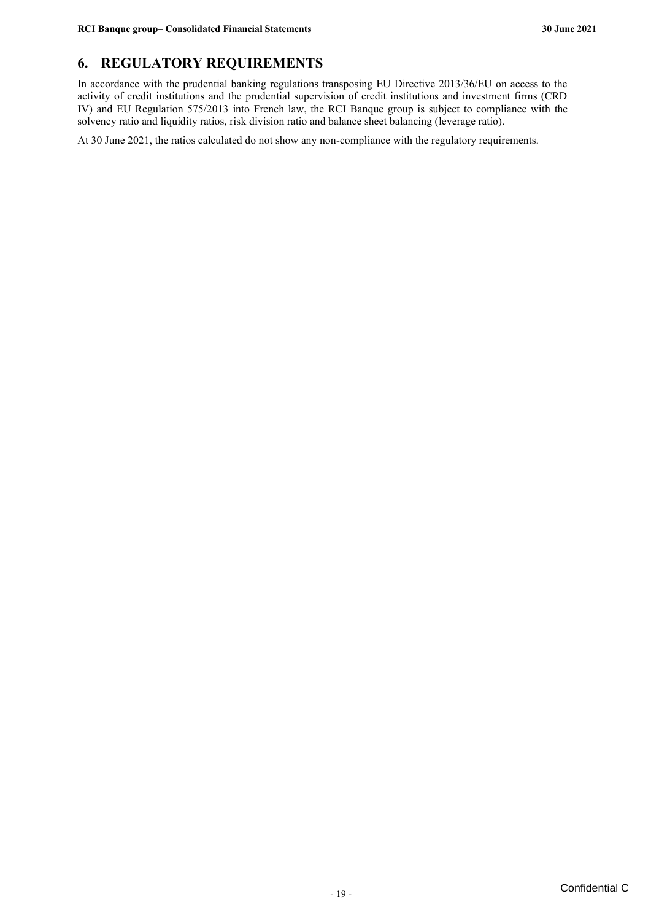# 6. REGULATORY REQUIREMENTS

In accordance with the prudential banking regulations transposing EU Directive 2013/36/EU on access to the activity of credit institutions and the prudential supervision of credit institutions and investment firms (CRD IV) and EU Regulation 575/2013 into French law, the RCI Banque group is subject to compliance with the solvency ratio and liquidity ratios, risk division ratio and balance sheet balancing (leverage ratio).

At 30 June 2021, the ratios calculated do not show any non-compliance with the regulatory requirements.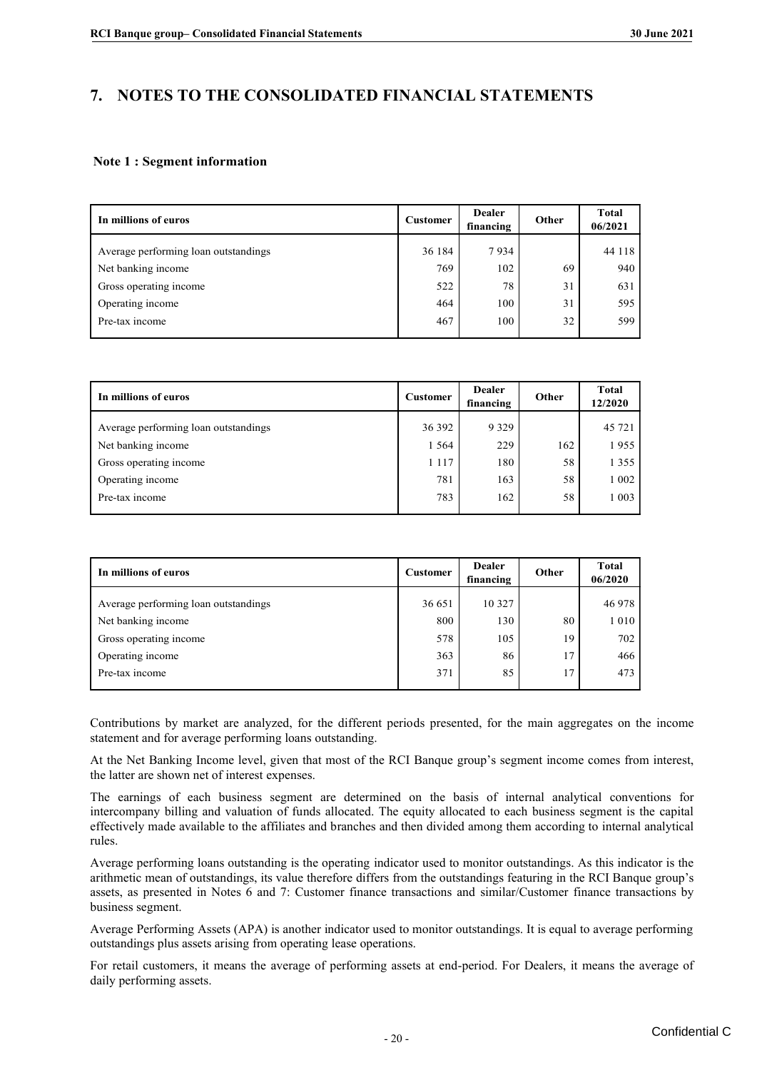# 7. NOTES TO THE CONSOLIDATED FINANCIAL STATEMENTS

## Note 1 : Segment information

| In millions of euros | Customer | Dealer financing | Other | Total 06/2021 |
|---|---|---|---|---|
| Average performing loan outstandings | 36 184 | 7 934 | | 44 118 |
| Net banking income | 769 | 102 | 69 | 940 |
| Gross operating income | 522 | 78 | 31 | 631 |
| Operating income | 464 | 100 | 31 | 595 |
| Pre-tax income | 467 | 100 | 32 | 599 |

| In millions of euros | Customer | Dealer financing | Other | Total 12/2020 |
|---|---|---|---|---|
| Average performing loan outstandings | 36 392 | 9 329 | | 45 721 |
| Net banking income | 1 564 | 229 | 162 | 1 955 |
| Gross operating income | 1 117 | 180 | 58 | 1 355 |
| Operating income | 781 | 163 | 58 | 1 002 |
| Pre-tax income | 783 | 162 | 58 | 1 003 |

| In millions of euros | Customer | Dealer financing | Other | Total 06/2020 |
|---|---|---|---|---|
| Average performing loan outstandings | 36 651 | 10 327 | | 46 978 |
| Net banking income | 800 | 130 | 80 | 1 010 |
| Gross operating income | 578 | 105 | 19 | 702 |
| Operating income | 363 | 86 | 17 | 466 |
| Pre-tax income | 371 | 85 | 17 | 473 |

Contributions by market are analyzed, for the different periods presented, for the main aggregates on the income statement and for average performing loans outstanding.

At the Net Banking Income level, given that most of the RCI Banque group's segment income comes from interest, the latter are shown net of interest expenses.

The earnings of each business segment are determined on the basis of internal analytical conventions for intercompany billing and valuation of funds allocated. The equity allocated to each business segment is the capital effectively made available to the affiliates and branches and then divided among them according to internal analytical rules.

Average performing loans outstanding is the operating indicator used to monitor outstandings. As this indicator is the arithmetic mean of outstandings, its value therefore differs from the outstandings featuring in the RCI Banque group's assets, as presented in Notes 6 and 7: Customer finance transactions and similar/Customer finance transactions by business segment.

Average Performing Assets (APA) is another indicator used to monitor outstandings. It is equal to average performing outstandings plus assets arising from operating lease operations.

For retail customers, it means the average of performing assets at end-period. For Dealers, it means the average of daily performing assets.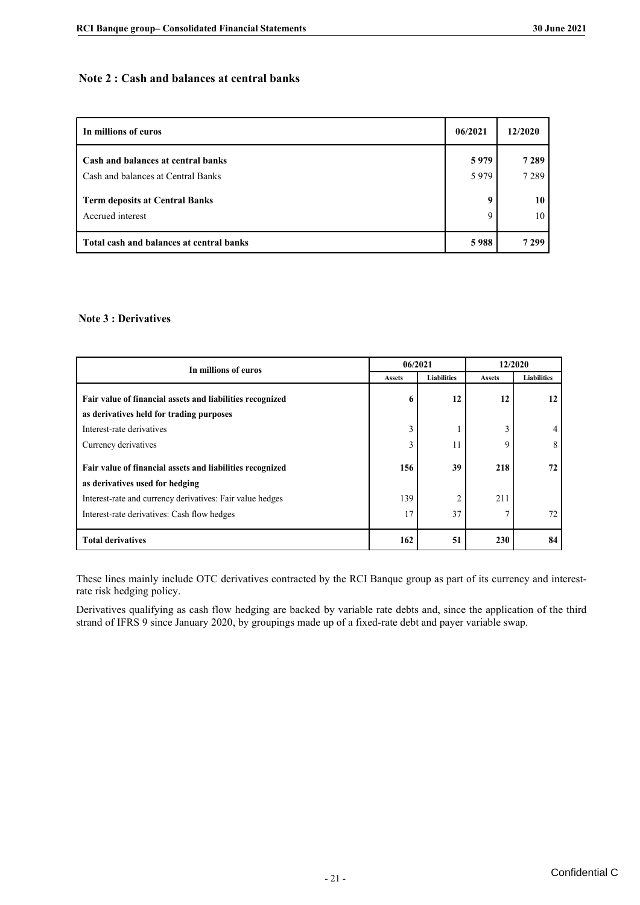## Note 2 : Cash and balances at central banks

| In millions of euros | 06/2021 | 12/2020 |
|---|---|---|
| **Cash and balances at central banks** | **5 979** | **7 289** |
| Cash and balances at Central Banks | 5 979 | 7 289 |
| **Term deposits at Central Banks** | **9** | **10** |
| Accrued interest | 9 | 10 |
| **Total cash and balances at central banks** | **5 988** | **7 299** |

## Note 3 : Derivatives

| In millions of euros | 06/2021 | | 12/2020 | |
|---|---|---|---|---|
| | Assets | Liabilities | Assets | Liabilities |
| **Fair value of financial assets and liabilities recognized as derivatives held for trading purposes** | **6** | **12** | **12** | **12** |
| Interest-rate derivatives | 3 | 1 | 3 | 4 |
| Currency derivatives | 3 | 11 | 9 | 8 |
| **Fair value of financial assets and liabilities recognized as derivatives used for hedging** | **156** | **39** | **218** | **72** |
| Interest-rate and currency derivatives: Fair value hedges | 139 | 2 | 211 | |
| Interest-rate derivatives: Cash flow hedges | 17 | 37 | 7 | 72 |
| **Total derivatives** | **162** | **51** | **230** | **84** |

These lines mainly include OTC derivatives contracted by the RCI Banque group as part of its currency and interest-rate risk hedging policy.

Derivatives qualifying as cash flow hedging are backed by variable rate debts and, since the application of the third strand of IFRS 9 since January 2020, by groupings made up of a fixed-rate debt and payer variable swap.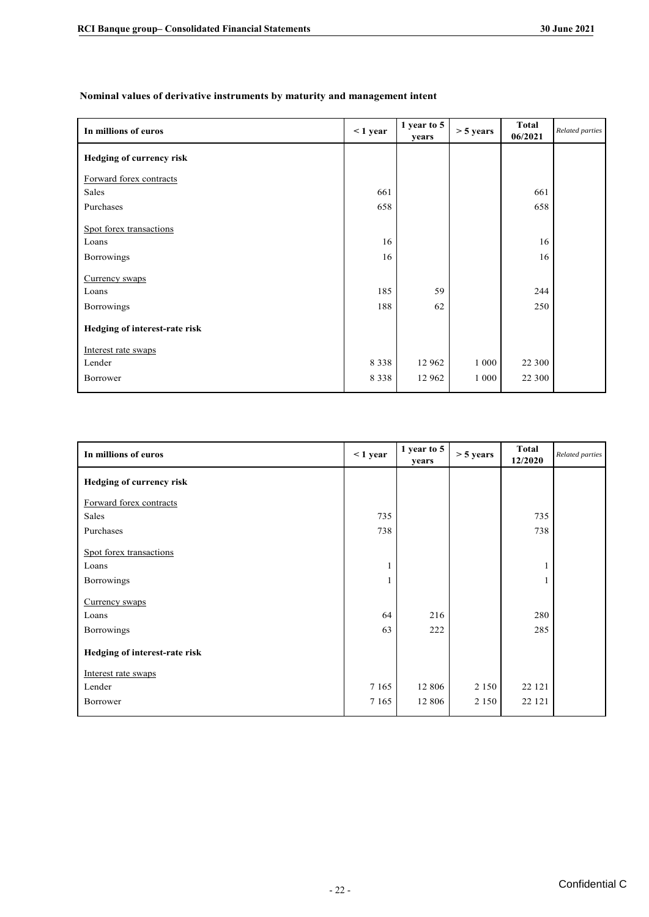**Nominal values of derivative instruments by maturity and management intent**

| In millions of euros | < 1 year | 1 year to 5 years | > 5 years | Total 06/2021 | *Related parties* |
|---|---|---|---|---|---|
| **Hedging of currency risk** | | | | | |
| Forward forex contracts | | | | | |
| Sales | 661 | | | 661 | |
| Purchases | 658 | | | 658 | |
| Spot forex transactions | | | | | |
| Loans | 16 | | | 16 | |
| Borrowings | 16 | | | 16 | |
| Currency swaps | | | | | |
| Loans | 185 | 59 | | 244 | |
| Borrowings | 188 | 62 | | 250 | |
| **Hedging of interest-rate risk** | | | | | |
| Interest rate swaps | | | | | |
| Lender | 8 338 | 12 962 | 1 000 | 22 300 | |
| Borrower | 8 338 | 12 962 | 1 000 | 22 300 | |

| In millions of euros | < 1 year | 1 year to 5 years | > 5 years | Total 12/2020 | *Related parties* |
|---|---|---|---|---|---|
| **Hedging of currency risk** | | | | | |
| Forward forex contracts | | | | | |
| Sales | 735 | | | 735 | |
| Purchases | 738 | | | 738 | |
| Spot forex transactions | | | | | |
| Loans | 1 | | | 1 | |
| Borrowings | 1 | | | 1 | |
| Currency swaps | | | | | |
| Loans | 64 | 216 | | 280 | |
| Borrowings | 63 | 222 | | 285 | |
| **Hedging of interest-rate risk** | | | | | |
| Interest rate swaps | | | | | |
| Lender | 7 165 | 12 806 | 2 150 | 22 121 | |
| Borrower | 7 165 | 12 806 | 2 150 | 22 121 | |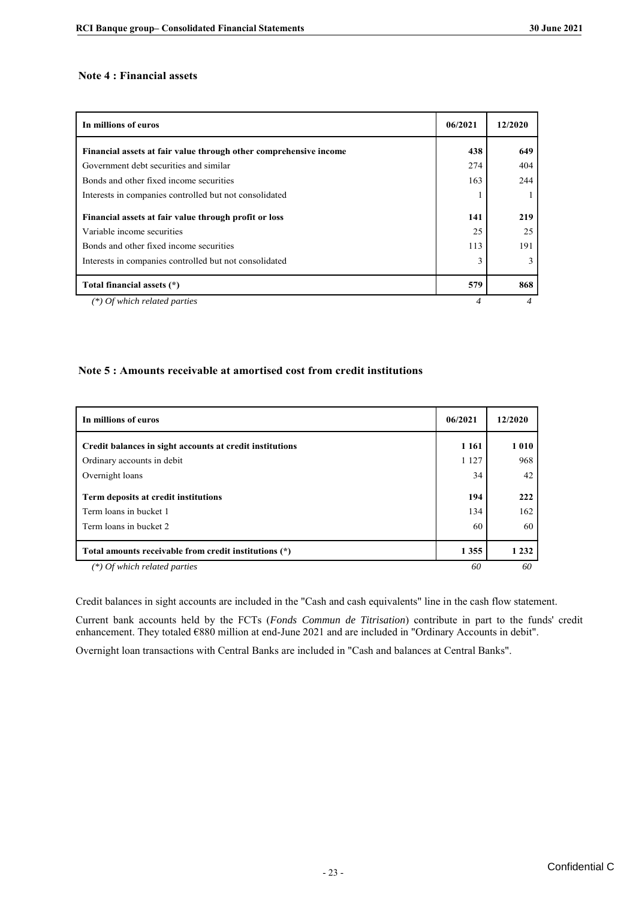## Note 4 : Financial assets

| In millions of euros | 06/2021 | 12/2020 |
|---|---|---|
| **Financial assets at fair value through other comprehensive income** | **438** | **649** |
| Government debt securities and similar | 274 | 404 |
| Bonds and other fixed income securities | 163 | 244 |
| Interests in companies controlled but not consolidated | 1 | 1 |
| **Financial assets at fair value through profit or loss** | **141** | **219** |
| Variable income securities | 25 | 25 |
| Bonds and other fixed income securities | 113 | 191 |
| Interests in companies controlled but not consolidated | 3 | 3 |
| **Total financial assets (*)** | **579** | **868** |
| *(*) Of which related parties* | *4* | *4* |

## Note 5 : Amounts receivable at amortised cost from credit institutions

| In millions of euros | 06/2021 | 12/2020 |
|---|---|---|
| **Credit balances in sight accounts at credit institutions** | **1 161** | **1 010** |
| Ordinary accounts in debit | 1 127 | 968 |
| Overnight loans | 34 | 42 |
| **Term deposits at credit institutions** | **194** | **222** |
| Term loans in bucket 1 | 134 | 162 |
| Term loans in bucket 2 | 60 | 60 |
| **Total amounts receivable from credit institutions (*)** | **1 355** | **1 232** |
| *(*) Of which related parties* | *60* | *60* |

Credit balances in sight accounts are included in the "Cash and cash equivalents" line in the cash flow statement.

Current bank accounts held by the FCTs (*Fonds Commun de Titrisation*) contribute in part to the funds' credit enhancement. They totaled €880 million at end-June 2021 and are included in "Ordinary Accounts in debit".

Overnight loan transactions with Central Banks are included in "Cash and balances at Central Banks".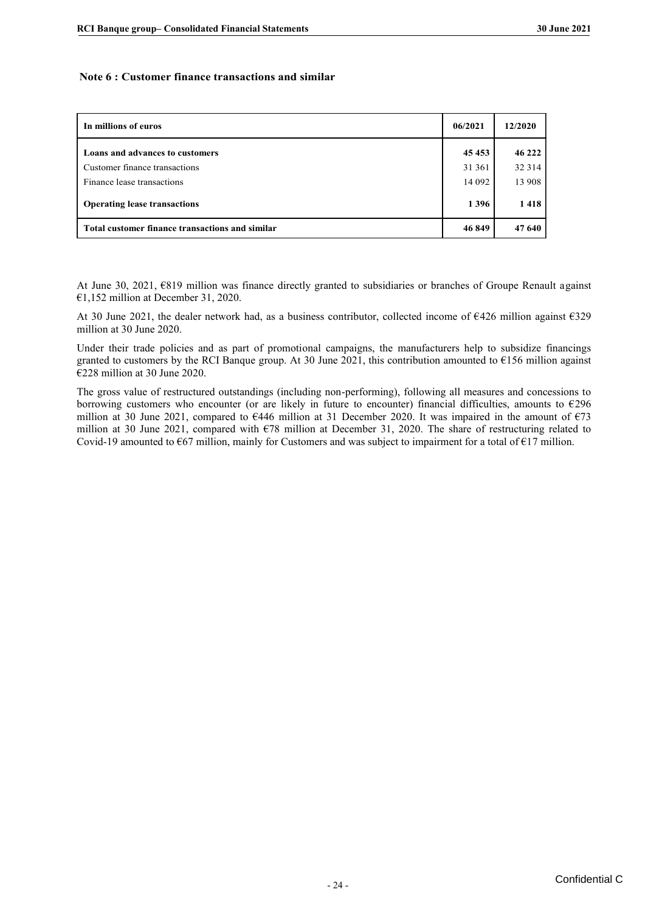## Note 6 : Customer finance transactions and similar

| In millions of euros | 06/2021 | 12/2020 |
|---|---|---|
| **Loans and advances to customers** | **45 453** | **46 222** |
| Customer finance transactions | 31 361 | 32 314 |
| Finance lease transactions | 14 092 | 13 908 |
| **Operating lease transactions** | **1 396** | **1 418** |
| **Total customer finance transactions and similar** | **46 849** | **47 640** |

At June 30, 2021, €819 million was finance directly granted to subsidiaries or branches of Groupe Renault against €1,152 million at December 31, 2020.

At 30 June 2021, the dealer network had, as a business contributor, collected income of €426 million against €329 million at 30 June 2020.

Under their trade policies and as part of promotional campaigns, the manufacturers help to subsidize financings granted to customers by the RCI Banque group. At 30 June 2021, this contribution amounted to €156 million against €228 million at 30 June 2020.

The gross value of restructured outstandings (including non-performing), following all measures and concessions to borrowing customers who encounter (or are likely in future to encounter) financial difficulties, amounts to €296 million at 30 June 2021, compared to €446 million at 31 December 2020. It was impaired in the amount of €73 million at 30 June 2021, compared with €78 million at December 31, 2020. The share of restructuring related to Covid-19 amounted to €67 million, mainly for Customers and was subject to impairment for a total of €17 million.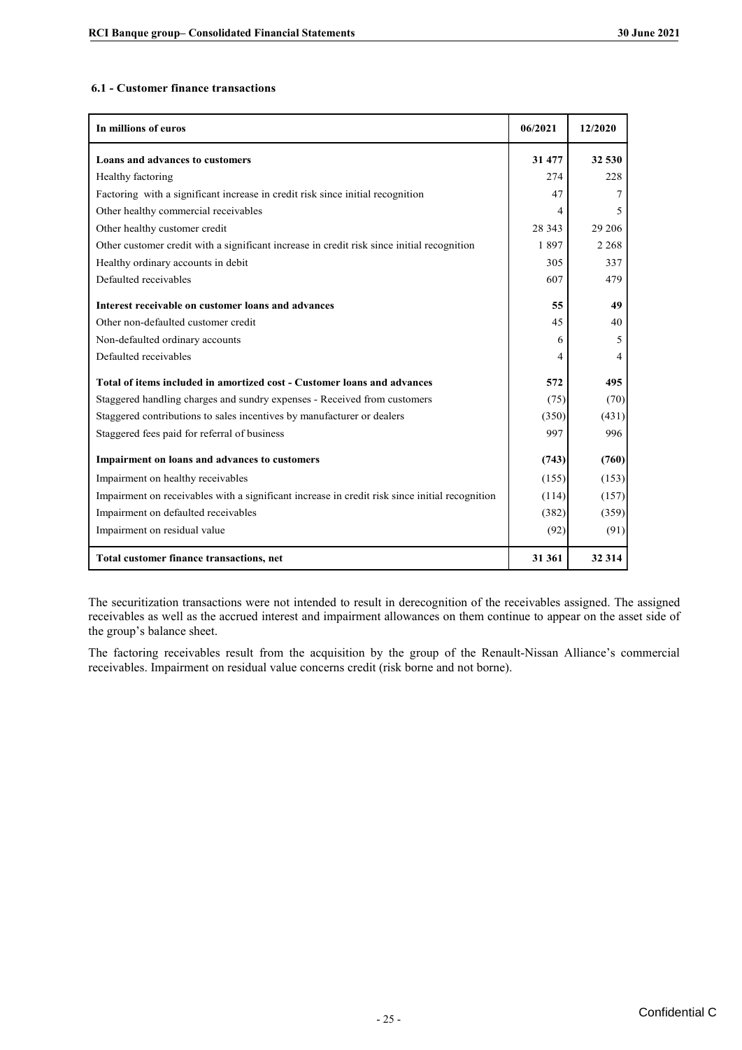### 6.1 - Customer finance transactions

| In millions of euros | 06/2021 | 12/2020 |
|---|---|---|
| **Loans and advances to customers** | **31 477** | **32 530** |
| Healthy factoring | 274 | 228 |
| Factoring with a significant increase in credit risk since initial recognition | 47 | 7 |
| Other healthy commercial receivables | 4 | 5 |
| Other healthy customer credit | 28 343 | 29 206 |
| Other customer credit with a significant increase in credit risk since initial recognition | 1 897 | 2 268 |
| Healthy ordinary accounts in debit | 305 | 337 |
| Defaulted receivables | 607 | 479 |
| **Interest receivable on customer loans and advances** | **55** | **49** |
| Other non-defaulted customer credit | 45 | 40 |
| Non-defaulted ordinary accounts | 6 | 5 |
| Defaulted receivables | 4 | 4 |
| **Total of items included in amortized cost - Customer loans and advances** | **572** | **495** |
| Staggered handling charges and sundry expenses - Received from customers | (75) | (70) |
| Staggered contributions to sales incentives by manufacturer or dealers | (350) | (431) |
| Staggered fees paid for referral of business | 997 | 996 |
| **Impairment on loans and advances to customers** | **(743)** | **(760)** |
| Impairment on healthy receivables | (155) | (153) |
| Impairment on receivables with a significant increase in credit risk since initial recognition | (114) | (157) |
| Impairment on defaulted receivables | (382) | (359) |
| Impairment on residual value | (92) | (91) |
| **Total customer finance transactions, net** | **31 361** | **32 314** |

The securitization transactions were not intended to result in derecognition of the receivables assigned. The assigned receivables as well as the accrued interest and impairment allowances on them continue to appear on the asset side of the group's balance sheet.

The factoring receivables result from the acquisition by the group of the Renault-Nissan Alliance's commercial receivables. Impairment on residual value concerns credit (risk borne and not borne).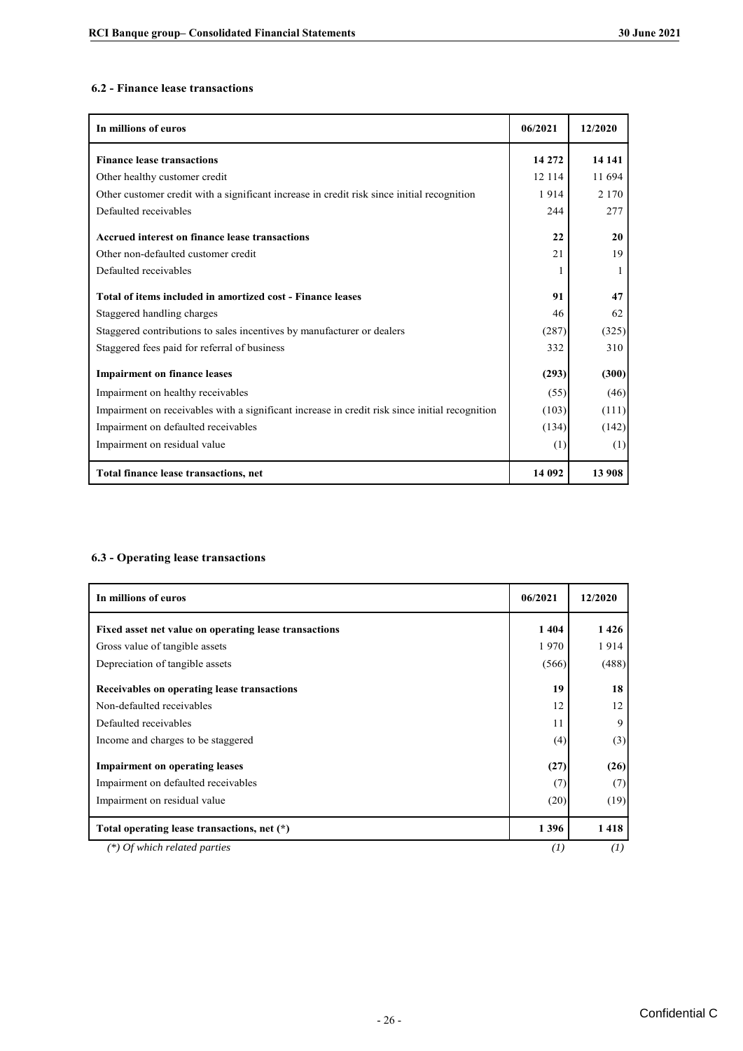### 6.2 - Finance lease transactions

| In millions of euros | 06/2021 | 12/2020 |
|---|---|---|
| **Finance lease transactions** | **14 272** | **14 141** |
| Other healthy customer credit | 12 114 | 11 694 |
| Other customer credit with a significant increase in credit risk since initial recognition | 1 914 | 2 170 |
| Defaulted receivables | 244 | 277 |
| **Accrued interest on finance lease transactions** | **22** | **20** |
| Other non-defaulted customer credit | 21 | 19 |
| Defaulted receivables | 1 | 1 |
| **Total of items included in amortized cost - Finance leases** | **91** | **47** |
| Staggered handling charges | 46 | 62 |
| Staggered contributions to sales incentives by manufacturer or dealers | (287) | (325) |
| Staggered fees paid for referral of business | 332 | 310 |
| **Impairment on finance leases** | **(293)** | **(300)** |
| Impairment on healthy receivables | (55) | (46) |
| Impairment on receivables with a significant increase in credit risk since initial recognition | (103) | (111) |
| Impairment on defaulted receivables | (134) | (142) |
| Impairment on residual value | (1) | (1) |
| **Total finance lease transactions, net** | **14 092** | **13 908** |

### 6.3 - Operating lease transactions

| In millions of euros | 06/2021 | 12/2020 |
|---|---|---|
| **Fixed asset net value on operating lease transactions** | **1 404** | **1 426** |
| Gross value of tangible assets | 1 970 | 1 914 |
| Depreciation of tangible assets | (566) | (488) |
| **Receivables on operating lease transactions** | **19** | **18** |
| Non-defaulted receivables | 12 | 12 |
| Defaulted receivables | 11 | 9 |
| Income and charges to be staggered | (4) | (3) |
| **Impairment on operating leases** | **(27)** | **(26)** |
| Impairment on defaulted receivables | (7) | (7) |
| Impairment on residual value | (20) | (19) |
| **Total operating lease transactions, net (*)** | **1 396** | **1 418** |
| *(\*) Of which related parties* | *(1)* | *(1)* |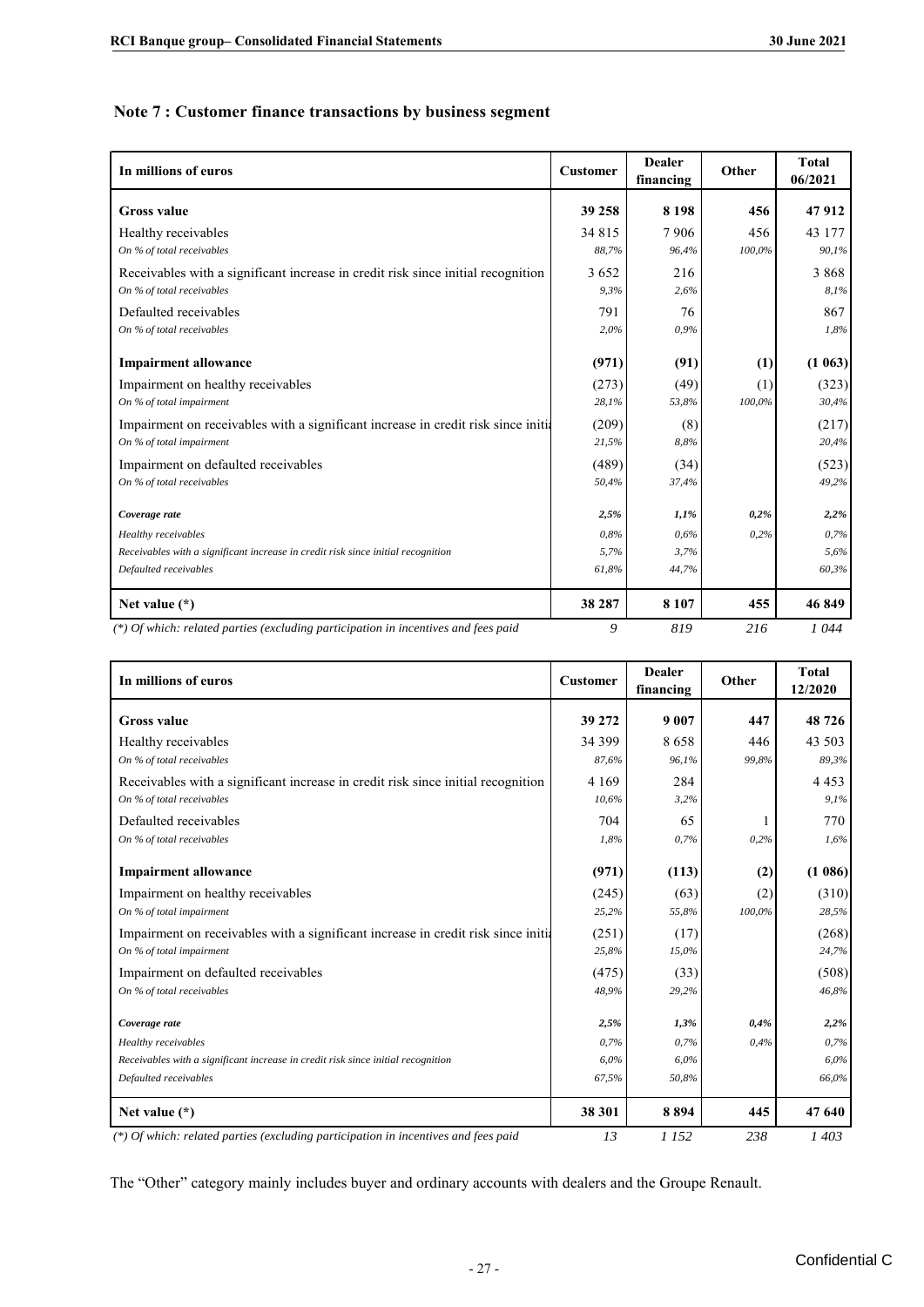## Note 7 : Customer finance transactions by business segment

| In millions of euros | Customer | Dealer financing | Other | Total 06/2021 |
|---|---|---|---|---|
| **Gross value** | **39 258** | **8 198** | **456** | **47 912** |
| Healthy receivables | 34 815 | 7 906 | 456 | 43 177 |
| *On % of total receivables* | *88,7%* | *96,4%* | *100,0%* | *90,1%* |
| Receivables with a significant increase in credit risk since initial recognition | 3 652 | 216 | | 3 868 |
| *On % of total receivables* | *9,3%* | *2,6%* | | *8,1%* |
| Defaulted receivables | 791 | 76 | | 867 |
| *On % of total receivables* | *2,0%* | *0,9%* | | *1,8%* |
| **Impairment allowance** | **(971)** | **(91)** | **(1)** | **(1 063)** |
| Impairment on healthy receivables | (273) | (49) | (1) | (323) |
| *On % of total impairment* | *28,1%* | *53,8%* | *100,0%* | *30,4%* |
| Impairment on receivables with a significant increase in credit risk since initia | (209) | (8) | | (217) |
| *On % of total impairment* | *21,5%* | *8,8%* | | *20,4%* |
| Impairment on defaulted receivables | (489) | (34) | | (523) |
| *On % of total receivables* | *50,4%* | *37,4%* | | *49,2%* |
| ***Coverage rate*** | ***2,5%*** | ***1,1%*** | ***0,2%*** | ***2,2%*** |
| *Healthy receivables* | *0,8%* | *0,6%* | *0,2%* | *0,7%* |
| *Receivables with a significant increase in credit risk since initial recognition* | *5,7%* | *3,7%* | | *5,6%* |
| *Defaulted receivables* | *61,8%* | *44,7%* | | *60,3%* |
| **Net value (\*)** | **38 287** | **8 107** | **455** | **46 849** |
| *(\*) Of which: related parties (excluding participation in incentives and fees paid* | *9* | *819* | *216* | *1 044* |

| In millions of euros | Customer | Dealer financing | Other | Total 12/2020 |
|---|---|---|---|---|
| **Gross value** | **39 272** | **9 007** | **447** | **48 726** |
| Healthy receivables | 34 399 | 8 658 | 446 | 43 503 |
| *On % of total receivables* | *87,6%* | *96,1%* | *99,8%* | *89,3%* |
| Receivables with a significant increase in credit risk since initial recognition | 4 169 | 284 | | 4 453 |
| *On % of total receivables* | *10,6%* | *3,2%* | | *9,1%* |
| Defaulted receivables | 704 | 65 | 1 | 770 |
| *On % of total receivables* | *1,8%* | *0,7%* | *0,2%* | *1,6%* |
| **Impairment allowance** | **(971)** | **(113)** | **(2)** | **(1 086)** |
| Impairment on healthy receivables | (245) | (63) | (2) | (310) |
| *On % of total impairment* | *25,2%* | *55,8%* | *100,0%* | *28,5%* |
| Impairment on receivables with a significant increase in credit risk since initia | (251) | (17) | | (268) |
| *On % of total impairment* | *25,8%* | *15,0%* | | *24,7%* |
| Impairment on defaulted receivables | (475) | (33) | | (508) |
| *On % of total receivables* | *48,9%* | *29,2%* | | *46,8%* |
| ***Coverage rate*** | ***2,5%*** | ***1,3%*** | ***0,4%*** | ***2,2%*** |
| *Healthy receivables* | *0,7%* | *0,7%* | *0,4%* | *0,7%* |
| *Receivables with a significant increase in credit risk since initial recognition* | *6,0%* | *6,0%* | | *6,0%* |
| *Defaulted receivables* | *67,5%* | *50,8%* | | *66,0%* |
| **Net value (\*)** | **38 301** | **8 894** | **445** | **47 640** |
| *(\*) Of which: related parties (excluding participation in incentives and fees paid* | *13* | *1 152* | *238* | *1 403* |

The "Other" category mainly includes buyer and ordinary accounts with dealers and the Groupe Renault.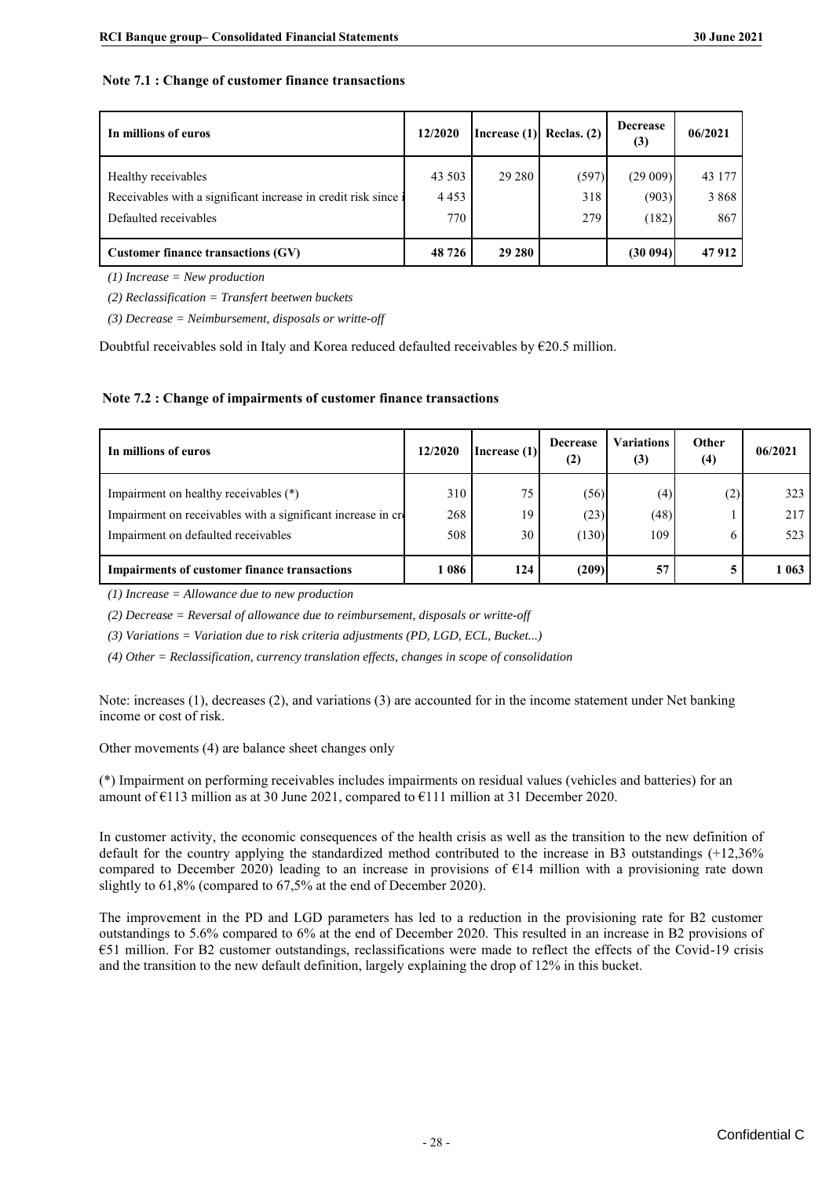### Note 7.1 : Change of customer finance transactions

| In millions of euros | 12/2020 | Increase (1) | Reclas. (2) | Decrease (3) | 06/2021 |
|---|---|---|---|---|---|
| Healthy receivables | 43 503 | 29 280 | (597) | (29 009) | 43 177 |
| Receivables with a significant increase in credit risk since i | 4 453 | | 318 | (903) | 3 868 |
| Defaulted receivables | 770 | | 279 | (182) | 867 |
| **Customer finance transactions (GV)** | **48 726** | **29 280** | | **(30 094)** | **47 912** |

*(1) Increase = New production*

*(2) Reclassification = Transfert beetwen buckets*

*(3) Decrease = Neimbursement, disposals or writte-off*

Doubtful receivables sold in Italy and Korea reduced defaulted receivables by €20.5 million.

### Note 7.2 : Change of impairments of customer finance transactions

| In millions of euros | 12/2020 | Increase (1) | Decrease (2) | Variations (3) | Other (4) | 06/2021 |
|---|---|---|---|---|---|---|
| Impairment on healthy receivables (*) | 310 | 75 | (56) | (4) | (2) | 323 |
| Impairment on receivables with a significant increase in cr | 268 | 19 | (23) | (48) | 1 | 217 |
| Impairment on defaulted receivables | 508 | 30 | (130) | 109 | 6 | 523 |
| **Impairments of customer finance transactions** | **1 086** | **124** | **(209)** | **57** | **5** | **1 063** |

*(1) Increase = Allowance due to new production*

*(2) Decrease = Reversal of allowance due to reimbursement, disposals or writte-off*

*(3) Variations = Variation due to risk criteria adjustments (PD, LGD, ECL, Bucket...)*

*(4) Other = Reclassification, currency translation effects, changes in scope of consolidation*

Note: increases (1), decreases (2), and variations (3) are accounted for in the income statement under Net banking income or cost of risk.

Other movements (4) are balance sheet changes only

(*) Impairment on performing receivables includes impairments on residual values (vehicles and batteries) for an amount of €113 million as at 30 June 2021, compared to €111 million at 31 December 2020.

In customer activity, the economic consequences of the health crisis as well as the transition to the new definition of default for the country applying the standardized method contributed to the increase in B3 outstandings (+12,36% compared to December 2020) leading to an increase in provisions of €14 million with a provisioning rate down slightly to 61,8% (compared to 67,5% at the end of December 2020).

The improvement in the PD and LGD parameters has led to a reduction in the provisioning rate for B2 customer outstandings to 5.6% compared to 6% at the end of December 2020. This resulted in an increase in B2 provisions of €51 million. For B2 customer outstandings, reclassifications were made to reflect the effects of the Covid-19 crisis and the transition to the new default definition, largely explaining the drop of 12% in this bucket.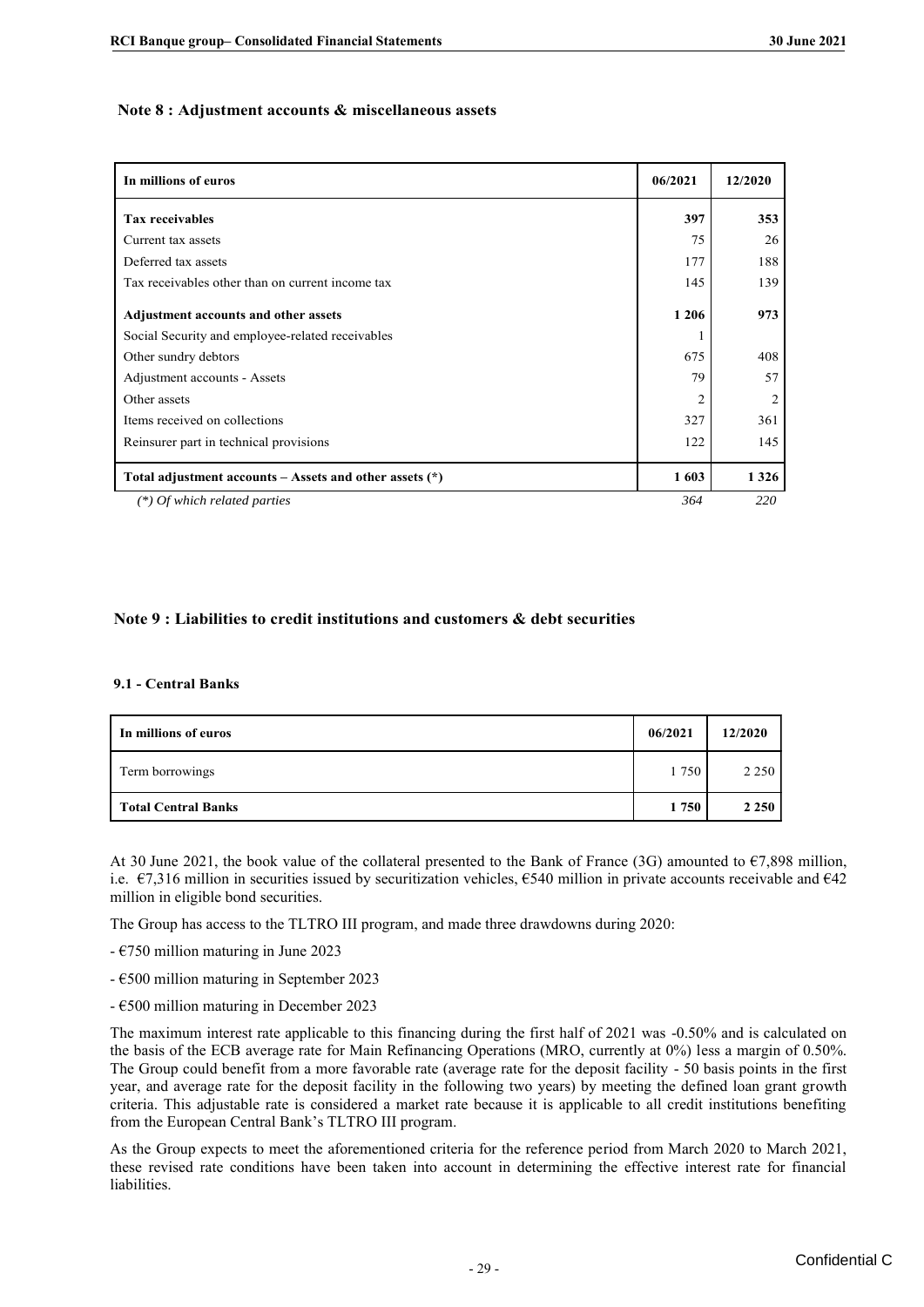## Note 8 : Adjustment accounts & miscellaneous assets

| In millions of euros | 06/2021 | 12/2020 |
|---|---|---|
| **Tax receivables** | **397** | **353** |
| Current tax assets | 75 | 26 |
| Deferred tax assets | 177 | 188 |
| Tax receivables other than on current income tax | 145 | 139 |
| **Adjustment accounts and other assets** | **1 206** | **973** |
| Social Security and employee-related receivables | 1 | |
| Other sundry debtors | 675 | 408 |
| Adjustment accounts - Assets | 79 | 57 |
| Other assets | 2 | 2 |
| Items received on collections | 327 | 361 |
| Reinsurer part in technical provisions | 122 | 145 |
| **Total adjustment accounts – Assets and other assets (*)** | **1 603** | **1 326** |
| *(*) Of which related parties* | *364* | *220* |

## Note 9 : Liabilities to credit institutions and customers & debt securities

### 9.1 - Central Banks

| In millions of euros | 06/2021 | 12/2020 |
|---|---|---|
| Term borrowings | 1 750 | 2 250 |
| **Total Central Banks** | **1 750** | **2 250** |

At 30 June 2021, the book value of the collateral presented to the Bank of France (3G) amounted to €7,898 million, i.e. €7,316 million in securities issued by securitization vehicles, €540 million in private accounts receivable and €42 million in eligible bond securities.

The Group has access to the TLTRO III program, and made three drawdowns during 2020:

- €750 million maturing in June 2023
- €500 million maturing in September 2023
- €500 million maturing in December 2023

The maximum interest rate applicable to this financing during the first half of 2021 was -0.50% and is calculated on the basis of the ECB average rate for Main Refinancing Operations (MRO, currently at 0%) less a margin of 0.50%. The Group could benefit from a more favorable rate (average rate for the deposit facility - 50 basis points in the first year, and average rate for the deposit facility in the following two years) by meeting the defined loan grant growth criteria. This adjustable rate is considered a market rate because it is applicable to all credit institutions benefiting from the European Central Bank's TLTRO III program.

As the Group expects to meet the aforementioned criteria for the reference period from March 2020 to March 2021, these revised rate conditions have been taken into account in determining the effective interest rate for financial liabilities.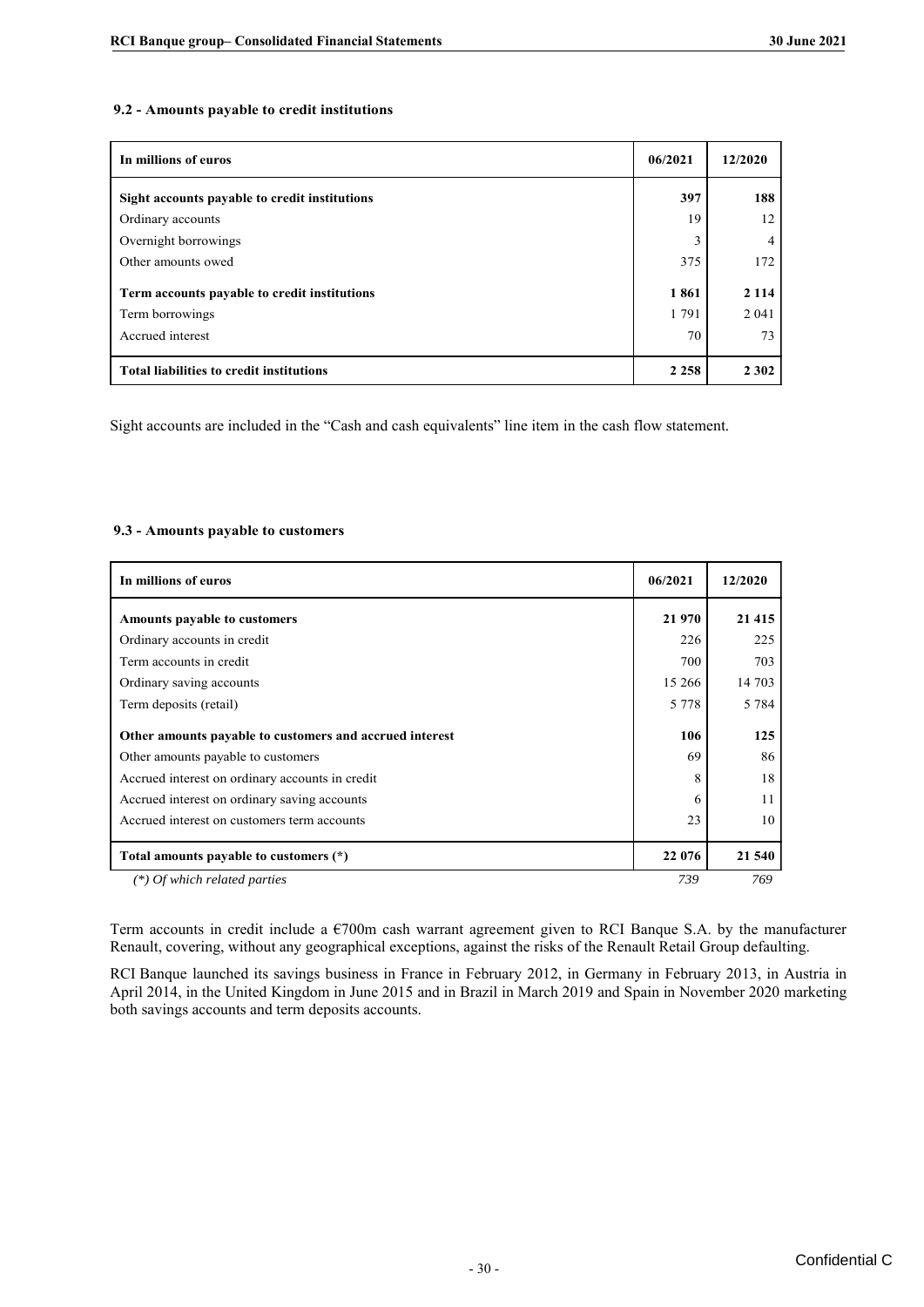### 9.2 - Amounts payable to credit institutions

| In millions of euros | 06/2021 | 12/2020 |
|---|---|---|
| **Sight accounts payable to credit institutions** | **397** | **188** |
| Ordinary accounts | 19 | 12 |
| Overnight borrowings | 3 | 4 |
| Other amounts owed | 375 | 172 |
| **Term accounts payable to credit institutions** | **1 861** | **2 114** |
| Term borrowings | 1 791 | 2 041 |
| Accrued interest | 70 | 73 |
| **Total liabilities to credit institutions** | **2 258** | **2 302** |

Sight accounts are included in the "Cash and cash equivalents" line item in the cash flow statement.

### 9.3 - Amounts payable to customers

| In millions of euros | 06/2021 | 12/2020 |
|---|---|---|
| **Amounts payable to customers** | **21 970** | **21 415** |
| Ordinary accounts in credit | 226 | 225 |
| Term accounts in credit | 700 | 703 |
| Ordinary saving accounts | 15 266 | 14 703 |
| Term deposits (retail) | 5 778 | 5 784 |
| **Other amounts payable to customers and accrued interest** | **106** | **125** |
| Other amounts payable to customers | 69 | 86 |
| Accrued interest on ordinary accounts in credit | 8 | 18 |
| Accrued interest on ordinary saving accounts | 6 | 11 |
| Accrued interest on customers term accounts | 23 | 10 |
| **Total amounts payable to customers (\*)** | **22 076** | **21 540** |
| *(\*) Of which related parties* | *739* | *769* |

Term accounts in credit include a €700m cash warrant agreement given to RCI Banque S.A. by the manufacturer Renault, covering, without any geographical exceptions, against the risks of the Renault Retail Group defaulting.

RCI Banque launched its savings business in France in February 2012, in Germany in February 2013, in Austria in April 2014, in the United Kingdom in June 2015 and in Brazil in March 2019 and Spain in November 2020 marketing both savings accounts and term deposits accounts.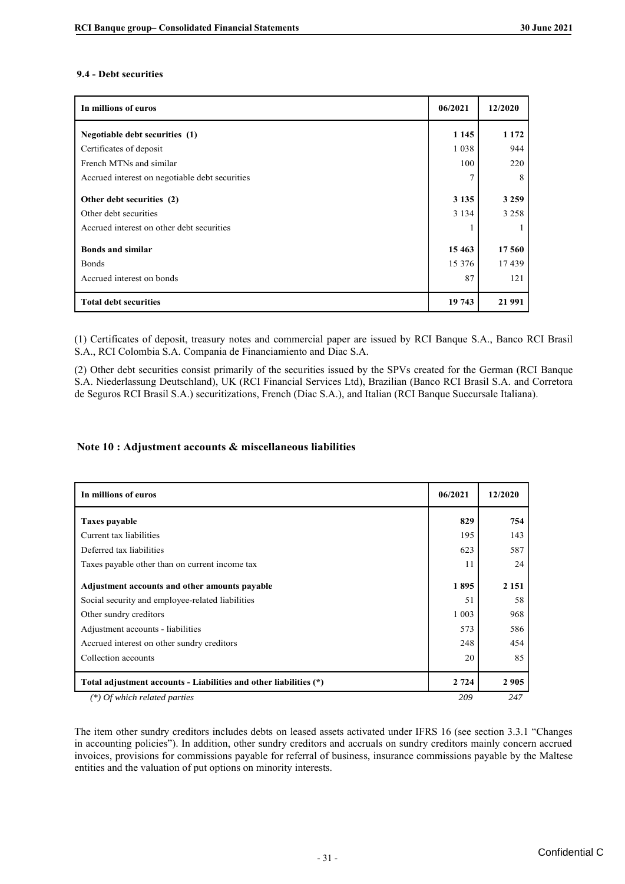### 9.4 - Debt securities

| In millions of euros | 06/2021 | 12/2020 |
|---|---|---|
| **Negotiable debt securities (1)** | **1 145** | **1 172** |
| Certificates of deposit | 1 038 | 944 |
| French MTNs and similar | 100 | 220 |
| Accrued interest on negotiable debt securities | 7 | 8 |
| **Other debt securities (2)** | **3 135** | **3 259** |
| Other debt securities | 3 134 | 3 258 |
| Accrued interest on other debt securities | 1 | 1 |
| **Bonds and similar** | **15 463** | **17 560** |
| Bonds | 15 376 | 17 439 |
| Accrued interest on bonds | 87 | 121 |
| **Total debt securities** | **19 743** | **21 991** |

(1) Certificates of deposit, treasury notes and commercial paper are issued by RCI Banque S.A., Banco RCI Brasil S.A., RCI Colombia S.A. Compania de Financiamiento and Diac S.A.

(2) Other debt securities consist primarily of the securities issued by the SPVs created for the German (RCI Banque S.A. Niederlassung Deutschland), UK (RCI Financial Services Ltd), Brazilian (Banco RCI Brasil S.A. and Corretora de Seguros RCI Brasil S.A.) securitizations, French (Diac S.A.), and Italian (RCI Banque Succursale Italiana).

## Note 10 : Adjustment accounts & miscellaneous liabilities

| In millions of euros | 06/2021 | 12/2020 |
|---|---|---|
| **Taxes payable** | **829** | **754** |
| Current tax liabilities | 195 | 143 |
| Deferred tax liabilities | 623 | 587 |
| Taxes payable other than on current income tax | 11 | 24 |
| **Adjustment accounts and other amounts payable** | **1 895** | **2 151** |
| Social security and employee-related liabilities | 51 | 58 |
| Other sundry creditors | 1 003 | 968 |
| Adjustment accounts - liabilities | 573 | 586 |
| Accrued interest on other sundry creditors | 248 | 454 |
| Collection accounts | 20 | 85 |
| **Total adjustment accounts - Liabilities and other liabilities (\*)** | **2 724** | **2 905** |
| *(\*) Of which related parties* | *209* | *247* |

The item other sundry creditors includes debts on leased assets activated under IFRS 16 (see section 3.3.1 "Changes in accounting policies"). In addition, other sundry creditors and accruals on sundry creditors mainly concern accrued invoices, provisions for commissions payable for referral of business, insurance commissions payable by the Maltese entities and the valuation of put options on minority interests.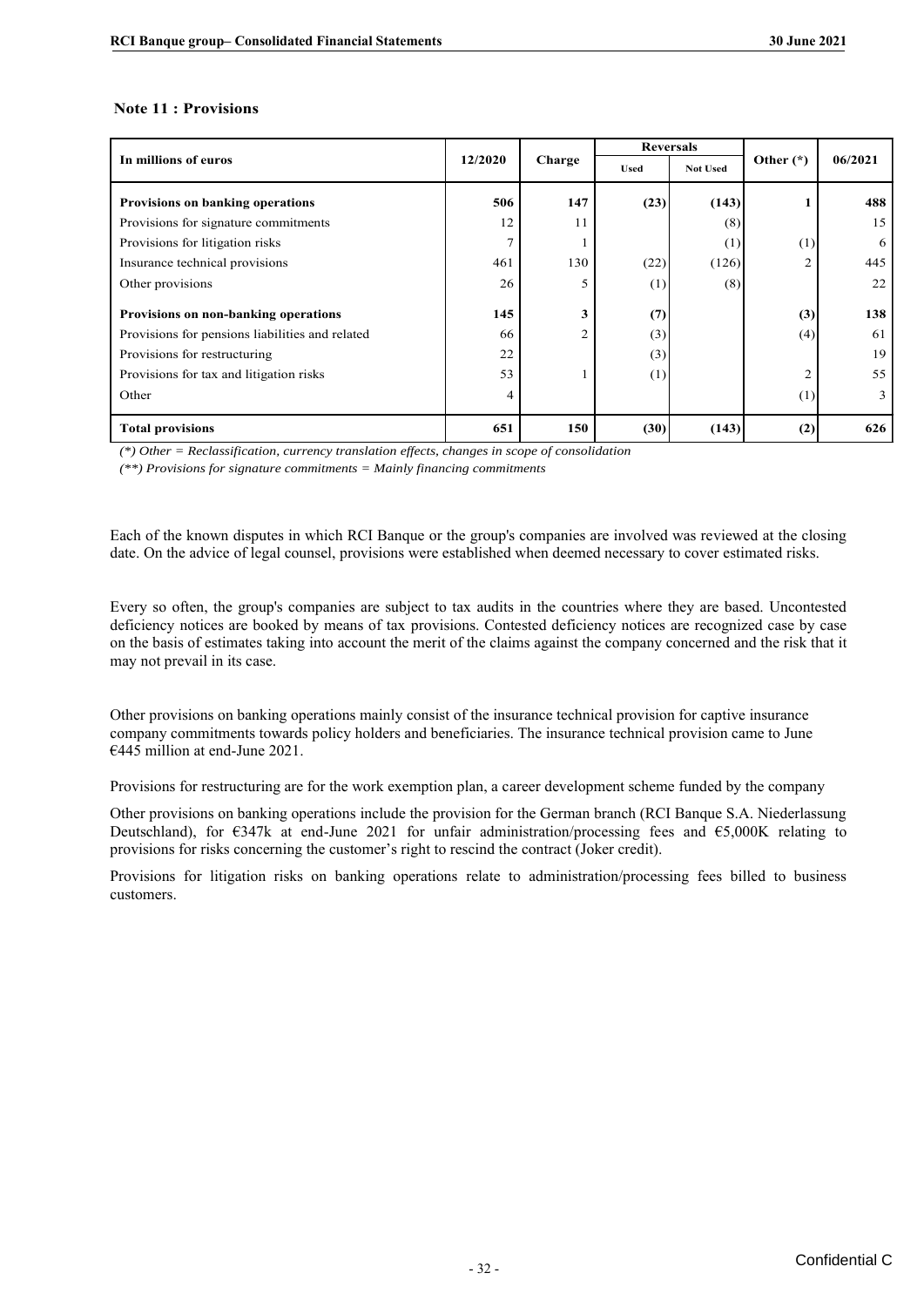## Note 11 : Provisions

| In millions of euros | 12/2020 | Charge | Reversals | | Other (*) | 06/2021 |
|---|---|---|---|---|---|---|
| | | | Used | Not Used | | |
| **Provisions on banking operations** | **506** | **147** | **(23)** | **(143)** | **1** | **488** |
| Provisions for signature commitments | 12 | 11 | | (8) | | 15 |
| Provisions for litigation risks | 7 | 1 | | (1) | (1) | 6 |
| Insurance technical provisions | 461 | 130 | (22) | (126) | 2 | 445 |
| Other provisions | 26 | 5 | (1) | (8) | | 22 |
| **Provisions on non-banking operations** | **145** | **3** | **(7)** | | **(3)** | **138** |
| Provisions for pensions liabilities and related | 66 | 2 | (3) | | (4) | 61 |
| Provisions for restructuring | 22 | | (3) | | | 19 |
| Provisions for tax and litigation risks | 53 | 1 | (1) | | 2 | 55 |
| Other | 4 | | | | (1) | 3 |
| **Total provisions** | **651** | **150** | **(30)** | **(143)** | **(2)** | **626** |

*(\*) Other = Reclassification, currency translation effects, changes in scope of consolidation*

*(\*\*) Provisions for signature commitments = Mainly financing commitments*

Each of the known disputes in which RCI Banque or the group's companies are involved was reviewed at the closing date. On the advice of legal counsel, provisions were established when deemed necessary to cover estimated risks.

Every so often, the group's companies are subject to tax audits in the countries where they are based. Uncontested deficiency notices are booked by means of tax provisions. Contested deficiency notices are recognized case by case on the basis of estimates taking into account the merit of the claims against the company concerned and the risk that it may not prevail in its case.

Other provisions on banking operations mainly consist of the insurance technical provision for captive insurance company commitments towards policy holders and beneficiaries. The insurance technical provision came to June €445 million at end-June 2021.

Provisions for restructuring are for the work exemption plan, a career development scheme funded by the company

Other provisions on banking operations include the provision for the German branch (RCI Banque S.A. Niederlassung Deutschland), for €347k at end-June 2021 for unfair administration/processing fees and €5,000K relating to provisions for risks concerning the customer's right to rescind the contract (Joker credit).

Provisions for litigation risks on banking operations relate to administration/processing fees billed to business customers.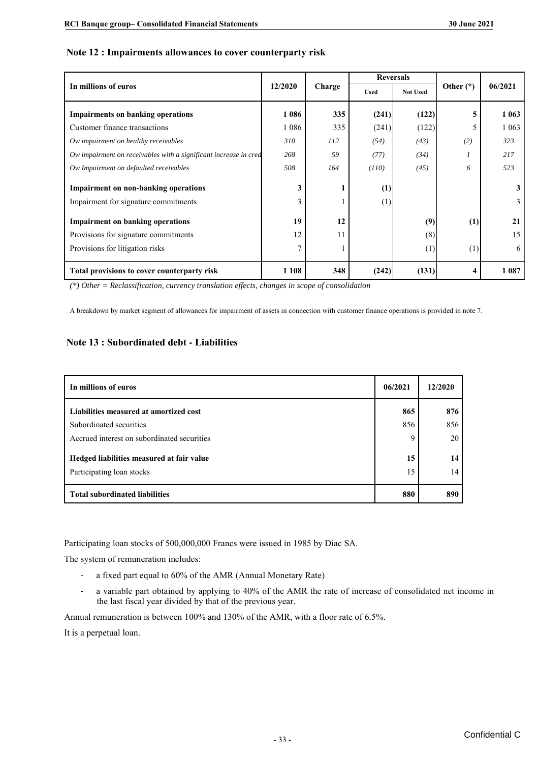## Note 12 : Impairments allowances to cover counterparty risk

| In millions of euros | 12/2020 | Charge | Reversals | | Other (*) | 06/2021 |
|---|---|---|---|---|---|---|
| | | | Used | Not Used | | |
| **Impairments on banking operations** | **1 086** | **335** | **(241)** | **(122)** | **5** | **1 063** |
| Customer finance transactions | 1 086 | 335 | (241) | (122) | 5 | 1 063 |
| *Ow impairment on healthy receivables* | *310* | *112* | *(54)* | *(43)* | *(2)* | *323* |
| *Ow impairment on receivables with a significant increase in cred* | *268* | *59* | *(77)* | *(34)* | *1* | *217* |
| *Ow Impairment on defaulted receivables* | *508* | *164* | *(110)* | *(45)* | *6* | *523* |
| **Impairment on non-banking operations** | **3** | **1** | **(1)** | | | **3** |
| Impairment for signature commitments | 3 | 1 | (1) | | | 3 |
| **Impairment on banking operations** | **19** | **12** | | **(9)** | **(1)** | **21** |
| Provisions for signature commitments | 12 | 11 | | (8) | | 15 |
| Provisions for litigation risks | 7 | 1 | | (1) | (1) | 6 |
| **Total provisions to cover counterparty risk** | **1 108** | **348** | **(242)** | **(131)** | **4** | **1 087** |

*(\*) Other = Reclassification, currency translation effects, changes in scope of consolidation*

A breakdown by market segment of allowances for impairment of assets in connection with customer finance operations is provided in note 7.

## Note 13 : Subordinated debt - Liabilities

| In millions of euros | 06/2021 | 12/2020 |
|---|---|---|
| **Liabilities measured at amortized cost** | **865** | **876** |
| Subordinated securities | 856 | 856 |
| Accrued interest on subordinated securities | 9 | 20 |
| **Hedged liabilities measured at fair value** | **15** | **14** |
| Participating loan stocks | 15 | 14 |
| **Total subordinated liabilities** | **880** | **890** |

Participating loan stocks of 500,000,000 Francs were issued in 1985 by Diac SA.

The system of remuneration includes:

- a fixed part equal to 60% of the AMR (Annual Monetary Rate)
- a variable part obtained by applying to 40% of the AMR the rate of increase of consolidated net income in the last fiscal year divided by that of the previous year.

Annual remuneration is between 100% and 130% of the AMR, with a floor rate of 6.5%.

It is a perpetual loan.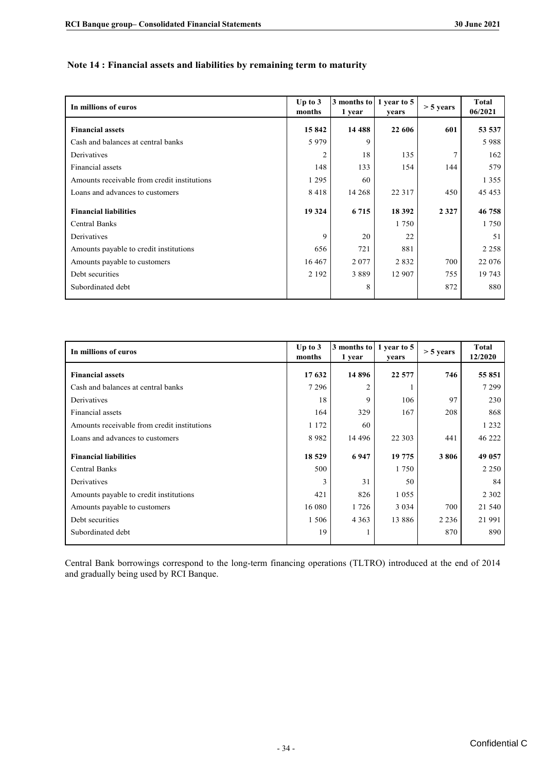## Note 14 : Financial assets and liabilities by remaining term to maturity

| In millions of euros | Up to 3 months | 3 months to 1 year | 1 year to 5 years | > 5 years | Total 06/2021 |
|---|---|---|---|---|---|
| **Financial assets** | **15 842** | **14 488** | **22 606** | **601** | **53 537** |
| Cash and balances at central banks | 5 979 | 9 | | | 5 988 |
| Derivatives | 2 | 18 | 135 | 7 | 162 |
| Financial assets | 148 | 133 | 154 | 144 | 579 |
| Amounts receivable from credit institutions | 1 295 | 60 | | | 1 355 |
| Loans and advances to customers | 8 418 | 14 268 | 22 317 | 450 | 45 453 |
| **Financial liabilities** | **19 324** | **6 715** | **18 392** | **2 327** | **46 758** |
| Central Banks | | | 1 750 | | 1 750 |
| Derivatives | 9 | 20 | 22 | | 51 |
| Amounts payable to credit institutions | 656 | 721 | 881 | | 2 258 |
| Amounts payable to customers | 16 467 | 2 077 | 2 832 | 700 | 22 076 |
| Debt securities | 2 192 | 3 889 | 12 907 | 755 | 19 743 |
| Subordinated debt | | 8 | | 872 | 880 |

| In millions of euros | Up to 3 months | 3 months to 1 year | 1 year to 5 years | > 5 years | Total 12/2020 |
|---|---|---|---|---|---|
| **Financial assets** | **17 632** | **14 896** | **22 577** | **746** | **55 851** |
| Cash and balances at central banks | 7 296 | 2 | 1 | | 7 299 |
| Derivatives | 18 | 9 | 106 | 97 | 230 |
| Financial assets | 164 | 329 | 167 | 208 | 868 |
| Amounts receivable from credit institutions | 1 172 | 60 | | | 1 232 |
| Loans and advances to customers | 8 982 | 14 496 | 22 303 | 441 | 46 222 |
| **Financial liabilities** | **18 529** | **6 947** | **19 775** | **3 806** | **49 057** |
| Central Banks | 500 | | 1 750 | | 2 250 |
| Derivatives | 3 | 31 | 50 | | 84 |
| Amounts payable to credit institutions | 421 | 826 | 1 055 | | 2 302 |
| Amounts payable to customers | 16 080 | 1 726 | 3 034 | 700 | 21 540 |
| Debt securities | 1 506 | 4 363 | 13 886 | 2 236 | 21 991 |
| Subordinated debt | 19 | 1 | | 870 | 890 |

Central Bank borrowings correspond to the long-term financing operations (TLTRO) introduced at the end of 2014 and gradually being used by RCI Banque.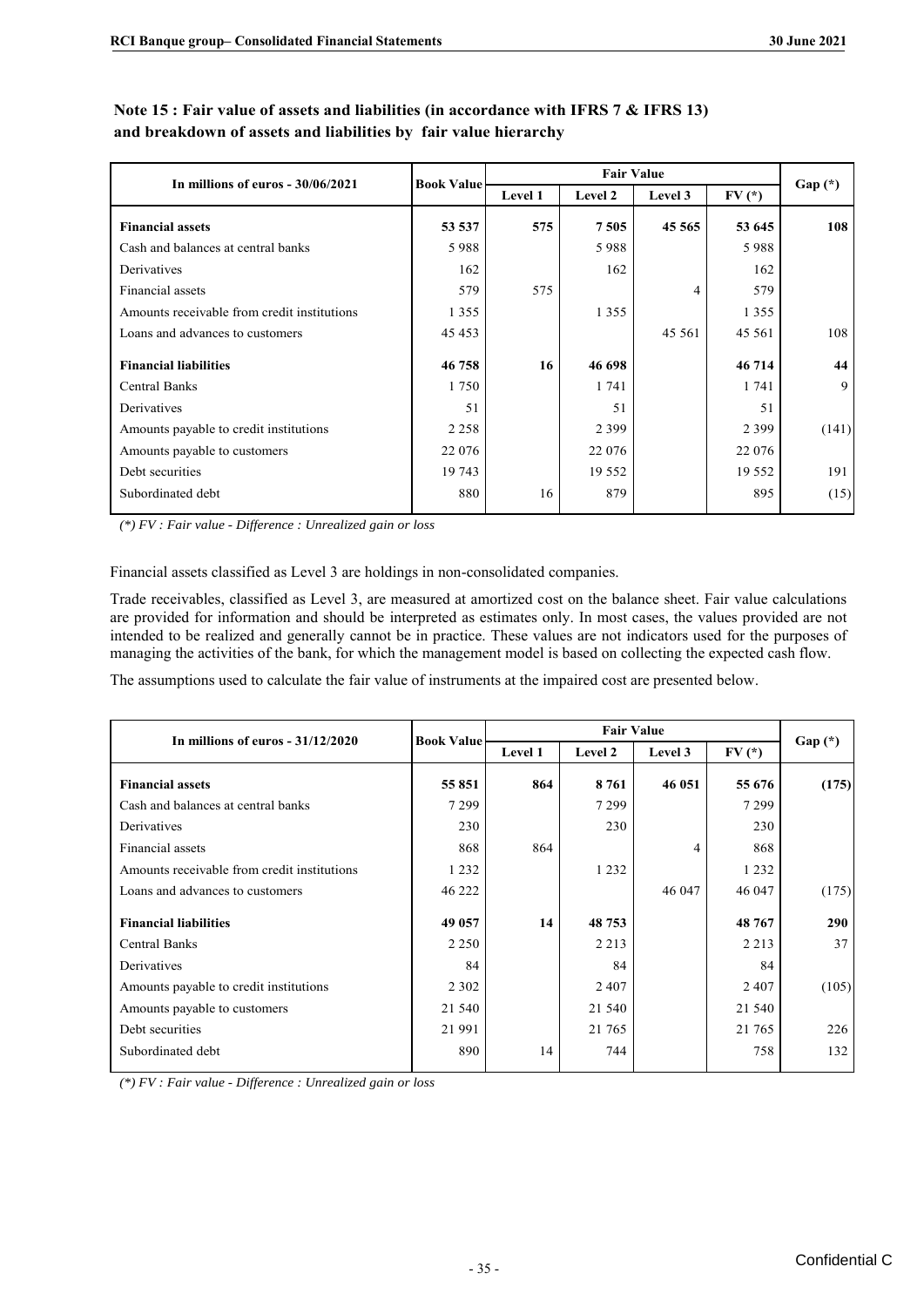## Note 15 : Fair value of assets and liabilities (in accordance with IFRS 7 & IFRS 13) and breakdown of assets and liabilities by fair value hierarchy

| In millions of euros - 30/06/2021 | Book Value | Fair Value | | | | Gap (*) |
|---|---|---|---|---|---|---|
| | | Level 1 | Level 2 | Level 3 | FV (*) | |
| **Financial assets** | **53 537** | **575** | **7 505** | **45 565** | **53 645** | **108** |
| Cash and balances at central banks | 5 988 | | 5 988 | | 5 988 | |
| Derivatives | 162 | | 162 | | 162 | |
| Financial assets | 579 | 575 | | 4 | 579 | |
| Amounts receivable from credit institutions | 1 355 | | 1 355 | | 1 355 | |
| Loans and advances to customers | 45 453 | | | 45 561 | 45 561 | 108 |
| **Financial liabilities** | **46 758** | **16** | **46 698** | | **46 714** | **44** |
| Central Banks | 1 750 | | 1 741 | | 1 741 | 9 |
| Derivatives | 51 | | 51 | | 51 | |
| Amounts payable to credit institutions | 2 258 | | 2 399 | | 2 399 | (141) |
| Amounts payable to customers | 22 076 | | 22 076 | | 22 076 | |
| Debt securities | 19 743 | | 19 552 | | 19 552 | 191 |
| Subordinated debt | 880 | 16 | 879 | | 895 | (15) |

*(\*) FV : Fair value - Difference : Unrealized gain or loss*

Financial assets classified as Level 3 are holdings in non-consolidated companies.

Trade receivables, classified as Level 3, are measured at amortized cost on the balance sheet. Fair value calculations are provided for information and should be interpreted as estimates only. In most cases, the values provided are not intended to be realized and generally cannot be in practice. These values are not indicators used for the purposes of managing the activities of the bank, for which the management model is based on collecting the expected cash flow.

The assumptions used to calculate the fair value of instruments at the impaired cost are presented below.

| In millions of euros - 31/12/2020 | Book Value | Fair Value | | | | Gap (*) |
|---|---|---|---|---|---|---|
| | | Level 1 | Level 2 | Level 3 | FV (*) | |
| **Financial assets** | **55 851** | **864** | **8 761** | **46 051** | **55 676** | **(175)** |
| Cash and balances at central banks | 7 299 | | 7 299 | | 7 299 | |
| Derivatives | 230 | | 230 | | 230 | |
| Financial assets | 868 | 864 | | 4 | 868 | |
| Amounts receivable from credit institutions | 1 232 | | 1 232 | | 1 232 | |
| Loans and advances to customers | 46 222 | | | 46 047 | 46 047 | (175) |
| **Financial liabilities** | **49 057** | **14** | **48 753** | | **48 767** | **290** |
| Central Banks | 2 250 | | 2 213 | | 2 213 | 37 |
| Derivatives | 84 | | 84 | | 84 | |
| Amounts payable to credit institutions | 2 302 | | 2 407 | | 2 407 | (105) |
| Amounts payable to customers | 21 540 | | 21 540 | | 21 540 | |
| Debt securities | 21 991 | | 21 765 | | 21 765 | 226 |
| Subordinated debt | 890 | 14 | 744 | | 758 | 132 |

*(\*) FV : Fair value - Difference : Unrealized gain or loss*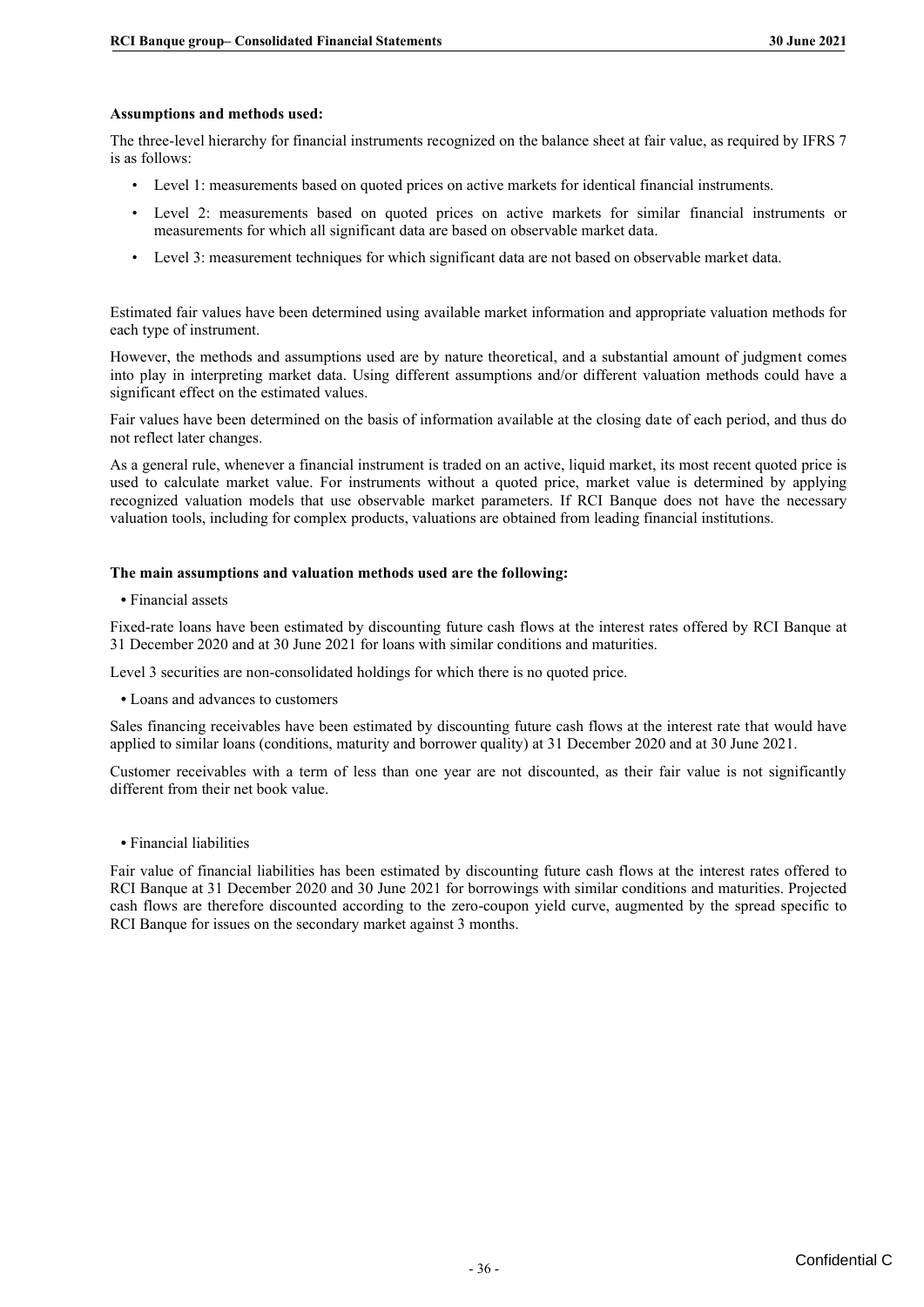**Assumptions and methods used:**

The three-level hierarchy for financial instruments recognized on the balance sheet at fair value, as required by IFRS 7 is as follows:

- Level 1: measurements based on quoted prices on active markets for identical financial instruments.
- Level 2: measurements based on quoted prices on active markets for similar financial instruments or measurements for which all significant data are based on observable market data.
- Level 3: measurement techniques for which significant data are not based on observable market data.

Estimated fair values have been determined using available market information and appropriate valuation methods for each type of instrument.

However, the methods and assumptions used are by nature theoretical, and a substantial amount of judgment comes into play in interpreting market data. Using different assumptions and/or different valuation methods could have a significant effect on the estimated values.

Fair values have been determined on the basis of information available at the closing date of each period, and thus do not reflect later changes.

As a general rule, whenever a financial instrument is traded on an active, liquid market, its most recent quoted price is used to calculate market value. For instruments without a quoted price, market value is determined by applying recognized valuation models that use observable market parameters. If RCI Banque does not have the necessary valuation tools, including for complex products, valuations are obtained from leading financial institutions.

**The main assumptions and valuation methods used are the following:**

- Financial assets

Fixed-rate loans have been estimated by discounting future cash flows at the interest rates offered by RCI Banque at 31 December 2020 and at 30 June 2021 for loans with similar conditions and maturities.

Level 3 securities are non-consolidated holdings for which there is no quoted price.

- Loans and advances to customers

Sales financing receivables have been estimated by discounting future cash flows at the interest rate that would have applied to similar loans (conditions, maturity and borrower quality) at 31 December 2020 and at 30 June 2021.

Customer receivables with a term of less than one year are not discounted, as their fair value is not significantly different from their net book value.

- Financial liabilities

Fair value of financial liabilities has been estimated by discounting future cash flows at the interest rates offered to RCI Banque at 31 December 2020 and 30 June 2021 for borrowings with similar conditions and maturities. Projected cash flows are therefore discounted according to the zero-coupon yield curve, augmented by the spread specific to RCI Banque for issues on the secondary market against 3 months.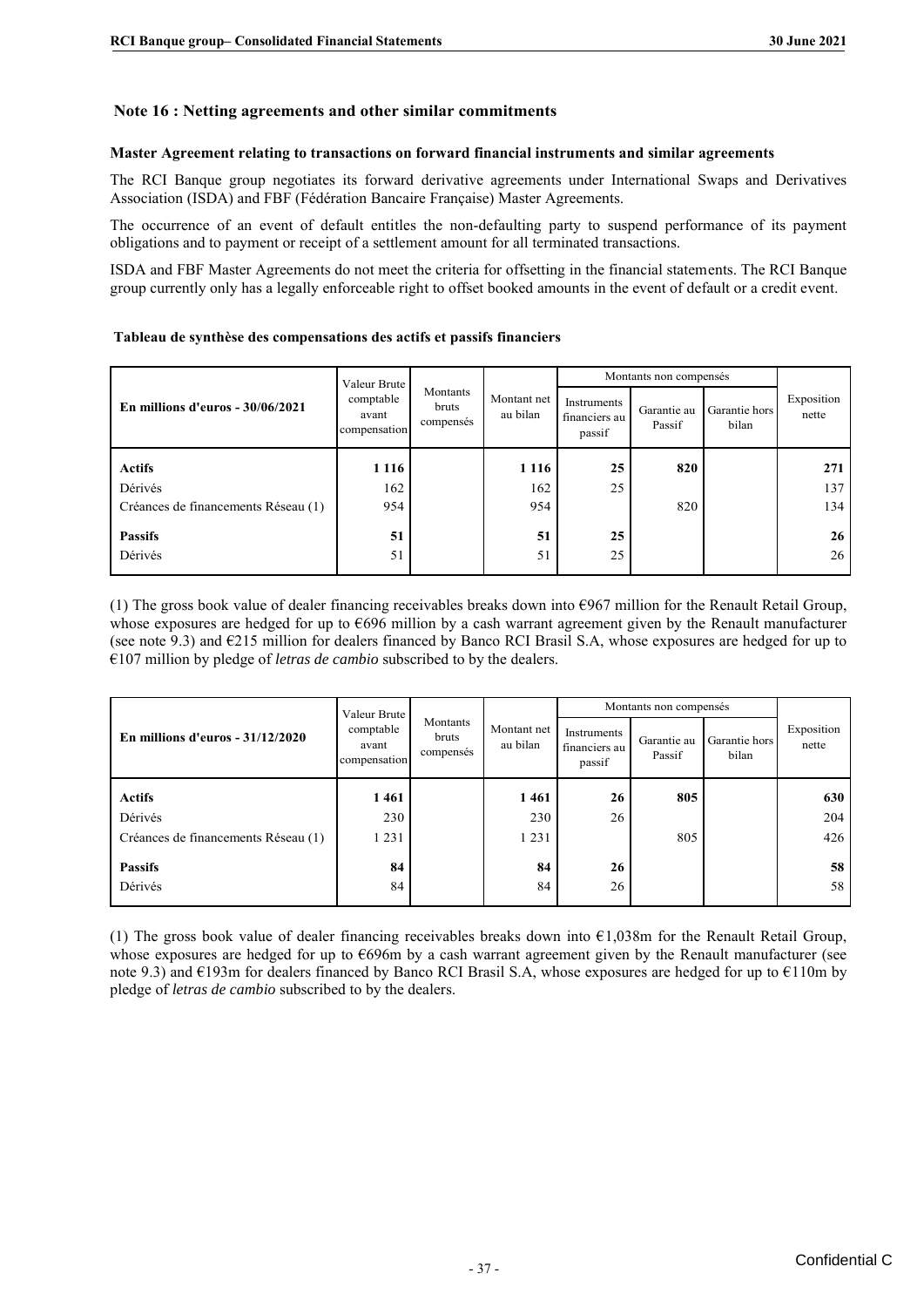## Note 16 : Netting agreements and other similar commitments

### Master Agreement relating to transactions on forward financial instruments and similar agreements

The RCI Banque group negotiates its forward derivative agreements under International Swaps and Derivatives Association (ISDA) and FBF (Fédération Bancaire Française) Master Agreements.

The occurrence of an event of default entitles the non-defaulting party to suspend performance of its payment obligations and to payment or receipt of a settlement amount for all terminated transactions.

ISDA and FBF Master Agreements do not meet the criteria for offsetting in the financial statements. The RCI Banque group currently only has a legally enforceable right to offset booked amounts in the event of default or a credit event.

### Tableau de synthèse des compensations des actifs et passifs financiers

| En millions d'euros - 30/06/2021 | Valeur Brute comptable avant compensation | Montants bruts compensés | Montant net au bilan | Montants non compensés | | | Exposition nette |
|---|---|---|---|---|---|---|---|
| | | | | Instruments financiers au passif | Garantie au Passif | Garantie hors bilan | |
| **Actifs** | **1 116** | | **1 116** | **25** | **820** | | **271** |
| Dérivés | 162 | | 162 | 25 | | | 137 |
| Créances de financements Réseau (1) | 954 | | 954 | | 820 | | 134 |
| **Passifs** | **51** | | **51** | **25** | | | **26** |
| Dérivés | 51 | | 51 | 25 | | | 26 |

(1) The gross book value of dealer financing receivables breaks down into €967 million for the Renault Retail Group, whose exposures are hedged for up to €696 million by a cash warrant agreement given by the Renault manufacturer (see note 9.3) and €215 million for dealers financed by Banco RCI Brasil S.A, whose exposures are hedged for up to €107 million by pledge of *letras de cambio* subscribed to by the dealers.

| En millions d'euros - 31/12/2020 | Valeur Brute comptable avant compensation | Montants bruts compensés | Montant net au bilan | Montants non compensés | | | Exposition nette |
|---|---|---|---|---|---|---|---|
| | | | | Instruments financiers au passif | Garantie au Passif | Garantie hors bilan | |
| **Actifs** | **1 461** | | **1 461** | **26** | **805** | | **630** |
| Dérivés | 230 | | 230 | 26 | | | 204 |
| Créances de financements Réseau (1) | 1 231 | | 1 231 | | 805 | | 426 |
| **Passifs** | **84** | | **84** | **26** | | | **58** |
| Dérivés | 84 | | 84 | 26 | | | 58 |

(1) The gross book value of dealer financing receivables breaks down into €1,038m for the Renault Retail Group, whose exposures are hedged for up to €696m by a cash warrant agreement given by the Renault manufacturer (see note 9.3) and €193m for dealers financed by Banco RCI Brasil S.A, whose exposures are hedged for up to €110m by pledge of *letras de cambio* subscribed to by the dealers.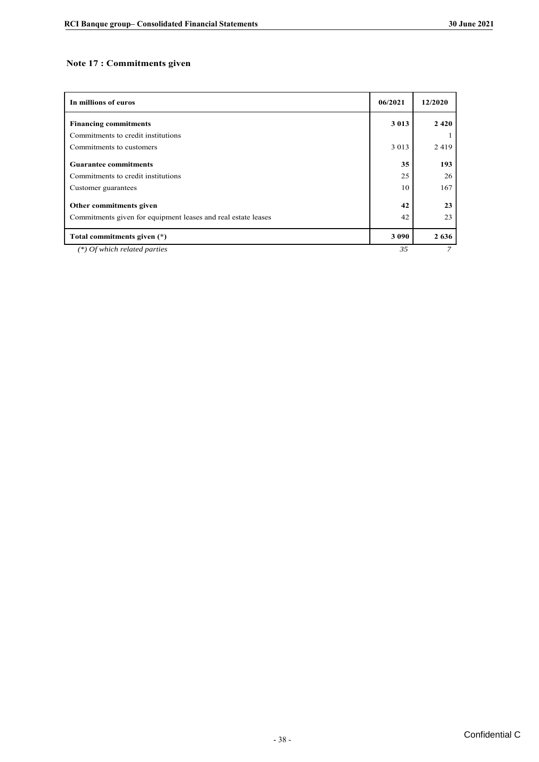## Note 17 : Commitments given

| In millions of euros | 06/2021 | 12/2020 |
|---|---|---|
| **Financing commitments** | **3 013** | **2 420** |
| Commitments to credit institutions | | 1 |
| Commitments to customers | 3 013 | 2 419 |
| **Guarantee commitments** | **35** | **193** |
| Commitments to credit institutions | 25 | 26 |
| Customer guarantees | 10 | 167 |
| **Other commitments given** | **42** | **23** |
| Commitments given for equipment leases and real estate leases | 42 | 23 |
| **Total commitments given (*)** | **3 090** | **2 636** |
| *(*) Of which related parties* | *35* | *7* |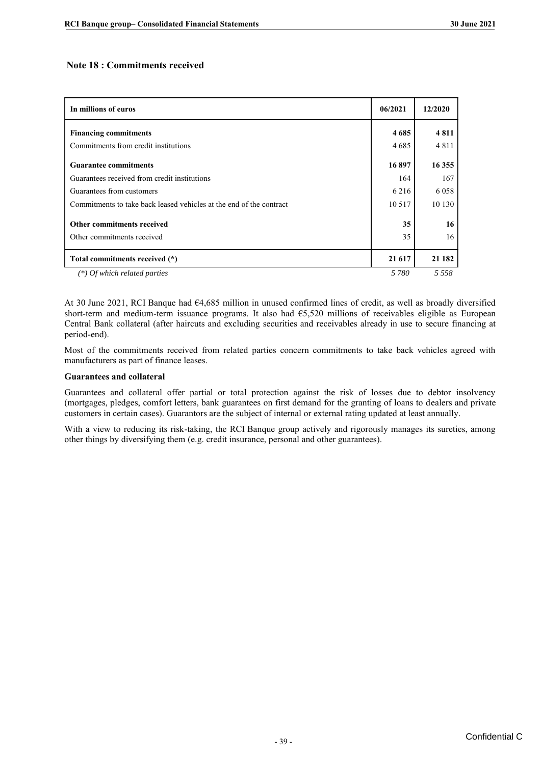## Note 18 : Commitments received

| In millions of euros | 06/2021 | 12/2020 |
|---|---|---|
| **Financing commitments** | **4 685** | **4 811** |
| Commitments from credit institutions | 4 685 | 4 811 |
| **Guarantee commitments** | **16 897** | **16 355** |
| Guarantees received from credit institutions | 164 | 167 |
| Guarantees from customers | 6 216 | 6 058 |
| Commitments to take back leased vehicles at the end of the contract | 10 517 | 10 130 |
| **Other commitments received** | **35** | **16** |
| Other commitments received | 35 | 16 |
| **Total commitments received (\*)** | **21 617** | **21 182** |
| *(\*) Of which related parties* | *5 780* | *5 558* |

At 30 June 2021, RCI Banque had €4,685 million in unused confirmed lines of credit, as well as broadly diversified short-term and medium-term issuance programs. It also had €5,520 millions of receivables eligible as European Central Bank collateral (after haircuts and excluding securities and receivables already in use to secure financing at period-end).

Most of the commitments received from related parties concern commitments to take back vehicles agreed with manufacturers as part of finance leases.

**Guarantees and collateral**

Guarantees and collateral offer partial or total protection against the risk of losses due to debtor insolvency (mortgages, pledges, comfort letters, bank guarantees on first demand for the granting of loans to dealers and private customers in certain cases). Guarantors are the subject of internal or external rating updated at least annually.

With a view to reducing its risk-taking, the RCI Banque group actively and rigorously manages its sureties, among other things by diversifying them (e.g. credit insurance, personal and other guarantees).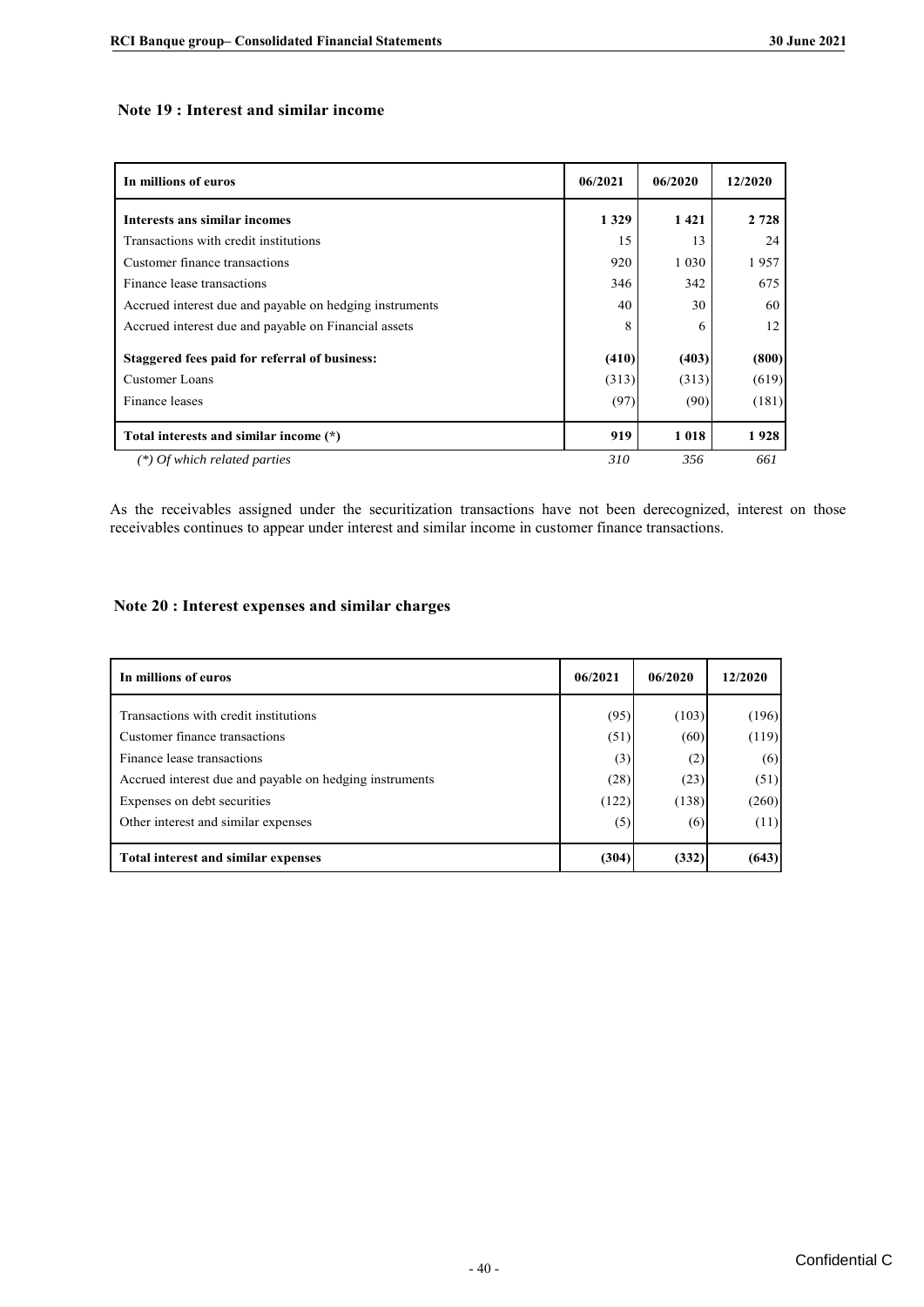## Note 19 : Interest and similar income

| In millions of euros | 06/2021 | 06/2020 | 12/2020 |
|---|---|---|---|
| **Interests ans similar incomes** | **1 329** | **1 421** | **2 728** |
| Transactions with credit institutions | 15 | 13 | 24 |
| Customer finance transactions | 920 | 1 030 | 1 957 |
| Finance lease transactions | 346 | 342 | 675 |
| Accrued interest due and payable on hedging instruments | 40 | 30 | 60 |
| Accrued interest due and payable on Financial assets | 8 | 6 | 12 |
| **Staggered fees paid for referral of business:** | **(410)** | **(403)** | **(800)** |
| Customer Loans | (313) | (313) | (619) |
| Finance leases | (97) | (90) | (181) |
| **Total interests and similar income (*)** | **919** | **1 018** | **1 928** |
| *(*) Of which related parties* | *310* | *356* | *661* |

As the receivables assigned under the securitization transactions have not been derecognized, interest on those receivables continues to appear under interest and similar income in customer finance transactions.

## Note 20 : Interest expenses and similar charges

| In millions of euros | 06/2021 | 06/2020 | 12/2020 |
|---|---|---|---|
| Transactions with credit institutions | (95) | (103) | (196) |
| Customer finance transactions | (51) | (60) | (119) |
| Finance lease transactions | (3) | (2) | (6) |
| Accrued interest due and payable on hedging instruments | (28) | (23) | (51) |
| Expenses on debt securities | (122) | (138) | (260) |
| Other interest and similar expenses | (5) | (6) | (11) |
| **Total interest and similar expenses** | **(304)** | **(332)** | **(643)** |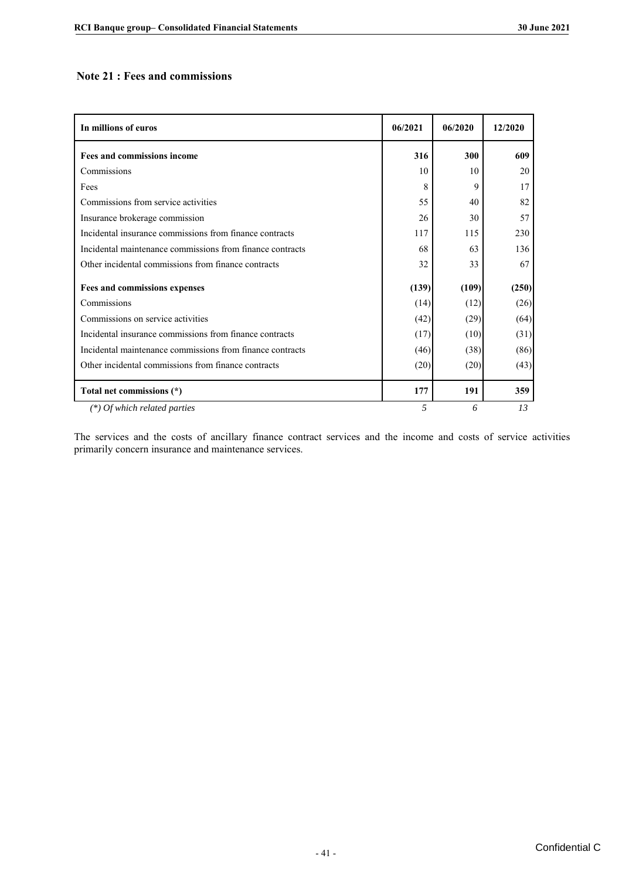## Note 21 : Fees and commissions

| In millions of euros | 06/2021 | 06/2020 | 12/2020 |
|---|---|---|---|
| **Fees and commissions income** | **316** | **300** | **609** |
| Commissions | 10 | 10 | 20 |
| Fees | 8 | 9 | 17 |
| Commissions from service activities | 55 | 40 | 82 |
| Insurance brokerage commission | 26 | 30 | 57 |
| Incidental insurance commissions from finance contracts | 117 | 115 | 230 |
| Incidental maintenance commissions from finance contracts | 68 | 63 | 136 |
| Other incidental commissions from finance contracts | 32 | 33 | 67 |
| **Fees and commissions expenses** | **(139)** | **(109)** | **(250)** |
| Commissions | (14) | (12) | (26) |
| Commissions on service activities | (42) | (29) | (64) |
| Incidental insurance commissions from finance contracts | (17) | (10) | (31) |
| Incidental maintenance commissions from finance contracts | (46) | (38) | (86) |
| Other incidental commissions from finance contracts | (20) | (20) | (43) |
| **Total net commissions (*)** | **177** | **191** | **359** |
| *(*) Of which related parties* | *5* | *6* | *13* |

The services and the costs of ancillary finance contract services and the income and costs of service activities primarily concern insurance and maintenance services.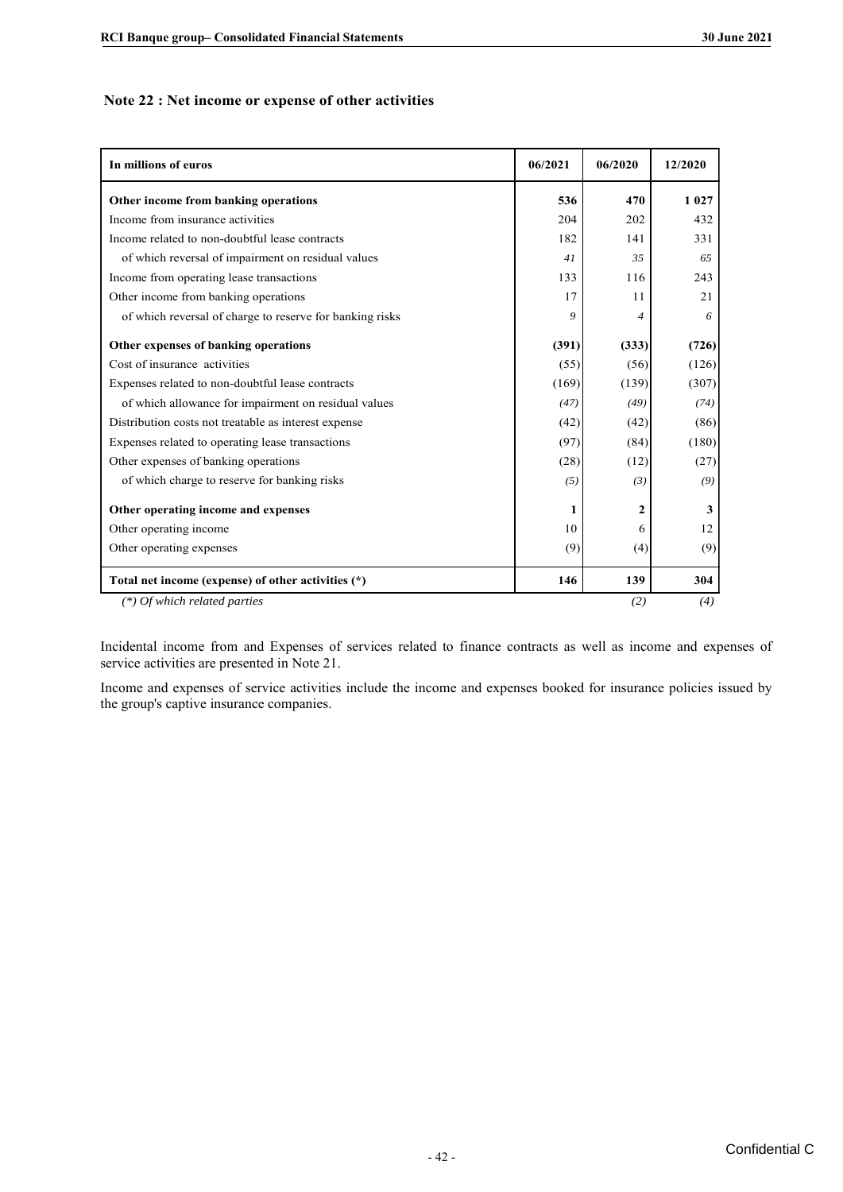## Note 22 : Net income or expense of other activities

| In millions of euros | 06/2021 | 06/2020 | 12/2020 |
|---|---|---|---|
| **Other income from banking operations** | **536** | **470** | **1 027** |
| Income from insurance activities | 204 | 202 | 432 |
| Income related to non-doubtful lease contracts | 182 | 141 | 331 |
| *of which reversal of impairment on residual values* | *41* | *35* | *65* |
| Income from operating lease transactions | 133 | 116 | 243 |
| Other income from banking operations | 17 | 11 | 21 |
| *of which reversal of charge to reserve for banking risks* | *9* | *4* | *6* |
| **Other expenses of banking operations** | **(391)** | **(333)** | **(726)** |
| Cost of insurance activities | (55) | (56) | (126) |
| Expenses related to non-doubtful lease contracts | (169) | (139) | (307) |
| *of which allowance for impairment on residual values* | *(47)* | *(49)* | *(74)* |
| Distribution costs not treatable as interest expense | (42) | (42) | (86) |
| Expenses related to operating lease transactions | (97) | (84) | (180) |
| Other expenses of banking operations | (28) | (12) | (27) |
| *of which charge to reserve for banking risks* | *(5)* | *(3)* | *(9)* |
| **Other operating income and expenses** | **1** | **2** | **3** |
| Other operating income | 10 | 6 | 12 |
| Other operating expenses | (9) | (4) | (9) |
| **Total net income (expense) of other activities (*)** | **146** | **139** | **304** |
| *(*) Of which related parties* | | *(2)* | *(4)* |

Incidental income from and Expenses of services related to finance contracts as well as income and expenses of service activities are presented in Note 21.

Income and expenses of service activities include the income and expenses booked for insurance policies issued by the group's captive insurance companies.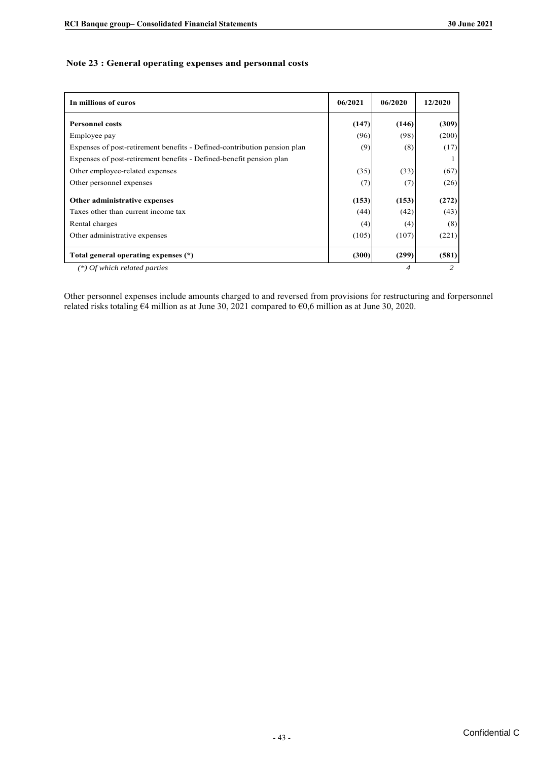## Note 23 : General operating expenses and personnal costs

| In millions of euros | 06/2021 | 06/2020 | 12/2020 |
|---|---|---|---|
| **Personnel costs** | **(147)** | **(146)** | **(309)** |
| Employee pay | (96) | (98) | (200) |
| Expenses of post-retirement benefits - Defined-contribution pension plan | (9) | (8) | (17) |
| Expenses of post-retirement benefits - Defined-benefit pension plan | | | 1 |
| Other employee-related expenses | (35) | (33) | (67) |
| Other personnel expenses | (7) | (7) | (26) |
| **Other administrative expenses** | **(153)** | **(153)** | **(272)** |
| Taxes other than current income tax | (44) | (42) | (43) |
| Rental charges | (4) | (4) | (8) |
| Other administrative expenses | (105) | (107) | (221) |
| **Total general operating expenses (*)** | **(300)** | **(299)** | **(581)** |
| *(*) Of which related parties* | | *4* | *2* |

Other personnel expenses include amounts charged to and reversed from provisions for restructuring and forpersonnel related risks totaling €4 million as at June 30, 2021 compared to €0,6 million as at June 30, 2020.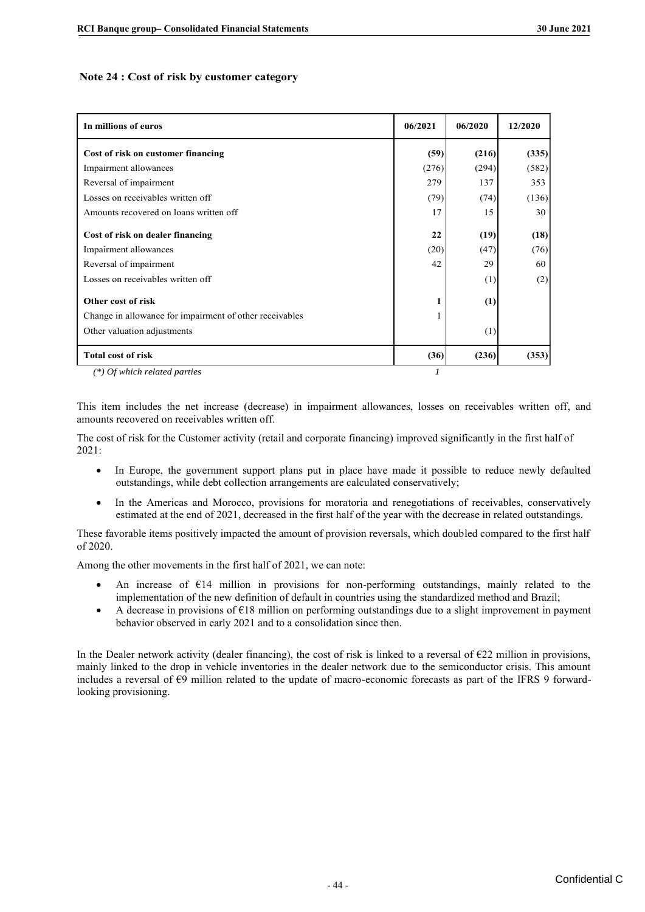## Note 24 : Cost of risk by customer category

| In millions of euros | 06/2021 | 06/2020 | 12/2020 |
|---|---|---|---|
| **Cost of risk on customer financing** | **(59)** | **(216)** | **(335)** |
| Impairment allowances | (276) | (294) | (582) |
| Reversal of impairment | 279 | 137 | 353 |
| Losses on receivables written off | (79) | (74) | (136) |
| Amounts recovered on loans written off | 17 | 15 | 30 |
| **Cost of risk on dealer financing** | **22** | **(19)** | **(18)** |
| Impairment allowances | (20) | (47) | (76) |
| Reversal of impairment | 42 | 29 | 60 |
| Losses on receivables written off | | (1) | (2) |
| **Other cost of risk** | **1** | **(1)** | |
| Change in allowance for impairment of other receivables | 1 | | |
| Other valuation adjustments | | (1) | |
| **Total cost of risk** | **(36)** | **(236)** | **(353)** |
| *(\*) Of which related parties* | *1* | | |

This item includes the net increase (decrease) in impairment allowances, losses on receivables written off, and amounts recovered on receivables written off.

The cost of risk for the Customer activity (retail and corporate financing) improved significantly in the first half of 2021:

- In Europe, the government support plans put in place have made it possible to reduce newly defaulted outstandings, while debt collection arrangements are calculated conservatively;
- In the Americas and Morocco, provisions for moratoria and renegotiations of receivables, conservatively estimated at the end of 2021, decreased in the first half of the year with the decrease in related outstandings.

These favorable items positively impacted the amount of provision reversals, which doubled compared to the first half of 2020.

Among the other movements in the first half of 2021, we can note:

- An increase of €14 million in provisions for non-performing outstandings, mainly related to the implementation of the new definition of default in countries using the standardized method and Brazil;
- A decrease in provisions of €18 million on performing outstandings due to a slight improvement in payment behavior observed in early 2021 and to a consolidation since then.

In the Dealer network activity (dealer financing), the cost of risk is linked to a reversal of €22 million in provisions, mainly linked to the drop in vehicle inventories in the dealer network due to the semiconductor crisis. This amount includes a reversal of €9 million related to the update of macro-economic forecasts as part of the IFRS 9 forward-looking provisioning.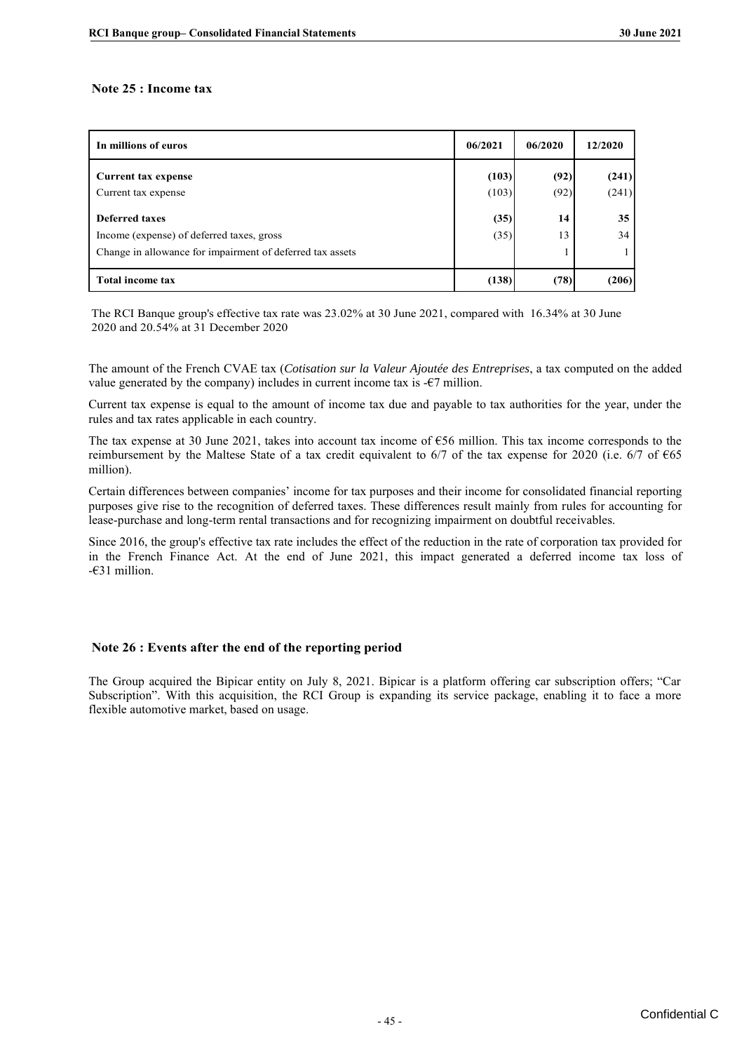## Note 25 : Income tax

| In millions of euros | 06/2021 | 06/2020 | 12/2020 |
|---|---|---|---|
| **Current tax expense** | **(103)** | **(92)** | **(241)** |
| Current tax expense | (103) | (92) | (241) |
| **Deferred taxes** | **(35)** | **14** | **35** |
| Income (expense) of deferred taxes, gross | (35) | 13 | 34 |
| Change in allowance for impairment of deferred tax assets | | 1 | 1 |
| **Total income tax** | **(138)** | **(78)** | **(206)** |

The RCI Banque group's effective tax rate was 23.02% at 30 June 2021, compared with 16.34% at 30 June 2020 and 20.54% at 31 December 2020

The amount of the French CVAE tax (*Cotisation sur la Valeur Ajoutée des Entreprises*, a tax computed on the added value generated by the company) includes in current income tax is -€7 million.

Current tax expense is equal to the amount of income tax due and payable to tax authorities for the year, under the rules and tax rates applicable in each country.

The tax expense at 30 June 2021, takes into account tax income of €56 million. This tax income corresponds to the reimbursement by the Maltese State of a tax credit equivalent to 6/7 of the tax expense for 2020 (i.e. 6/7 of €65 million).

Certain differences between companies' income for tax purposes and their income for consolidated financial reporting purposes give rise to the recognition of deferred taxes. These differences result mainly from rules for accounting for lease-purchase and long-term rental transactions and for recognizing impairment on doubtful receivables.

Since 2016, the group's effective tax rate includes the effect of the reduction in the rate of corporation tax provided for in the French Finance Act. At the end of June 2021, this impact generated a deferred income tax loss of -€31 million.

## Note 26 : Events after the end of the reporting period

The Group acquired the Bipicar entity on July 8, 2021. Bipicar is a platform offering car subscription offers; "Car Subscription". With this acquisition, the RCI Group is expanding its service package, enabling it to face a more flexible automotive market, based on usage.